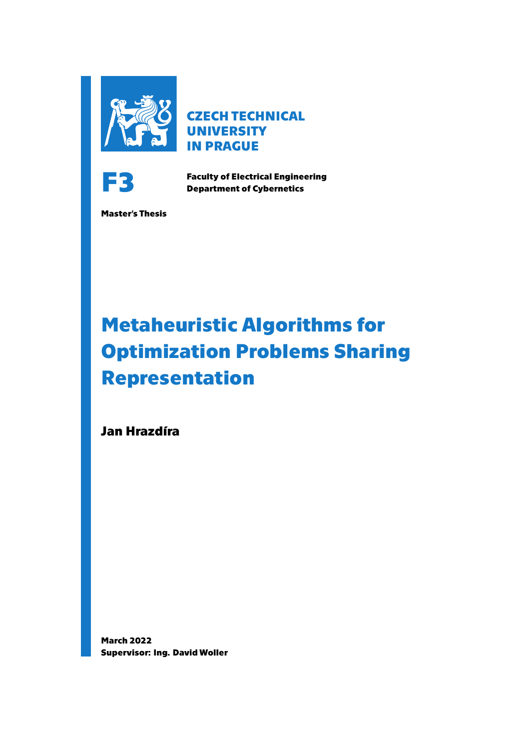**CZECH TECHNICAL UNIVERSITY IN PRAGUE**

**F3**

**Faculty of Electrical Engineering**
**Department of Cybernetics**

**Master's Thesis**

# Metaheuristic Algorithms for Optimization Problems Sharing Representation

**Jan Hrazdíra**

**March 2022**
**Supervisor: Ing. David Woller**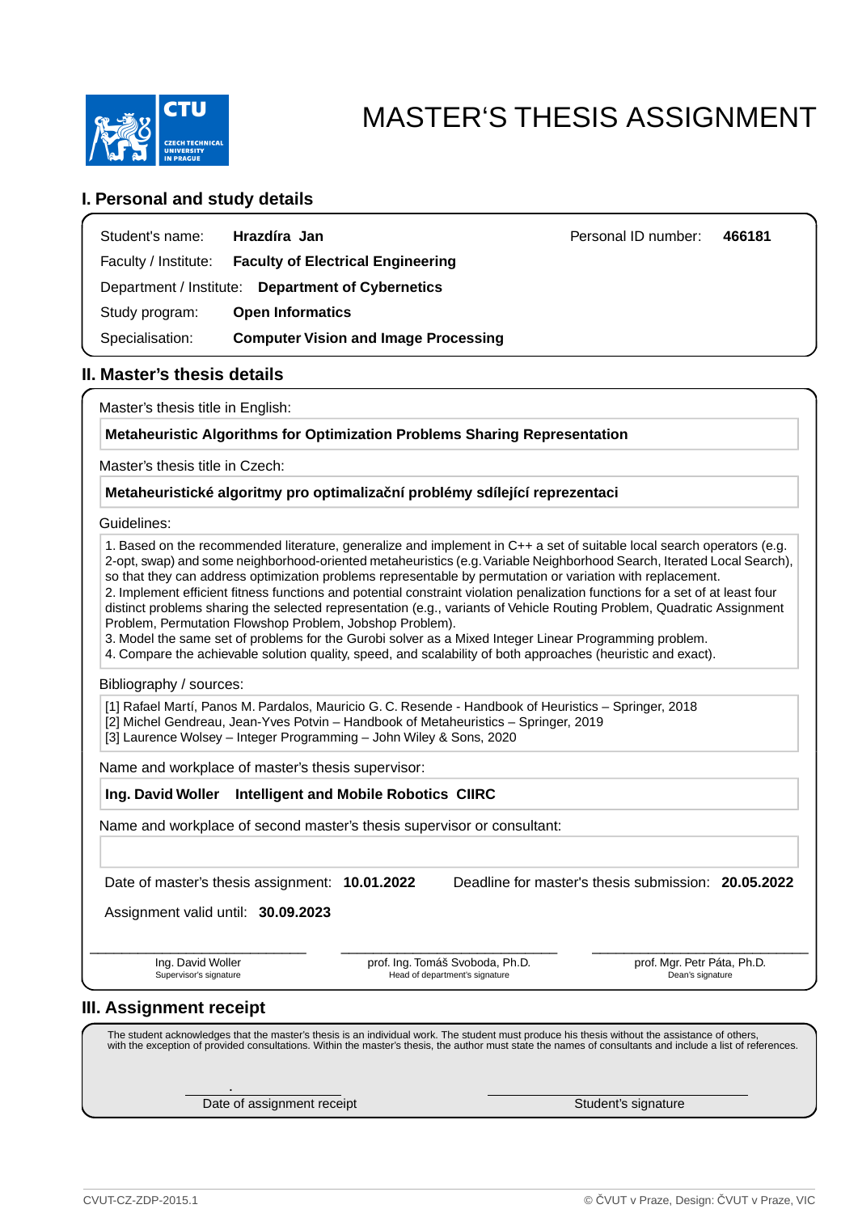# MASTER'S THESIS ASSIGNMENT

## I. Personal and study details

Student's name: **Hrazdíra Jan**

Personal ID number: **466181**

Faculty / Institute: **Faculty of Electrical Engineering**

Department / Institute: **Department of Cybernetics**

Study program: **Open Informatics**

Specialisation: **Computer Vision and Image Processing**

## II. Master's thesis details

Master's thesis title in English:

**Metaheuristic Algorithms for Optimization Problems Sharing Representation**

Master's thesis title in Czech:

**Metaheuristické algoritmy pro optimalizační problémy sdílející reprezentaci**

Guidelines:

1. Based on the recommended literature, generalize and implement in C++ a set of suitable local search operators (e.g. 2-opt, swap) and some neighborhood-oriented metaheuristics (e.g. Variable Neighborhood Search, Iterated Local Search), so that they can address optimization problems representable by permutation or variation with replacement.
2. Implement efficient fitness functions and potential constraint violation penalization functions for a set of at least four distinct problems sharing the selected representation (e.g., variants of Vehicle Routing Problem, Quadratic Assignment Problem, Permutation Flowshop Problem, Jobshop Problem).
3. Model the same set of problems for the Gurobi solver as a Mixed Integer Linear Programming problem.
4. Compare the achievable solution quality, speed, and scalability of both approaches (heuristic and exact).

Bibliography / sources:

[1] Rafael Martí, Panos M. Pardalos, Mauricio G. C. Resende - Handbook of Heuristics – Springer, 2018
[2] Michel Gendreau, Jean-Yves Potvin – Handbook of Metaheuristics – Springer, 2019
[3] Laurence Wolsey – Integer Programming – John Wiley & Sons, 2020

Name and workplace of master's thesis supervisor:

**Ing. David Woller   Intelligent and Mobile Robotics  CIIRC**

Name and workplace of second master's thesis supervisor or consultant:

Date of master's thesis assignment: **10.01.2022**

Deadline for master's thesis submission: **20.05.2022**

Assignment valid until: **30.09.2023**

| Ing. David Woller | prof. Ing. Tomáš Svoboda, Ph.D. | prof. Mgr. Petr Páta, Ph.D. |
|---|---|---|
| Supervisor's signature | Head of department's signature | Dean's signature |

## III. Assignment receipt

The student acknowledges that the master's thesis is an individual work. The student must produce his thesis without the assistance of others, with the exception of provided consultations. Within the master's thesis, the author must state the names of consultants and include a list of references.

| . | |
|---|---|
| Date of assignment receipt | Student's signature |

CVUT-CZ-ZDP-2015.1 © ČVUT v Praze, Design: ČVUT v Praze, VIC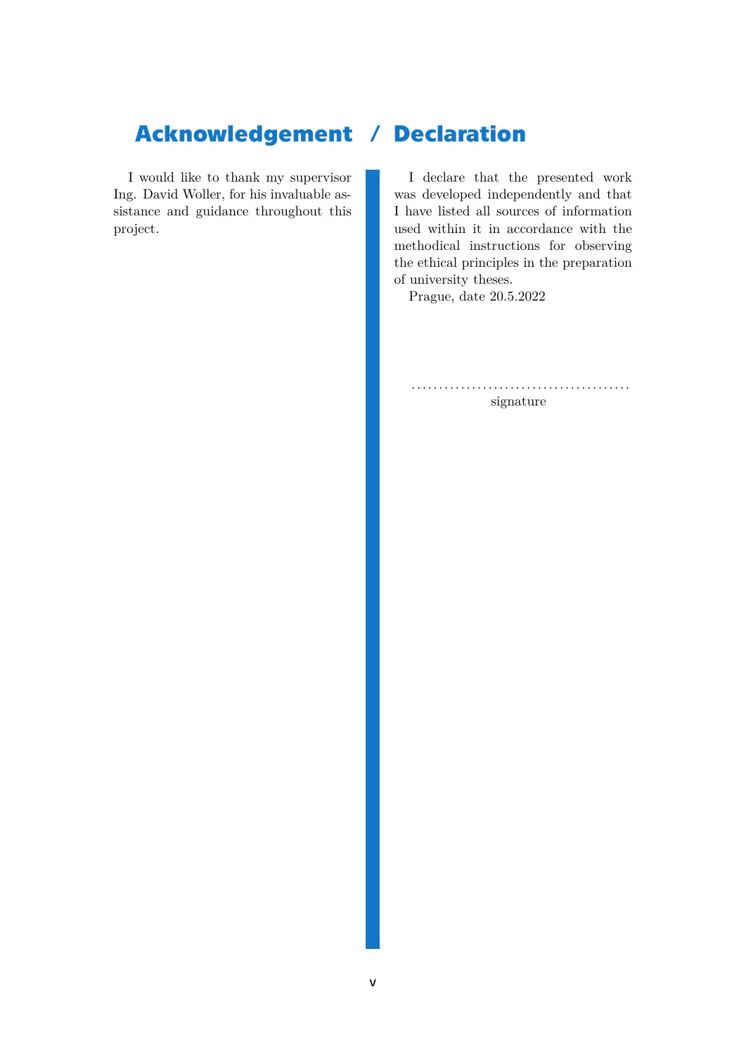# Acknowledgement

I would like to thank my supervisor Ing. David Woller, for his invaluable assistance and guidance throughout this project.

# Declaration

I declare that the presented work was developed independently and that I have listed all sources of information used within it in accordance with the methodical instructions for observing the ethical principles in the preparation of university theses.

Prague, date 20.5.2022

........................................

signature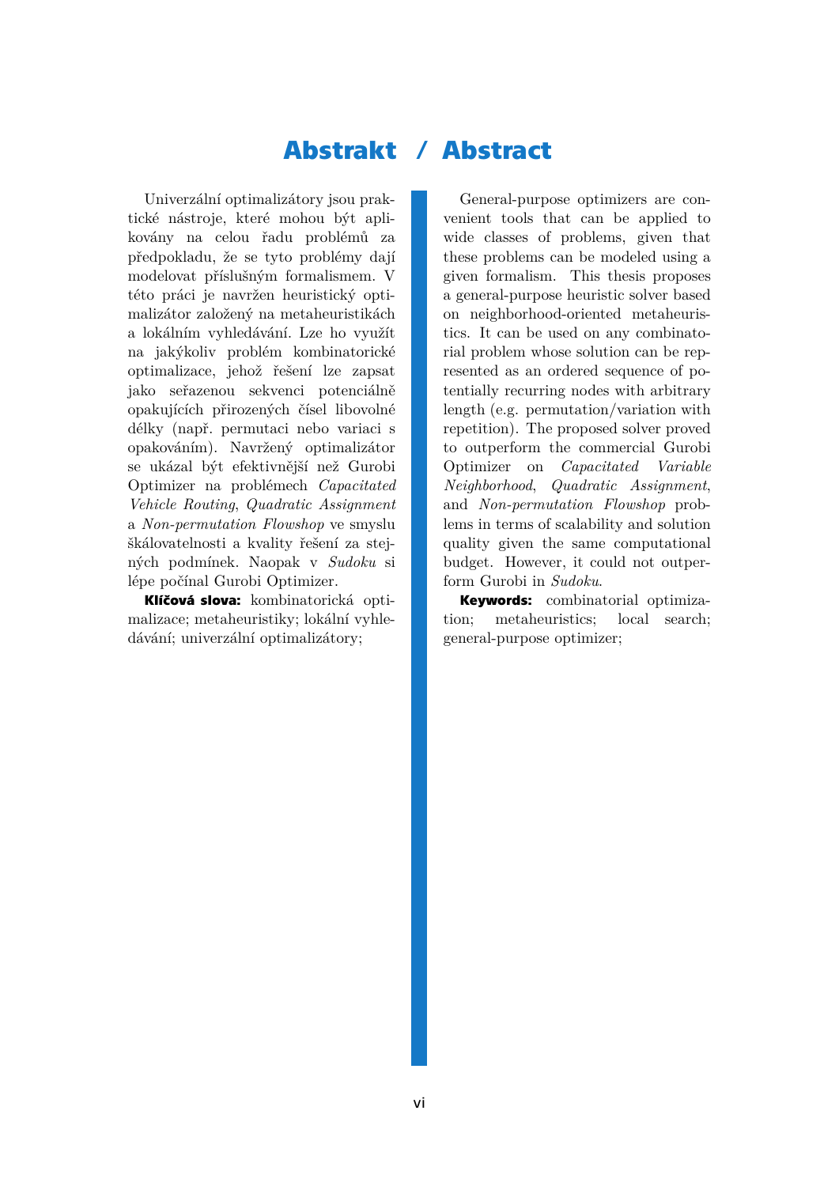# Abstrakt / Abstract

Univerzální optimalizátory jsou praktické nástroje, které mohou být aplikovány na celou řadu problémů za předpokladu, že se tyto problémy dají modelovat příslušným formalismem. V této práci je navržen heuristický optimalizátor založený na metaheuristikách a lokálním vyhledávání. Lze ho využít na jakýkoliv problém kombinatorické optimalizace, jehož řešení lze zapsat jako seřazenou sekvenci potenciálně opakujících přirozených čísel libovolné délky (např. permutaci nebo variaci s opakováním). Navržený optimalizátor se ukázal být efektivnější než Gurobi Optimizer na problémech *Capacitated Vehicle Routing*, *Quadratic Assignment* a *Non-permutation Flowshop* ve smyslu škálovatelnosti a kvality řešení za stejných podmínek. Naopak v *Sudoku* si lépe počínal Gurobi Optimizer.

**Klíčová slova:** kombinatorická optimalizace; metaheuristiky; lokální vyhledávání; univerzální optimalizátory;

General-purpose optimizers are convenient tools that can be applied to wide classes of problems, given that these problems can be modeled using a given formalism. This thesis proposes a general-purpose heuristic solver based on neighborhood-oriented metaheuristics. It can be used on any combinatorial problem whose solution can be represented as an ordered sequence of potentially recurring nodes with arbitrary length (e.g. permutation/variation with repetition). The proposed solver proved to outperform the commercial Gurobi Optimizer on *Capacitated Variable Neighborhood*, *Quadratic Assignment*, and *Non-permutation Flowshop* problems in terms of scalability and solution quality given the same computational budget. However, it could not outperform Gurobi in *Sudoku*.

**Keywords:** combinatorial optimization; metaheuristics; local search; general-purpose optimizer;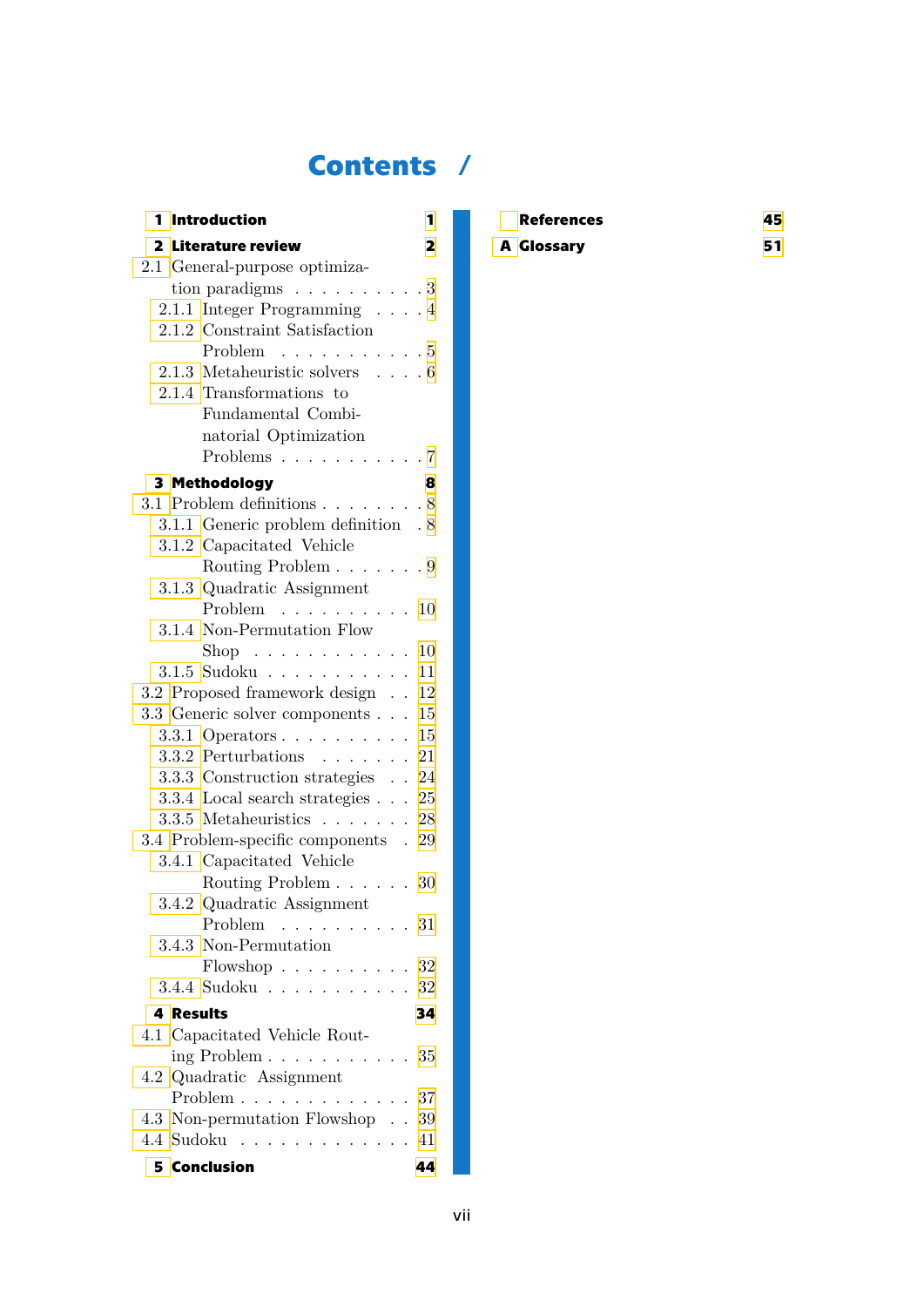# Contents

- **1 Introduction** 1
- **2 Literature review** 2
  - 2.1 General-purpose optimization paradigms 3
    - 2.1.1 Integer Programming 4
    - 2.1.2 Constraint Satisfaction Problem 5
    - 2.1.3 Metaheuristic solvers 6
    - 2.1.4 Transformations to Fundamental Combinatorial Optimization Problems 7
- **3 Methodology** 8
  - 3.1 Problem definitions 8
    - 3.1.1 Generic problem definition 8
    - 3.1.2 Capacitated Vehicle Routing Problem 9
    - 3.1.3 Quadratic Assignment Problem 10
    - 3.1.4 Non-Permutation Flow Shop 10
    - 3.1.5 Sudoku 11
  - 3.2 Proposed framework design 12
  - 3.3 Generic solver components 15
    - 3.3.1 Operators 15
    - 3.3.2 Perturbations 21
    - 3.3.3 Construction strategies 24
    - 3.3.4 Local search strategies 25
    - 3.3.5 Metaheuristics 28
  - 3.4 Problem-specific components 29
    - 3.4.1 Capacitated Vehicle Routing Problem 30
    - 3.4.2 Quadratic Assignment Problem 31
    - 3.4.3 Non-Permutation Flowshop 32
    - 3.4.4 Sudoku 32
- **4 Results** 34
  - 4.1 Capacitated Vehicle Routing Problem 35
  - 4.2 Quadratic Assignment Problem 37
  - 4.3 Non-permutation Flowshop 39
  - 4.4 Sudoku 41
- **5 Conclusion** 44
- **References** 45
- **A Glossary** 51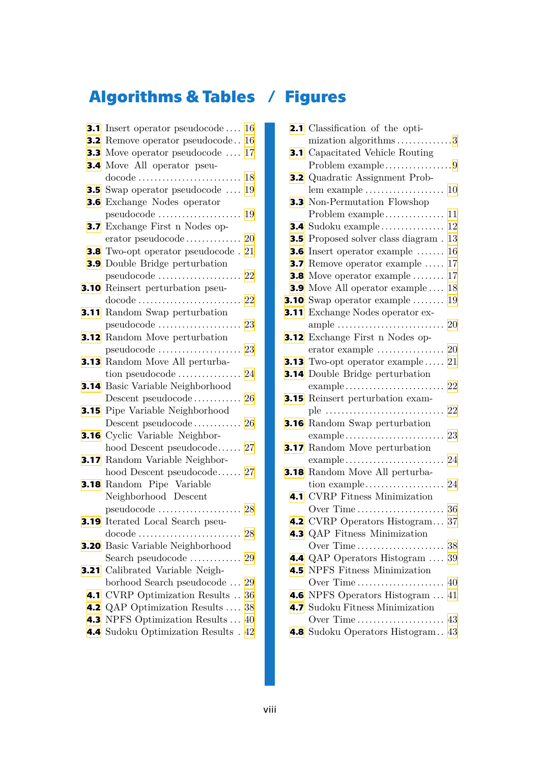# Algorithms & Tables / Figures

## Algorithms & Tables

- **3.1** Insert operator pseudocode .... 16
- **3.2** Remove operator pseudocode .. 16
- **3.3** Move operator pseudocode .... 17
- **3.4** Move All operator pseudocode .... 18
- **3.5** Swap operator pseudocode .... 19
- **3.6** Exchange Nodes operator pseudocode .... 19
- **3.7** Exchange First n Nodes operator pseudocode .... 20
- **3.8** Two-opt operator pseudocode . 21
- **3.9** Double Bridge perturbation pseudocode .... 22
- **3.10** Reinsert perturbation pseudocode .... 22
- **3.11** Random Swap perturbation pseudocode .... 23
- **3.12** Random Move perturbation pseudocode .... 23
- **3.13** Random Move All perturbation pseudocode .... 24
- **3.14** Basic Variable Neighborhood Descent pseudocode .... 26
- **3.15** Pipe Variable Neighborhood Descent pseudocode .... 26
- **3.16** Cyclic Variable Neighborhood Descent pseudocode .... 27
- **3.17** Random Variable Neighborhood Descent pseudocode .... 27
- **3.18** Random Pipe Variable Neighborhood Descent pseudocode .... 28
- **3.19** Iterated Local Search pseudocode .... 28
- **3.20** Basic Variable Neighborhood Search pseudocode .... 29
- **3.21** Calibrated Variable Neighborhood Search pseudocode ... 29
- **4.1** CVRP Optimization Results .. 36
- **4.2** QAP Optimization Results .... 38
- **4.3** NPFS Optimization Results ... 40
- **4.4** Sudoku Optimization Results . 42

## Figures

- **2.1** Classification of the optimization algorithms .... 3
- **3.1** Capacitated Vehicle Routing Problem example .... 9
- **3.2** Quadratic Assignment Problem example .... 10
- **3.3** Non-Permutation Flowshop Problem example .... 11
- **3.4** Sudoku example .... 12
- **3.5** Proposed solver class diagram . 13
- **3.6** Insert operator example .... 16
- **3.7** Remove operator example .... 17
- **3.8** Move operator example .... 17
- **3.9** Move All operator example .... 18
- **3.10** Swap operator example .... 19
- **3.11** Exchange Nodes operator example .... 20
- **3.12** Exchange First n Nodes operator example .... 20
- **3.13** Two-opt operator example .... 21
- **3.14** Double Bridge perturbation example .... 22
- **3.15** Reinsert perturbation example .... 22
- **3.16** Random Swap perturbation example .... 23
- **3.17** Random Move perturbation example .... 24
- **3.18** Random Move All perturbation example .... 24
- **4.1** CVRP Fitness Minimization Over Time .... 36
- **4.2** CVRP Operators Histogram .... 37
- **4.3** QAP Fitness Minimization Over Time .... 38
- **4.4** QAP Operators Histogram .... 39
- **4.5** NPFS Fitness Minimization Over Time .... 40
- **4.6** NPFS Operators Histogram ... 41
- **4.7** Sudoku Fitness Minimization Over Time .... 43
- **4.8** Sudoku Operators Histogram .. 43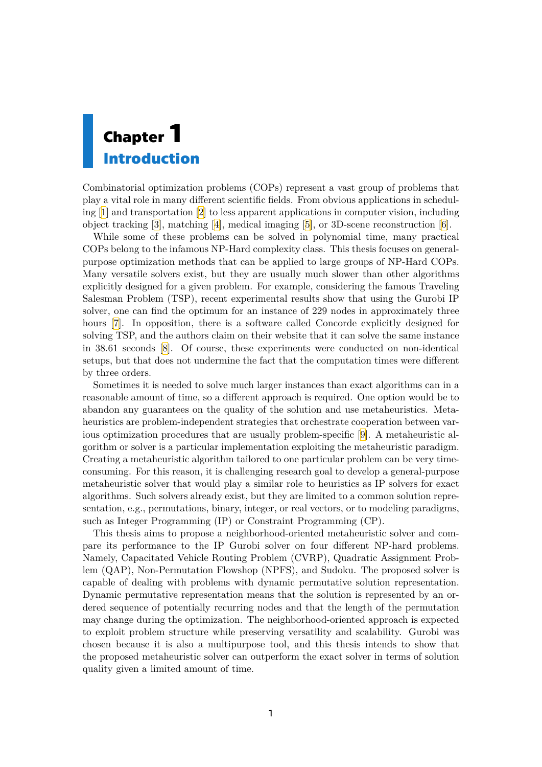# Chapter 1
## Introduction

Combinatorial optimization problems (COPs) represent a vast group of problems that play a vital role in many different scientific fields. From obvious applications in scheduling [1] and transportation [2] to less apparent applications in computer vision, including object tracking [3], matching [4], medical imaging [5], or 3D-scene reconstruction [6].

While some of these problems can be solved in polynomial time, many practical COPs belong to the infamous NP-Hard complexity class. This thesis focuses on general-purpose optimization methods that can be applied to large groups of NP-Hard COPs. Many versatile solvers exist, but they are usually much slower than other algorithms explicitly designed for a given problem. For example, considering the famous Traveling Salesman Problem (TSP), recent experimental results show that using the Gurobi IP solver, one can find the optimum for an instance of 229 nodes in approximately three hours [7]. In opposition, there is a software called Concorde explicitly designed for solving TSP, and the authors claim on their website that it can solve the same instance in 38.61 seconds [8]. Of course, these experiments were conducted on non-identical setups, but that does not undermine the fact that the computation times were different by three orders.

Sometimes it is needed to solve much larger instances than exact algorithms can in a reasonable amount of time, so a different approach is required. One option would be to abandon any guarantees on the quality of the solution and use metaheuristics. Metaheuristics are problem-independent strategies that orchestrate cooperation between various optimization procedures that are usually problem-specific [9]. A metaheuristic algorithm or solver is a particular implementation exploiting the metaheuristic paradigm. Creating a metaheuristic algorithm tailored to one particular problem can be very time-consuming. For this reason, it is challenging research goal to develop a general-purpose metaheuristic solver that would play a similar role to heuristics as IP solvers for exact algorithms. Such solvers already exist, but they are limited to a common solution representation, e.g., permutations, binary, integer, or real vectors, or to modeling paradigms, such as Integer Programming (IP) or Constraint Programming (CP).

This thesis aims to propose a neighborhood-oriented metaheuristic solver and compare its performance to the IP Gurobi solver on four different NP-hard problems. Namely, Capacitated Vehicle Routing Problem (CVRP), Quadratic Assignment Problem (QAP), Non-Permutation Flowshop (NPFS), and Sudoku. The proposed solver is capable of dealing with problems with dynamic permutative solution representation. Dynamic permutative representation means that the solution is represented by an ordered sequence of potentially recurring nodes and that the length of the permutation may change during the optimization. The neighborhood-oriented approach is expected to exploit problem structure while preserving versatility and scalability. Gurobi was chosen because it is also a multipurpose tool, and this thesis intends to show that the proposed metaheuristic solver can outperform the exact solver in terms of solution quality given a limited amount of time.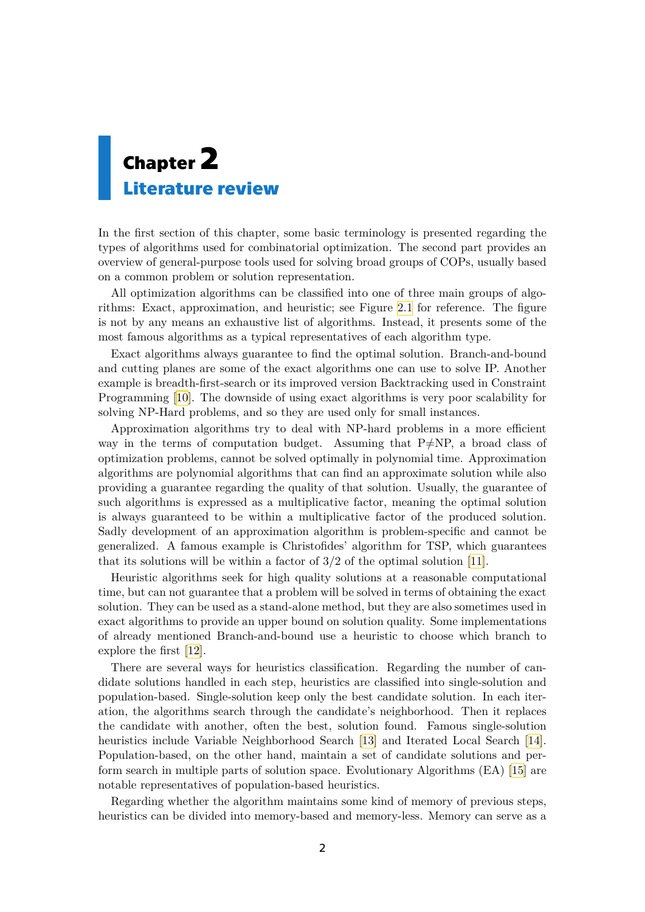# Chapter 2
## Literature review

In the first section of this chapter, some basic terminology is presented regarding the types of algorithms used for combinatorial optimization. The second part provides an overview of general-purpose tools used for solving broad groups of COPs, usually based on a common problem or solution representation.

All optimization algorithms can be classified into one of three main groups of algorithms: Exact, approximation, and heuristic; see Figure 2.1 for reference. The figure is not by any means an exhaustive list of algorithms. Instead, it presents some of the most famous algorithms as a typical representatives of each algorithm type.

Exact algorithms always guarantee to find the optimal solution. Branch-and-bound and cutting planes are some of the exact algorithms one can use to solve IP. Another example is breadth-first-search or its improved version Backtracking used in Constraint Programming [10]. The downside of using exact algorithms is very poor scalability for solving NP-Hard problems, and so they are used only for small instances.

Approximation algorithms try to deal with NP-hard problems in a more efficient way in the terms of computation budget. Assuming that P≠NP, a broad class of optimization problems, cannot be solved optimally in polynomial time. Approximation algorithms are polynomial algorithms that can find an approximate solution while also providing a guarantee regarding the quality of that solution. Usually, the guarantee of such algorithms is expressed as a multiplicative factor, meaning the optimal solution is always guaranteed to be within a multiplicative factor of the produced solution. Sadly development of an approximation algorithm is problem-specific and cannot be generalized. A famous example is Christofides' algorithm for TSP, which guarantees that its solutions will be within a factor of $3/2$ of the optimal solution [11].

Heuristic algorithms seek for high quality solutions at a reasonable computational time, but can not guarantee that a problem will be solved in terms of obtaining the exact solution. They can be used as a stand-alone method, but they are also sometimes used in exact algorithms to provide an upper bound on solution quality. Some implementations of already mentioned Branch-and-bound use a heuristic to choose which branch to explore the first [12].

There are several ways for heuristics classification. Regarding the number of candidate solutions handled in each step, heuristics are classified into single-solution and population-based. Single-solution keep only the best candidate solution. In each iteration, the algorithms search through the candidate's neighborhood. Then it replaces the candidate with another, often the best, solution found. Famous single-solution heuristics include Variable Neighborhood Search [13] and Iterated Local Search [14]. Population-based, on the other hand, maintain a set of candidate solutions and perform search in multiple parts of solution space. Evolutionary Algorithms (EA) [15] are notable representatives of population-based heuristics.

Regarding whether the algorithm maintains some kind of memory of previous steps, heuristics can be divided into memory-based and memory-less. Memory can serve as a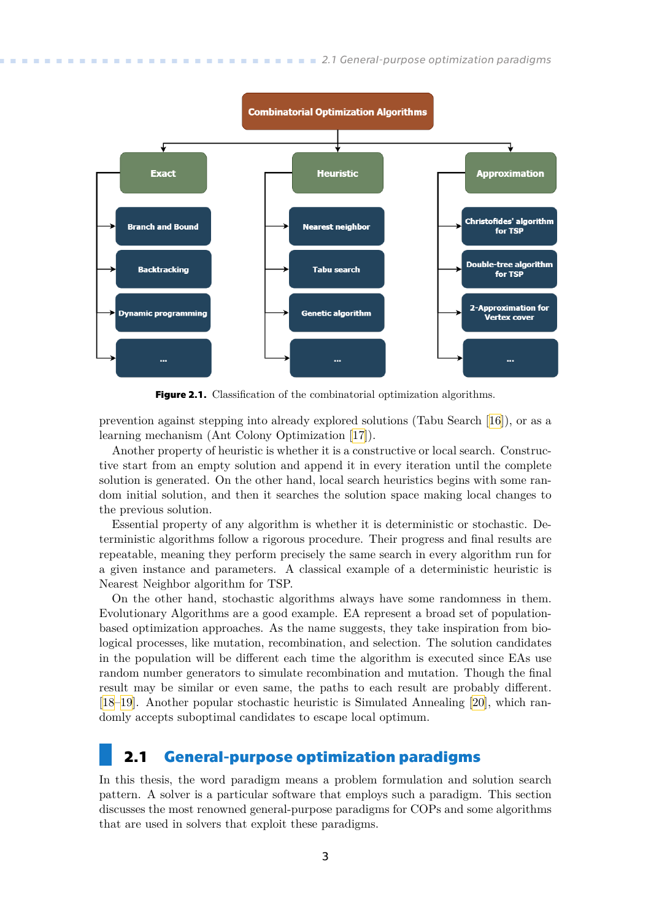Figure 2.1. Classification of the combinatorial optimization algorithms.

prevention against stepping into already explored solutions (Tabu Search [16]), or as a learning mechanism (Ant Colony Optimization [17]).

Another property of heuristic is whether it is a constructive or local search. Constructive start from an empty solution and append it in every iteration until the complete solution is generated. On the other hand, local search heuristics begins with some random initial solution, and then it searches the solution space making local changes to the previous solution.

Essential property of any algorithm is whether it is deterministic or stochastic. Deterministic algorithms follow a rigorous procedure. Their progress and final results are repeatable, meaning they perform precisely the same search in every algorithm run for a given instance and parameters. A classical example of a deterministic heuristic is Nearest Neighbor algorithm for TSP.

On the other hand, stochastic algorithms always have some randomness in them. Evolutionary Algorithms are a good example. EA represent a broad set of population-based optimization approaches. As the name suggests, they take inspiration from biological processes, like mutation, recombination, and selection. The solution candidates in the population will be different each time the algorithm is executed since EAs use random number generators to simulate recombination and mutation. Though the final result may be similar or even same, the paths to each result are probably different. [18–19]. Another popular stochastic heuristic is Simulated Annealing [20], which randomly accepts suboptimal candidates to escape local optimum.

## 2.1 General-purpose optimization paradigms

In this thesis, the word paradigm means a problem formulation and solution search pattern. A solver is a particular software that employs such a paradigm. This section discusses the most renowned general-purpose paradigms for COPs and some algorithms that are used in solvers that exploit these paradigms.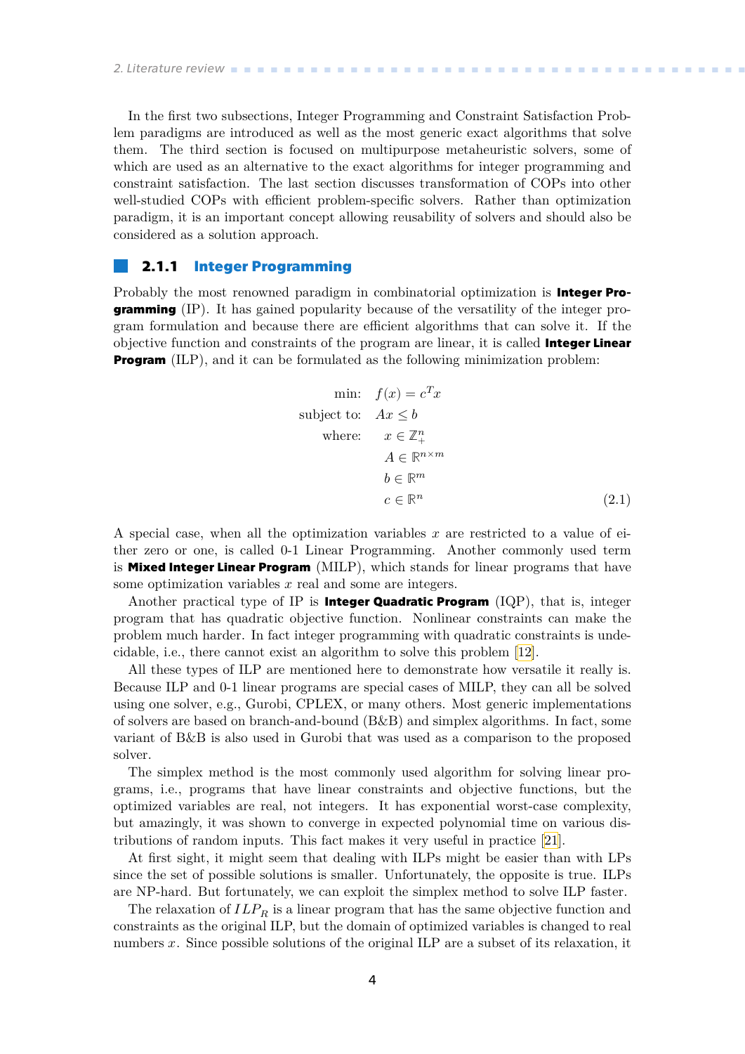In the first two subsections, Integer Programming and Constraint Satisfaction Problem paradigms are introduced as well as the most generic exact algorithms that solve them. The third section is focused on multipurpose metaheuristic solvers, some of which are used as an alternative to the exact algorithms for integer programming and constraint satisfaction. The last section discusses transformation of COPs into other well-studied COPs with efficient problem-specific solvers. Rather than optimization paradigm, it is an important concept allowing reusability of solvers and should also be considered as a solution approach.

### 2.1.1 Integer Programming

Probably the most renowned paradigm in combinatorial optimization is **Integer Programming** (IP). It has gained popularity because of the versatility of the integer program formulation and because there are efficient algorithms that can solve it. If the objective function and constraints of the program are linear, it is called **Integer Linear Program** (ILP), and it can be formulated as the following minimization problem:

$$
\begin{aligned}
\text{min:} \quad & f(x) = c^T x \\
\text{subject to:} \quad & Ax \leq b \\
\text{where:} \quad & x \in \mathbb{Z}_+^n \\
& A \in \mathbb{R}^{n \times m} \\
& b \in \mathbb{R}^m \\
& c \in \mathbb{R}^n
\end{aligned} \tag{2.1}
$$

A special case, when all the optimization variables $x$ are restricted to a value of either zero or one, is called 0-1 Linear Programming. Another commonly used term is **Mixed Integer Linear Program** (MILP), which stands for linear programs that have some optimization variables $x$ real and some are integers.

Another practical type of IP is **Integer Quadratic Program** (IQP), that is, integer program that has quadratic objective function. Nonlinear constraints can make the problem much harder. In fact integer programming with quadratic constraints is undecidable, i.e., there cannot exist an algorithm to solve this problem [12].

All these types of ILP are mentioned here to demonstrate how versatile it really is. Because ILP and 0-1 linear programs are special cases of MILP, they can all be solved using one solver, e.g., Gurobi, CPLEX, or many others. Most generic implementations of solvers are based on branch-and-bound (B&B) and simplex algorithms. In fact, some variant of B&B is also used in Gurobi that was used as a comparison to the proposed solver.

The simplex method is the most commonly used algorithm for solving linear programs, i.e., programs that have linear constraints and objective functions, but the optimized variables are real, not integers. It has exponential worst-case complexity, but amazingly, it was shown to converge in expected polynomial time on various distributions of random inputs. This fact makes it very useful in practice [21].

At first sight, it might seem that dealing with ILPs might be easier than with LPs since the set of possible solutions is smaller. Unfortunately, the opposite is true. ILPs are NP-hard. But fortunately, we can exploit the simplex method to solve ILP faster.

The relaxation of $ILP_R$ is a linear program that has the same objective function and constraints as the original ILP, but the domain of optimized variables is changed to real numbers $x$. Since possible solutions of the original ILP are a subset of its relaxation, it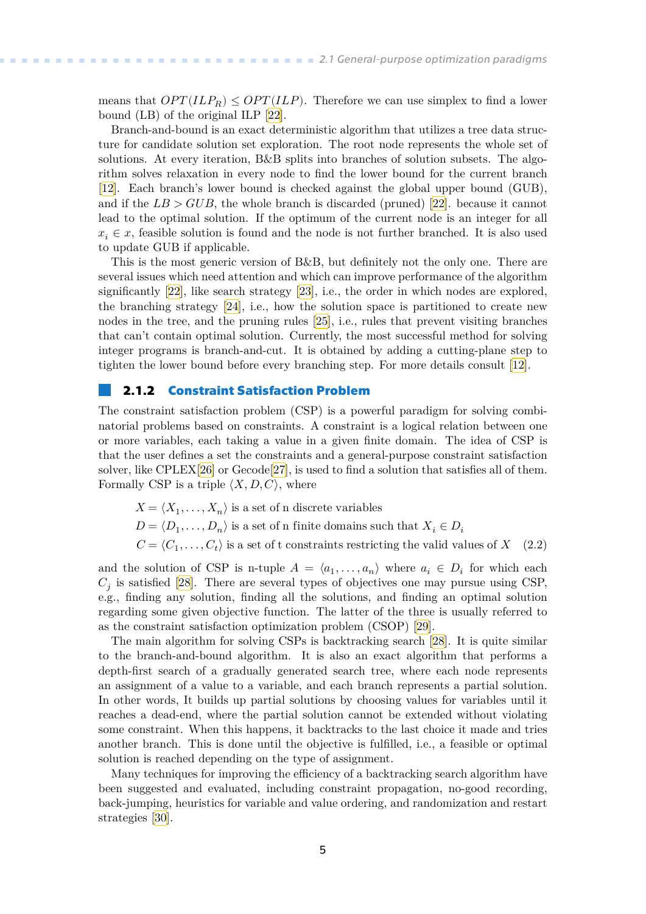means that $OPT(ILP_R) \leq OPT(ILP)$. Therefore we can use simplex to find a lower bound (LB) of the original ILP [22].

Branch-and-bound is an exact deterministic algorithm that utilizes a tree data structure for candidate solution set exploration. The root node represents the whole set of solutions. At every iteration, B&B splits into branches of solution subsets. The algorithm solves relaxation in every node to find the lower bound for the current branch [12]. Each branch's lower bound is checked against the global upper bound (GUB), and if the $LB > GUB$, the whole branch is discarded (pruned) [22]. because it cannot lead to the optimal solution. If the optimum of the current node is an integer for all $x_i \in x$, feasible solution is found and the node is not further branched. It is also used to update GUB if applicable.

This is the most generic version of B&B, but definitely not the only one. There are several issues which need attention and which can improve performance of the algorithm significantly [22], like search strategy [23], i.e., the order in which nodes are explored, the branching strategy [24], i.e., how the solution space is partitioned to create new nodes in the tree, and the pruning rules [25], i.e., rules that prevent visiting branches that can't contain optimal solution. Currently, the most successful method for solving integer programs is branch-and-cut. It is obtained by adding a cutting-plane step to tighten the lower bound before every branching step. For more details consult [12].

### 2.1.2 Constraint Satisfaction Problem

The constraint satisfaction problem (CSP) is a powerful paradigm for solving combinatorial problems based on constraints. A constraint is a logical relation between one or more variables, each taking a value in a given finite domain. The idea of CSP is that the user defines a set the constraints and a general-purpose constraint satisfaction solver, like CPLEX[26] or Gecode[27], is used to find a solution that satisfies all of them. Formally CSP is a triple $\langle X, D, C \rangle$, where

$$
\begin{aligned}
&X = \langle X_1, \ldots, X_n \rangle \text{ is a set of n discrete variables} \\
&D = \langle D_1, \ldots, D_n \rangle \text{ is a set of n finite domains such that } X_i \in D_i \\
&C = \langle C_1, \ldots, C_t \rangle \text{ is a set of t constraints restricting the valid values of } X
\end{aligned} \tag{2.2}
$$

and the solution of CSP is n-tuple $A = \langle a_1, \ldots, a_n \rangle$ where $a_i \in D_i$ for which each $C_j$ is satisfied [28]. There are several types of objectives one may pursue using CSP, e.g., finding any solution, finding all the solutions, and finding an optimal solution regarding some given objective function. The latter of the three is usually referred to as the constraint satisfaction optimization problem (CSOP) [29].

The main algorithm for solving CSPs is backtracking search [28]. It is quite similar to the branch-and-bound algorithm. It is also an exact algorithm that performs a depth-first search of a gradually generated search tree, where each node represents an assignment of a value to a variable, and each branch represents a partial solution. In other words, It builds up partial solutions by choosing values for variables until it reaches a dead-end, where the partial solution cannot be extended without violating some constraint. When this happens, it backtracks to the last choice it made and tries another branch. This is done until the objective is fulfilled, i.e., a feasible or optimal solution is reached depending on the type of assignment.

Many techniques for improving the efficiency of a backtracking search algorithm have been suggested and evaluated, including constraint propagation, no-good recording, back-jumping, heuristics for variable and value ordering, and randomization and restart strategies [30].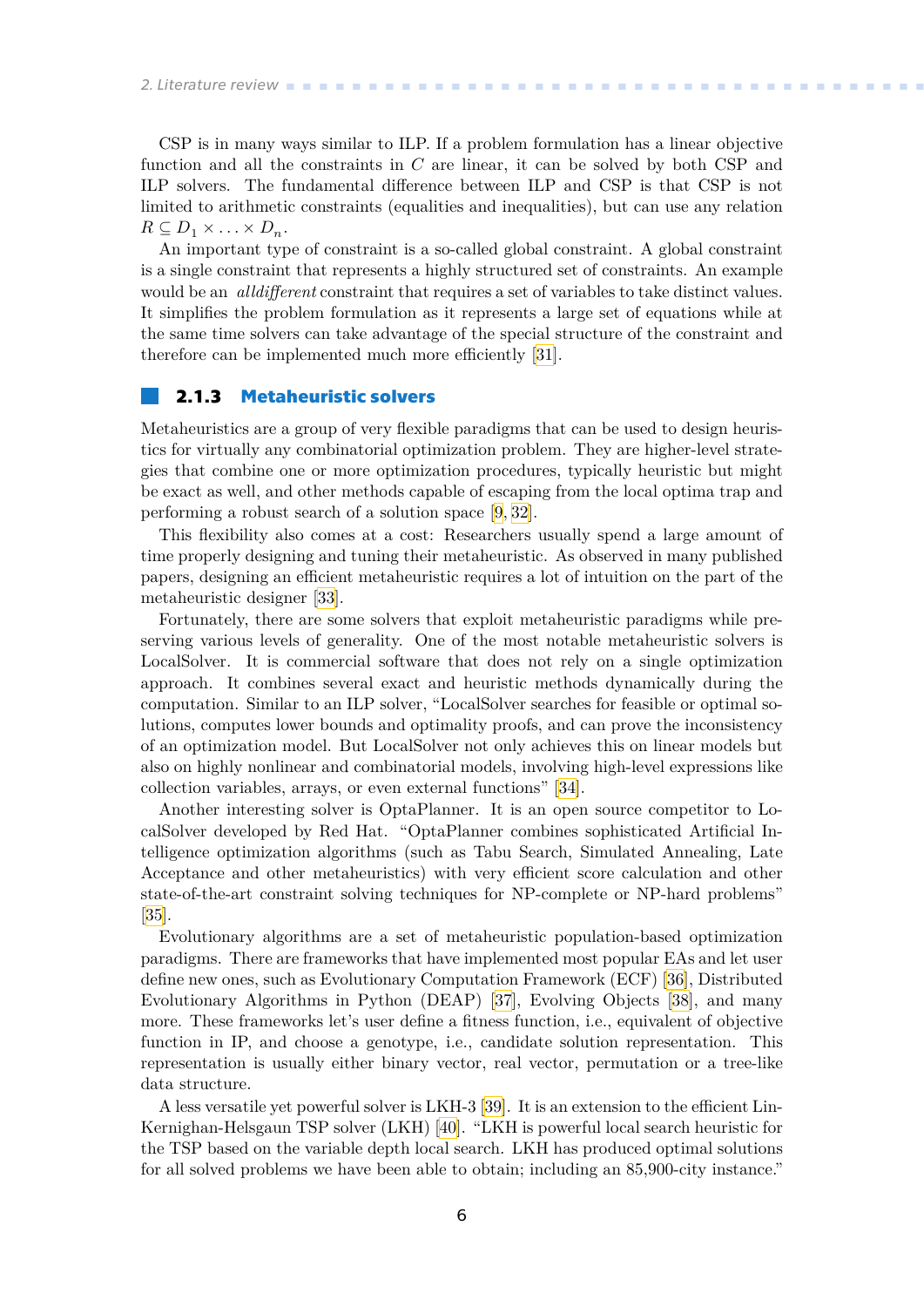CSP is in many ways similar to ILP. If a problem formulation has a linear objective function and all the constraints in $C$ are linear, it can be solved by both CSP and ILP solvers. The fundamental difference between ILP and CSP is that CSP is not limited to arithmetic constraints (equalities and inequalities), but can use any relation $R \subseteq D_1 \times \ldots \times D_n$.

An important type of constraint is a so-called global constraint. A global constraint is a single constraint that represents a highly structured set of constraints. An example would be an *alldifferent* constraint that requires a set of variables to take distinct values. It simplifies the problem formulation as it represents a large set of equations while at the same time solvers can take advantage of the special structure of the constraint and therefore can be implemented much more efficiently [31].

### 2.1.3 Metaheuristic solvers

Metaheuristics are a group of very flexible paradigms that can be used to design heuristics for virtually any combinatorial optimization problem. They are higher-level strategies that combine one or more optimization procedures, typically heuristic but might be exact as well, and other methods capable of escaping from the local optima trap and performing a robust search of a solution space [9, 32].

This flexibility also comes at a cost: Researchers usually spend a large amount of time properly designing and tuning their metaheuristic. As observed in many published papers, designing an efficient metaheuristic requires a lot of intuition on the part of the metaheuristic designer [33].

Fortunately, there are some solvers that exploit metaheuristic paradigms while preserving various levels of generality. One of the most notable metaheuristic solvers is LocalSolver. It is commercial software that does not rely on a single optimization approach. It combines several exact and heuristic methods dynamically during the computation. Similar to an ILP solver, "LocalSolver searches for feasible or optimal solutions, computes lower bounds and optimality proofs, and can prove the inconsistency of an optimization model. But LocalSolver not only achieves this on linear models but also on highly nonlinear and combinatorial models, involving high-level expressions like collection variables, arrays, or even external functions" [34].

Another interesting solver is OptaPlanner. It is an open source competitor to LocalSolver developed by Red Hat. "OptaPlanner combines sophisticated Artificial Intelligence optimization algorithms (such as Tabu Search, Simulated Annealing, Late Acceptance and other metaheuristics) with very efficient score calculation and other state-of-the-art constraint solving techniques for NP-complete or NP-hard problems" [35].

Evolutionary algorithms are a set of metaheuristic population-based optimization paradigms. There are frameworks that have implemented most popular EAs and let user define new ones, such as Evolutionary Computation Framework (ECF) [36], Distributed Evolutionary Algorithms in Python (DEAP) [37], Evolving Objects [38], and many more. These frameworks let's user define a fitness function, i.e., equivalent of objective function in IP, and choose a genotype, i.e., candidate solution representation. This representation is usually either binary vector, real vector, permutation or a tree-like data structure.

A less versatile yet powerful solver is LKH-3 [39]. It is an extension to the efficient Lin-Kernighan-Helsgaun TSP solver (LKH) [40]. "LKH is powerful local search heuristic for the TSP based on the variable depth local search. LKH has produced optimal solutions for all solved problems we have been able to obtain; including an 85,900-city instance."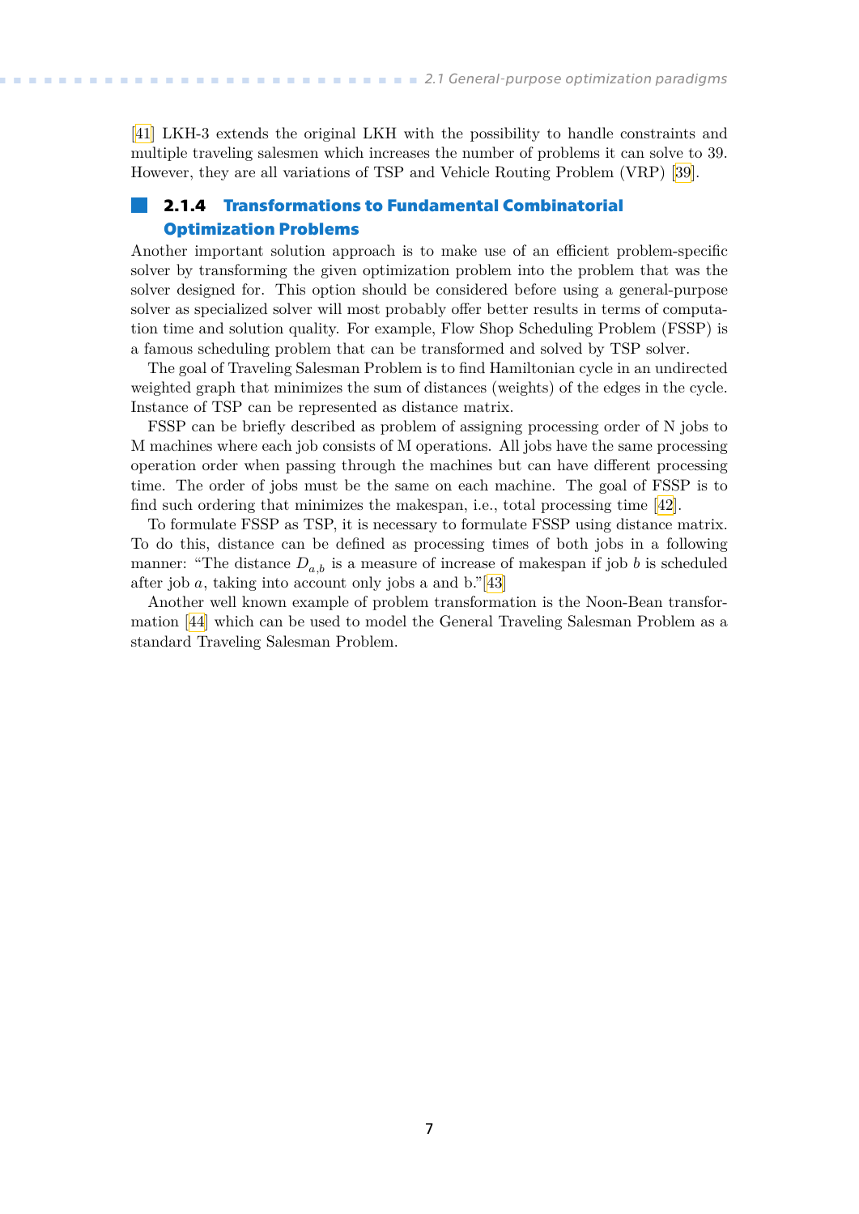[41] LKH-3 extends the original LKH with the possibility to handle constraints and multiple traveling salesmen which increases the number of problems it can solve to 39. However, they are all variations of TSP and Vehicle Routing Problem (VRP) [39].

### 2.1.4 Transformations to Fundamental Combinatorial Optimization Problems

Another important solution approach is to make use of an efficient problem-specific solver by transforming the given optimization problem into the problem that was the solver designed for. This option should be considered before using a general-purpose solver as specialized solver will most probably offer better results in terms of computation time and solution quality. For example, Flow Shop Scheduling Problem (FSSP) is a famous scheduling problem that can be transformed and solved by TSP solver.

The goal of Traveling Salesman Problem is to find Hamiltonian cycle in an undirected weighted graph that minimizes the sum of distances (weights) of the edges in the cycle. Instance of TSP can be represented as distance matrix.

FSSP can be briefly described as problem of assigning processing order of N jobs to M machines where each job consists of M operations. All jobs have the same processing operation order when passing through the machines but can have different processing time. The order of jobs must be the same on each machine. The goal of FSSP is to find such ordering that minimizes the makespan, i.e., total processing time [42].

To formulate FSSP as TSP, it is necessary to formulate FSSP using distance matrix. To do this, distance can be defined as processing times of both jobs in a following manner: "The distance $D_{a,b}$ is a measure of increase of makespan if job $b$ is scheduled after job $a$, taking into account only jobs a and b."[43]

Another well known example of problem transformation is the Noon-Bean transformation [44] which can be used to model the General Traveling Salesman Problem as a standard Traveling Salesman Problem.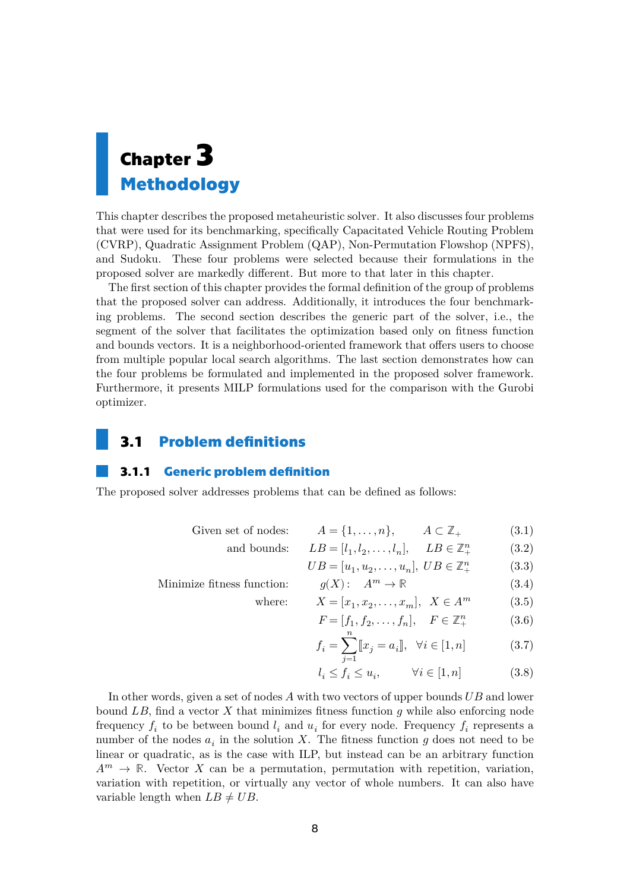# Chapter 3
# Methodology

This chapter describes the proposed metaheuristic solver. It also discusses four problems that were used for its benchmarking, specifically Capacitated Vehicle Routing Problem (CVRP), Quadratic Assignment Problem (QAP), Non-Permutation Flowshop (NPFS), and Sudoku. These four problems were selected because their formulations in the proposed solver are markedly different. But more to that later in this chapter.

The first section of this chapter provides the formal definition of the group of problems that the proposed solver can address. Additionally, it introduces the four benchmarking problems. The second section describes the generic part of the solver, i.e., the segment of the solver that facilitates the optimization based only on fitness function and bounds vectors. It is a neighborhood-oriented framework that offers users to choose from multiple popular local search algorithms. The last section demonstrates how can the four problems be formulated and implemented in the proposed solver framework. Furthermore, it presents MILP formulations used for the comparison with the Gurobi optimizer.

## 3.1 Problem definitions

### 3.1.1 Generic problem definition

The proposed solver addresses problems that can be defined as follows:

$$\text{Given set of nodes:} \quad A = \{1, \ldots, n\}, \qquad A \subset \mathbb{Z}_+ \tag{3.1}$$

$$\text{and bounds:} \quad LB = [l_1, l_2, \ldots, l_n], \quad LB \in \mathbb{Z}_+^n \tag{3.2}$$

$$UB = [u_1, u_2, \ldots, u_n], \; UB \in \mathbb{Z}_+^n \tag{3.3}$$

$$\text{Minimize fitness function:} \quad g(X): \quad A^m \rightarrow \mathbb{R} \tag{3.4}$$

$$\text{where:} \quad X = [x_1, x_2, \ldots, x_m], \quad X \in A^m \tag{3.5}$$

$$F = [f_1, f_2, \ldots, f_n], \quad F \in \mathbb{Z}_+^n \tag{3.6}$$

$$f_i = \sum_{j=1}^{n} [\![x_j = a_i]\!], \quad \forall i \in [1, n] \tag{3.7}$$

$$l_i \leq f_i \leq u_i, \qquad \forall i \in [1, n] \tag{3.8}$$

In other words, given a set of nodes $A$ with two vectors of upper bounds $UB$ and lower bound $LB$, find a vector $X$ that minimizes fitness function $g$ while also enforcing node frequency $f_i$ to be between bound $l_i$ and $u_i$ for every node. Frequency $f_i$ represents a number of the nodes $a_i$ in the solution $X$. The fitness function $g$ does not need to be linear or quadratic, as is the case with ILP, but instead can be an arbitrary function $A^m \rightarrow \mathbb{R}$. Vector $X$ can be a permutation, permutation with repetition, variation, variation with repetition, or virtually any vector of whole numbers. It can also have variable length when $LB \neq UB$.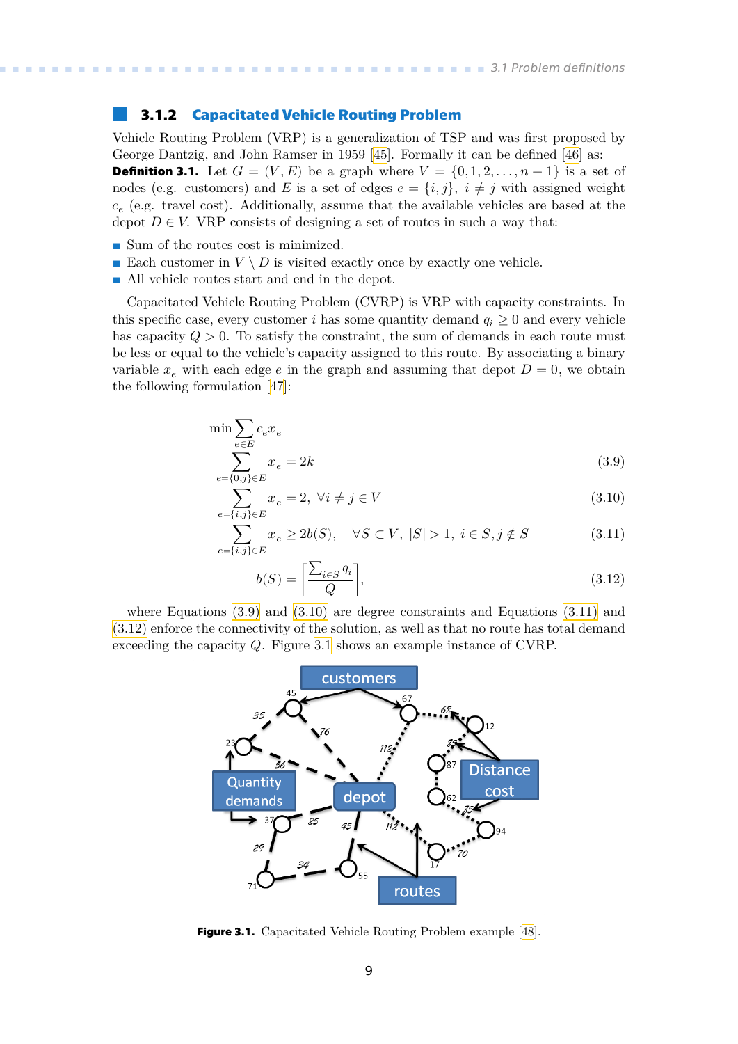### 3.1.2 Capacitated Vehicle Routing Problem

Vehicle Routing Problem (VRP) is a generalization of TSP and was first proposed by George Dantzig, and John Ramser in 1959 [45]. Formally it can be defined [46] as:

**Definition 3.1.** Let $G = (V, E)$ be a graph where $V = \{0, 1, 2, \ldots, n-1\}$ is a set of nodes (e.g. customers) and $E$ is a set of edges $e = \{i, j\}$, $i \neq j$ with assigned weight $c_e$ (e.g. travel cost). Additionally, assume that the available vehicles are based at the depot $D \in V$. VRP consists of designing a set of routes in such a way that:

- Sum of the routes cost is minimized.
- Each customer in $V \setminus D$ is visited exactly once by exactly one vehicle.
- All vehicle routes start and end in the depot.

Capacitated Vehicle Routing Problem (CVRP) is VRP with capacity constraints. In this specific case, every customer $i$ has some quantity demand $q_i \geq 0$ and every vehicle has capacity $Q > 0$. To satisfy the constraint, the sum of demands in each route must be less or equal to the vehicle's capacity assigned to this route. By associating a binary variable $x_e$ with each edge $e$ in the graph and assuming that depot $D = 0$, we obtain the following formulation [47]:

$$\min \sum_{e \in E} c_e x_e$$

$$\sum_{e=\{0,j\} \in E} x_e = 2k \tag{3.9}$$

$$\sum_{e=\{i,j\} \in E} x_e = 2, \ \forall i \neq j \in V \tag{3.10}$$

$$\sum_{e=\{i,j\} \in E} x_e \geq 2b(S), \quad \forall S \subset V, \ |S| > 1, \ i \in S, j \notin S \tag{3.11}$$

$$b(S) = \left\lceil \frac{\sum_{i \in S} q_i}{Q} \right\rceil, \tag{3.12}$$

where Equations (3.9) and (3.10) are degree constraints and Equations (3.11) and (3.12) enforce the connectivity of the solution, as well as that no route has total demand exceeding the capacity $Q$. Figure 3.1 shows an example instance of CVRP.

**Figure 3.1.** Capacitated Vehicle Routing Problem example [48].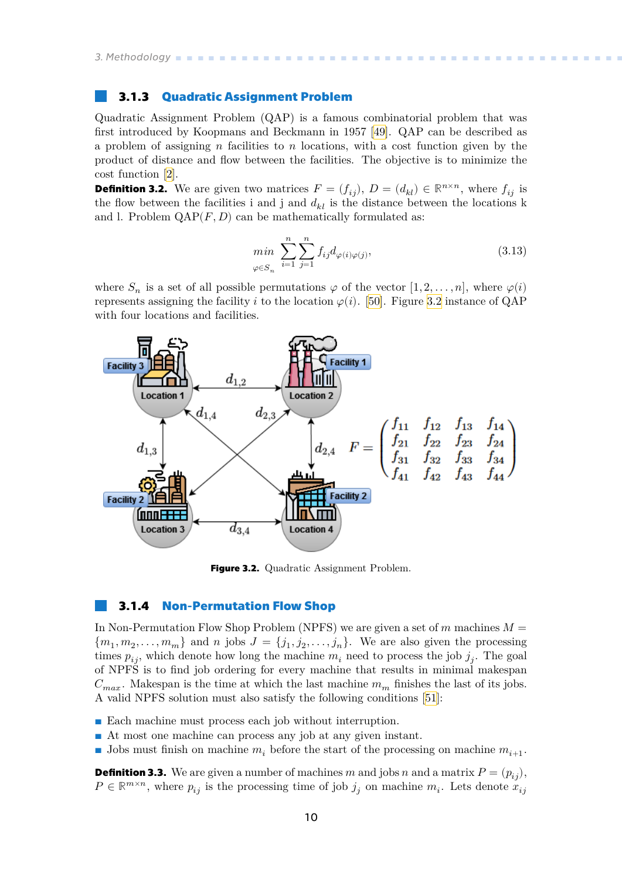### 3.1.3 Quadratic Assignment Problem

Quadratic Assignment Problem (QAP) is a famous combinatorial problem that was first introduced by Koopmans and Beckmann in 1957 [49]. QAP can be described as a problem of assigning $n$ facilities to $n$ locations, with a cost function given by the product of distance and flow between the facilities. The objective is to minimize the cost function [2].

**Definition 3.2.** We are given two matrices $F = (f_{ij})$, $D = (d_{kl}) \in \mathbb{R}^{n \times n}$, where $f_{ij}$ is the flow between the facilities i and j and $d_{kl}$ is the distance between the locations k and l. Problem QAP$(F, D)$ can be mathematically formulated as:

$$\min_{\varphi \in S_n} \sum_{i=1}^{n} \sum_{j=1}^{n} f_{ij} d_{\varphi(i)\varphi(j)}, \tag{3.13}$$

where $S_n$ is a set of all possible permutations $\varphi$ of the vector $[1, 2, \ldots, n]$, where $\varphi(i)$ represents assigning the facility $i$ to the location $\varphi(i)$. [50]. Figure 3.2 instance of QAP with four locations and facilities.

**Figure 3.2.** Quadratic Assignment Problem.

### 3.1.4 Non-Permutation Flow Shop

In Non-Permutation Flow Shop Problem (NPFS) we are given a set of $m$ machines $M = \{m_1, m_2, \ldots, m_m\}$ and $n$ jobs $J = \{j_1, j_2, \ldots, j_n\}$. We are also given the processing times $p_{ij}$, which denote how long the machine $m_i$ need to process the job $j_j$. The goal of NPFS is to find job ordering for every machine that results in minimal makespan $C_{max}$. Makespan is the time at which the last machine $m_m$ finishes the last of its jobs. A valid NPFS solution must also satisfy the following conditions [51]:

- Each machine must process each job without interruption.
- At most one machine can process any job at any given instant.
- Jobs must finish on machine $m_i$ before the start of the processing on machine $m_{i+1}$.

**Definition 3.3.** We are given a number of machines $m$ and jobs $n$ and a matrix $P = (p_{ij})$, $P \in \mathbb{R}^{m \times n}$, where $p_{ij}$ is the processing time of job $j_j$ on machine $m_i$. Lets denote $x_{ij}$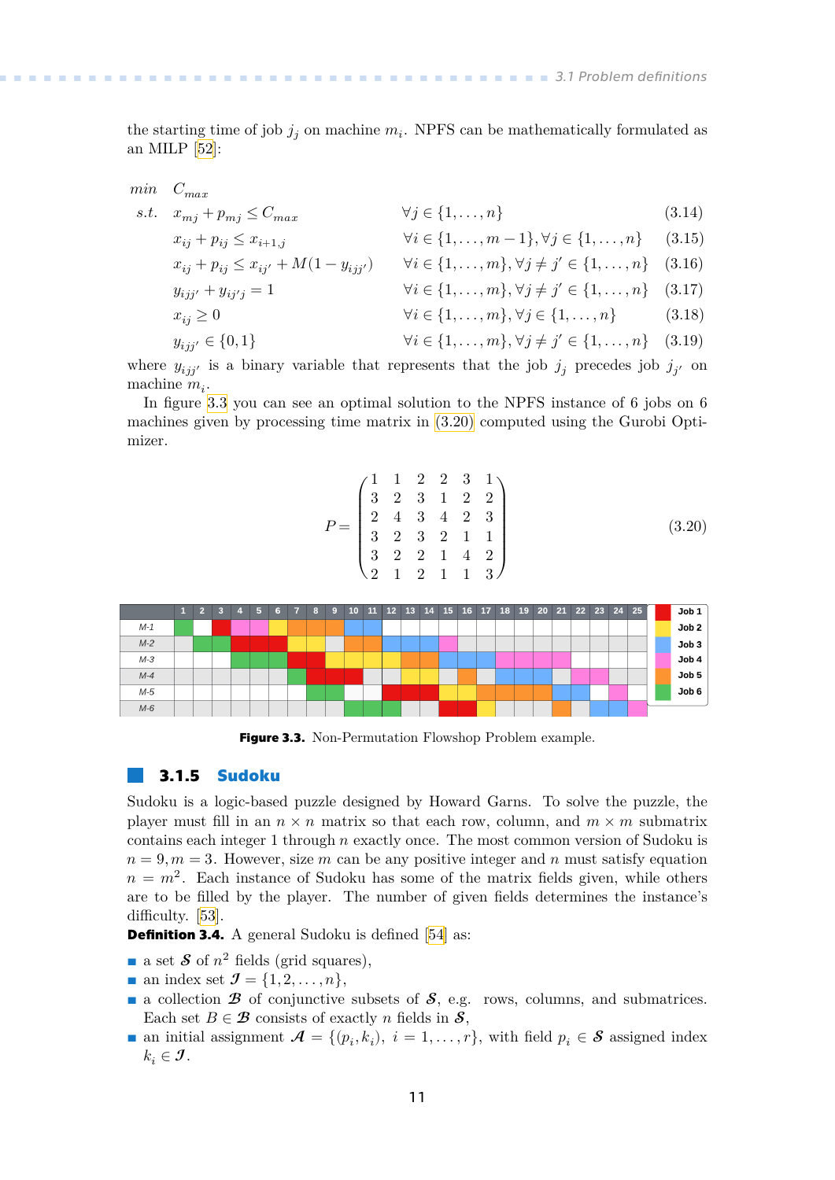the starting time of job $j_j$ on machine $m_i$. NPFS can be mathematically formulated as an MILP [52]:

$$
\begin{aligned}
&min \quad C_{max} \\
&s.t. \quad x_{mj} + p_{mj} \leq C_{max} && \forall j \in \{1, \dots, n\} && (3.14) \\
&\quad\quad x_{ij} + p_{ij} \leq x_{i+1,j} && \forall i \in \{1, \dots, m-1\}, \forall j \in \{1, \dots, n\} && (3.15) \\
&\quad\quad x_{ij} + p_{ij} \leq x_{ij'} + M(1 - y_{ijj'}) && \forall i \in \{1, \dots, m\}, \forall j \neq j' \in \{1, \dots, n\} && (3.16) \\
&\quad\quad y_{ijj'} + y_{ij'j} = 1 && \forall i \in \{1, \dots, m\}, \forall j \neq j' \in \{1, \dots, n\} && (3.17) \\
&\quad\quad x_{ij} \geq 0 && \forall i \in \{1, \dots, m\}, \forall j \in \{1, \dots, n\} && (3.18) \\
&\quad\quad y_{ijj'} \in \{0, 1\} && \forall i \in \{1, \dots, m\}, \forall j \neq j' \in \{1, \dots, n\} && (3.19)
\end{aligned}
$$

where $y_{ijj'}$ is a binary variable that represents that the job $j_j$ precedes job $j_{j'}$ on machine $m_i$.

In figure 3.3 you can see an optimal solution to the NPFS instance of 6 jobs on 6 machines given by processing time matrix in (3.20) computed using the Gurobi Optimizer.

$$
P = \begin{pmatrix}
1 & 1 & 2 & 2 & 3 & 1 \\
3 & 2 & 3 & 1 & 2 & 2 \\
2 & 4 & 3 & 4 & 2 & 3 \\
3 & 2 & 3 & 2 & 1 & 1 \\
3 & 2 & 2 & 1 & 4 & 2 \\
2 & 1 & 2 & 1 & 1 & 3
\end{pmatrix} \tag{3.20}
$$

**Figure 3.3.** Non-Permutation Flowshop Problem example.

## 3.1.5 Sudoku

Sudoku is a logic-based puzzle designed by Howard Garns. To solve the puzzle, the player must fill in an $n \times n$ matrix so that each row, column, and $m \times m$ submatrix contains each integer 1 through $n$ exactly once. The most common version of Sudoku is $n = 9, m = 3$. However, size $m$ can be any positive integer and $n$ must satisfy equation $n = m^2$. Each instance of Sudoku has some of the matrix fields given, while others are to be filled by the player. The number of given fields determines the instance's difficulty. [53].

**Definition 3.4.** A general Sudoku is defined [54] as:

- a set $\mathcal{S}$ of $n^2$ fields (grid squares),
- an index set $\mathcal{I} = \{1, 2, \dots, n\}$,
- a collection $\mathcal{B}$ of conjunctive subsets of $\mathcal{S}$, e.g. rows, columns, and submatrices. Each set $B \in \mathcal{B}$ consists of exactly $n$ fields in $\mathcal{S}$,
- an initial assignment $\mathcal{A} = \{(p_i, k_i),\ i = 1, \dots, r\}$, with field $p_i \in \mathcal{S}$ assigned index $k_i \in \mathcal{I}$.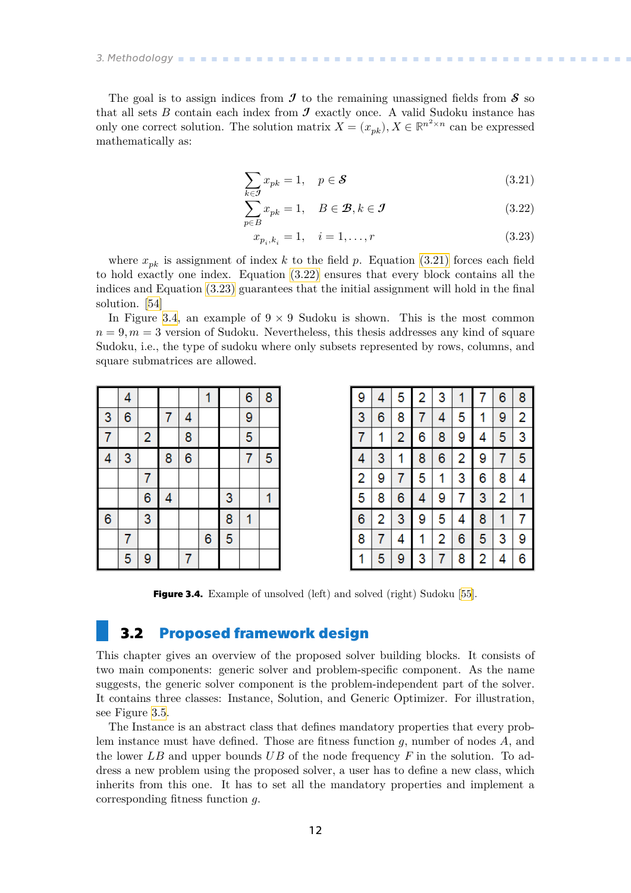The goal is to assign indices from $\mathcal{I}$ to the remaining unassigned fields from $\mathcal{S}$ so that all sets $B$ contain each index from $\mathcal{I}$ exactly once. A valid Sudoku instance has only one correct solution. The solution matrix $X = (x_{pk}), X \in \mathbb{R}^{n^2 \times n}$ can be expressed mathematically as:

$$\sum_{k \in \mathcal{I}} x_{pk} = 1, \quad p \in \mathcal{S} \tag{3.21}$$

$$\sum_{p \in B} x_{pk} = 1, \quad B \in \mathcal{B}, k \in \mathcal{I} \tag{3.22}$$

$$x_{p_i,k_i} = 1, \quad i = 1, \dots, r \tag{3.23}$$

where $x_{pk}$ is assignment of index $k$ to the field $p$. Equation (3.21) forces each field to hold exactly one index. Equation (3.22) ensures that every block contains all the indices and Equation (3.23) guarantees that the initial assignment will hold in the final solution. [54]

In Figure 3.4, an example of $9 \times 9$ Sudoku is shown. This is the most common $n = 9, m = 3$ version of Sudoku. Nevertheless, this thesis addresses any kind of square Sudoku, i.e., the type of sudoku where only subsets represented by rows, columns, and square submatrices are allowed.

| | | | | | | | | |
|---|---|---|---|---|---|---|---|---|
| | 4 | | | | 1 | | 6 | 8 |
| 3 | 6 | | 7 | 4 | | | 9 | |
| 7 | | 2 | | 8 | | | 5 | |
| 4 | 3 | | 8 | 6 | | | 7 | 5 |
| | | 7 | | | | | | |
| | | 6 | 4 | | | 3 | | 1 |
| 6 | | 3 | | | | 8 | 1 | |
| | 7 | | | | 6 | 5 | | |
| | 5 | 9 | | 7 | | | | |

| | | | | | | | | |
|---|---|---|---|---|---|---|---|---|
| 9 | 4 | 5 | 2 | 3 | 1 | 7 | 6 | 8 |
| 3 | 6 | 8 | 7 | 4 | 5 | 1 | 9 | 2 |
| 7 | 1 | 2 | 6 | 8 | 9 | 4 | 5 | 3 |
| 4 | 3 | 1 | 8 | 6 | 2 | 9 | 7 | 5 |
| 2 | 9 | 7 | 5 | 1 | 3 | 6 | 8 | 4 |
| 5 | 8 | 6 | 4 | 9 | 7 | 3 | 2 | 1 |
| 6 | 2 | 3 | 9 | 5 | 4 | 8 | 1 | 7 |
| 8 | 7 | 4 | 1 | 2 | 6 | 5 | 3 | 9 |
| 1 | 5 | 9 | 3 | 7 | 8 | 2 | 4 | 6 |

**Figure 3.4.** Example of unsolved (left) and solved (right) Sudoku [55].

## 3.2 Proposed framework design

This chapter gives an overview of the proposed solver building blocks. It consists of two main components: generic solver and problem-specific component. As the name suggests, the generic solver component is the problem-independent part of the solver. It contains three classes: Instance, Solution, and Generic Optimizer. For illustration, see Figure 3.5.

The Instance is an abstract class that defines mandatory properties that every problem instance must have defined. Those are fitness function $g$, number of nodes $A$, and the lower $LB$ and upper bounds $UB$ of the node frequency $F$ in the solution. To address a new problem using the proposed solver, a user has to define a new class, which inherits from this one. It has to set all the mandatory properties and implement a corresponding fitness function $g$.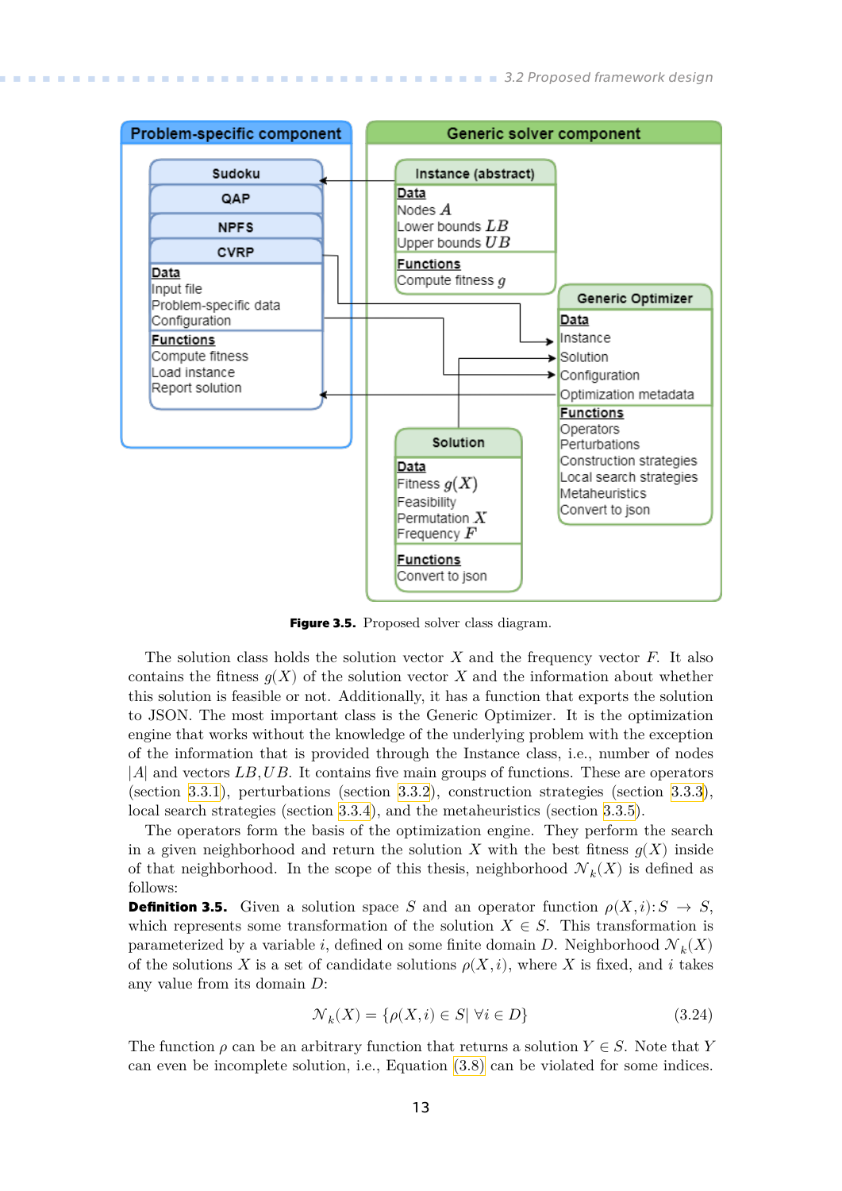**Figure 3.5.** Proposed solver class diagram.

The solution class holds the solution vector $X$ and the frequency vector $F$. It also contains the fitness $g(X)$ of the solution vector $X$ and the information about whether this solution is feasible or not. Additionally, it has a function that exports the solution to JSON. The most important class is the Generic Optimizer. It is the optimization engine that works without the knowledge of the underlying problem with the exception of the information that is provided through the Instance class, i.e., number of nodes $|A|$ and vectors $LB, UB$. It contains five main groups of functions. These are operators (section 3.3.1), perturbations (section 3.3.2), construction strategies (section 3.3.3), local search strategies (section 3.3.4), and the metaheuristics (section 3.3.5).

The operators form the basis of the optimization engine. They perform the search in a given neighborhood and return the solution $X$ with the best fitness $g(X)$ inside of that neighborhood. In the scope of this thesis, neighborhood $\mathcal{N}_k(X)$ is defined as follows:

**Definition 3.5.** Given a solution space $S$ and an operator function $\rho(X, i)\colon S \rightarrow S$, which represents some transformation of the solution $X \in S$. This transformation is parameterized by a variable $i$, defined on some finite domain $D$. Neighborhood $\mathcal{N}_k(X)$ of the solutions $X$ is a set of candidate solutions $\rho(X, i)$, where $X$ is fixed, and $i$ takes any value from its domain $D$:

$$\mathcal{N}_k(X) = \{\rho(X, i) \in S | \; \forall i \in D\} \tag{3.24}$$

The function $\rho$ can be an arbitrary function that returns a solution $Y \in S$. Note that $Y$ can even be incomplete solution, i.e., Equation (3.8) can be violated for some indices.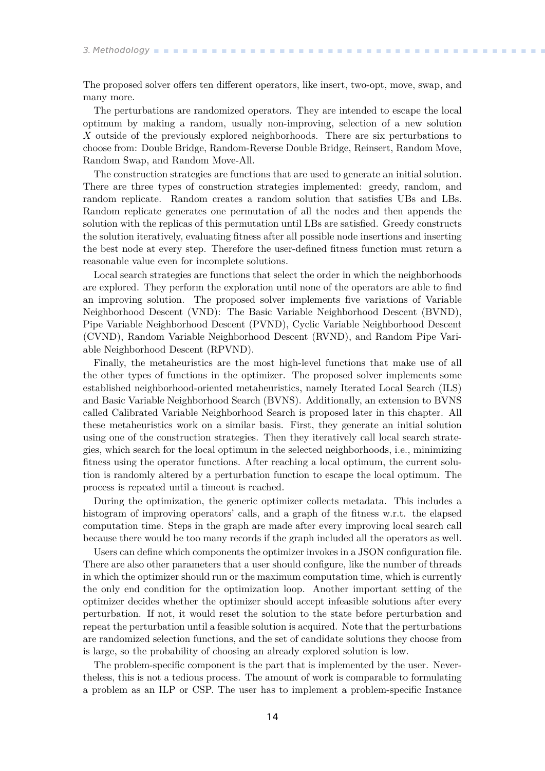The proposed solver offers ten different operators, like insert, two-opt, move, swap, and many more.

The perturbations are randomized operators. They are intended to escape the local optimum by making a random, usually non-improving, selection of a new solution $X$ outside of the previously explored neighborhoods. There are six perturbations to choose from: Double Bridge, Random-Reverse Double Bridge, Reinsert, Random Move, Random Swap, and Random Move-All.

The construction strategies are functions that are used to generate an initial solution. There are three types of construction strategies implemented: greedy, random, and random replicate. Random creates a random solution that satisfies UBs and LBs. Random replicate generates one permutation of all the nodes and then appends the solution with the replicas of this permutation until LBs are satisfied. Greedy constructs the solution iteratively, evaluating fitness after all possible node insertions and inserting the best node at every step. Therefore the user-defined fitness function must return a reasonable value even for incomplete solutions.

Local search strategies are functions that select the order in which the neighborhoods are explored. They perform the exploration until none of the operators are able to find an improving solution. The proposed solver implements five variations of Variable Neighborhood Descent (VND): The Basic Variable Neighborhood Descent (BVND), Pipe Variable Neighborhood Descent (PVND), Cyclic Variable Neighborhood Descent (CVND), Random Variable Neighborhood Descent (RVND), and Random Pipe Variable Neighborhood Descent (RPVND).

Finally, the metaheuristics are the most high-level functions that make use of all the other types of functions in the optimizer. The proposed solver implements some established neighborhood-oriented metaheuristics, namely Iterated Local Search (ILS) and Basic Variable Neighborhood Search (BVNS). Additionally, an extension to BVNS called Calibrated Variable Neighborhood Search is proposed later in this chapter. All these metaheuristics work on a similar basis. First, they generate an initial solution using one of the construction strategies. Then they iteratively call local search strategies, which search for the local optimum in the selected neighborhoods, i.e., minimizing fitness using the operator functions. After reaching a local optimum, the current solution is randomly altered by a perturbation function to escape the local optimum. The process is repeated until a timeout is reached.

During the optimization, the generic optimizer collects metadata. This includes a histogram of improving operators' calls, and a graph of the fitness w.r.t. the elapsed computation time. Steps in the graph are made after every improving local search call because there would be too many records if the graph included all the operators as well.

Users can define which components the optimizer invokes in a JSON configuration file. There are also other parameters that a user should configure, like the number of threads in which the optimizer should run or the maximum computation time, which is currently the only end condition for the optimization loop. Another important setting of the optimizer decides whether the optimizer should accept infeasible solutions after every perturbation. If not, it would reset the solution to the state before perturbation and repeat the perturbation until a feasible solution is acquired. Note that the perturbations are randomized selection functions, and the set of candidate solutions they choose from is large, so the probability of choosing an already explored solution is low.

The problem-specific component is the part that is implemented by the user. Nevertheless, this is not a tedious process. The amount of work is comparable to formulating a problem as an ILP or CSP. The user has to implement a problem-specific Instance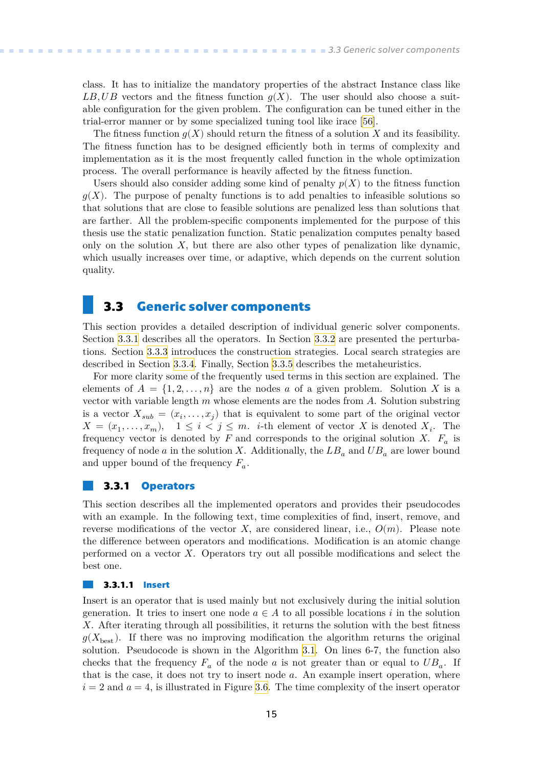class. It has to initialize the mandatory properties of the abstract Instance class like $LB, UB$ vectors and the fitness function $g(X)$. The user should also choose a suitable configuration for the given problem. The configuration can be tuned either in the trial-error manner or by some specialized tuning tool like irace [56].

The fitness function $g(X)$ should return the fitness of a solution $X$ and its feasibility. The fitness function has to be designed efficiently both in terms of complexity and implementation as it is the most frequently called function in the whole optimization process. The overall performance is heavily affected by the fitness function.

Users should also consider adding some kind of penalty $p(X)$ to the fitness function $g(X)$. The purpose of penalty functions is to add penalties to infeasible solutions so that solutions that are close to feasible solutions are penalized less than solutions that are farther. All the problem-specific components implemented for the purpose of this thesis use the static penalization function. Static penalization computes penalty based only on the solution $X$, but there are also other types of penalization like dynamic, which usually increases over time, or adaptive, which depends on the current solution quality.

## 3.3 Generic solver components

This section provides a detailed description of individual generic solver components. Section 3.3.1 describes all the operators. In Section 3.3.2 are presented the perturbations. Section 3.3.3 introduces the construction strategies. Local search strategies are described in Section 3.3.4. Finally, Section 3.3.5 describes the metaheuristics.

For more clarity some of the frequently used terms in this section are explained. The elements of $A = \{1, 2, \ldots, n\}$ are the nodes $a$ of a given problem. Solution $X$ is a vector with variable length $m$ whose elements are the nodes from $A$. Solution substring is a vector $X_{sub} = (x_i, \ldots, x_j)$ that is equivalent to some part of the original vector $X = (x_1, \ldots, x_m)$, $\quad 1 \leq i < j \leq m$. $i$-th element of vector $X$ is denoted $X_i$. The frequency vector is denoted by $F$ and corresponds to the original solution $X$. $F_a$ is frequency of node $a$ in the solution $X$. Additionally, the $LB_a$ and $UB_a$ are lower bound and upper bound of the frequency $F_a$.

### 3.3.1 Operators

This section describes all the implemented operators and provides their pseudocodes with an example. In the following text, time complexities of find, insert, remove, and reverse modifications of the vector $X$, are considered linear, i.e., $O(m)$. Please note the difference between operators and modifications. Modification is an atomic change performed on a vector $X$. Operators try out all possible modifications and select the best one.

#### 3.3.1.1 Insert

Insert is an operator that is used mainly but not exclusively during the initial solution generation. It tries to insert one node $a \in A$ to all possible locations $i$ in the solution $X$. After iterating through all possibilities, it returns the solution with the best fitness $g(X_{\text{best}})$. If there was no improving modification the algorithm returns the original solution. Pseudocode is shown in the Algorithm 3.1. On lines 6-7, the function also checks that the frequency $F_a$ of the node $a$ is not greater than or equal to $UB_a$. If that is the case, it does not try to insert node $a$. An example insert operation, where $i = 2$ and $a = 4$, is illustrated in Figure 3.6. The time complexity of the insert operator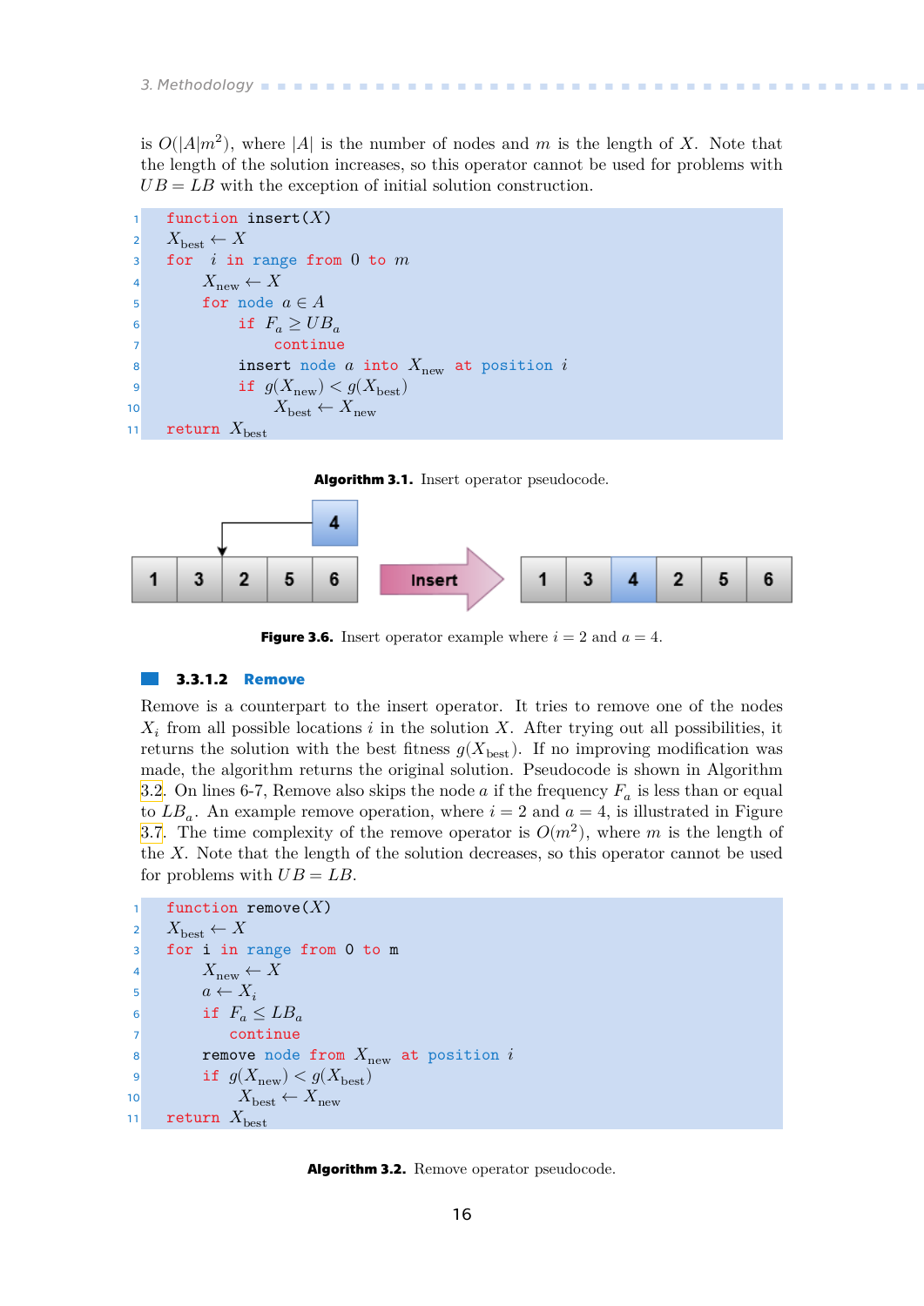is $O(|A|m^2)$, where $|A|$ is the number of nodes and $m$ is the length of $X$. Note that the length of the solution increases, so this operator cannot be used for problems with $UB = LB$ with the exception of initial solution construction.

```
1  function insert(X)
2  X_best ← X
3  for i in range from 0 to m
4      X_new ← X
5      for node a ∈ A
6          if F_a ≥ UB_a
7              continue
8          insert node a into X_new at position i
9          if g(X_new) < g(X_best)
10             X_best ← X_new
11 return X_best
```

**Algorithm 3.1.** Insert operator pseudocode.

| 1 | 3 | 2 | 5 | 6 |
|---|---|---|---|---|

**Insert** (node 4 inserted at position 2) →

| 1 | 3 | 4 | 2 | 5 | 6 |
|---|---|---|---|---|---|

**Figure 3.6.** Insert operator example where $i = 2$ and $a = 4$.

### 3.3.1.2 Remove

Remove is a counterpart to the insert operator. It tries to remove one of the nodes $X_i$ from all possible locations $i$ in the solution $X$. After trying out all possibilities, it returns the solution with the best fitness $g(X_{\text{best}})$. If no improving modification was made, the algorithm returns the original solution. Pseudocode is shown in Algorithm 3.2. On lines 6-7, Remove also skips the node $a$ if the frequency $F_a$ is less than or equal to $LB_a$. An example remove operation, where $i = 2$ and $a = 4$, is illustrated in Figure 3.7. The time complexity of the remove operator is $O(m^2)$, where $m$ is the length of the $X$. Note that the length of the solution decreases, so this operator cannot be used for problems with $UB = LB$.

```
1  function remove(X)
2  X_best ← X
3  for i in range from 0 to m
4      X_new ← X
5      a ← X_i
6      if F_a ≤ LB_a
7          continue
8      remove node from X_new at position i
9      if g(X_new) < g(X_best)
10         X_best ← X_new
11 return X_best
```

**Algorithm 3.2.** Remove operator pseudocode.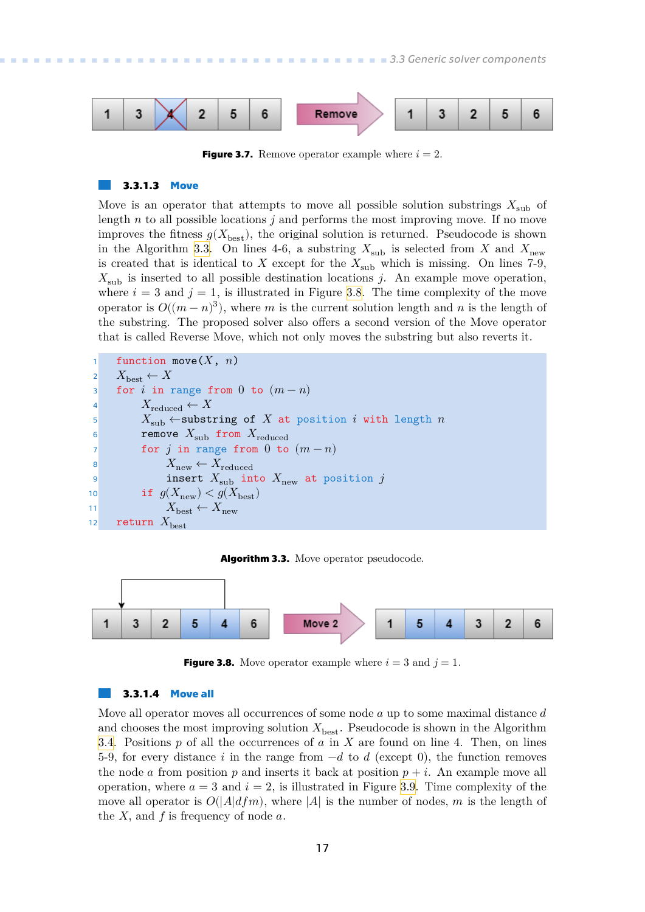Figure 3.7. Remove operator example where $i = 2$.

### 3.3.1.3 Move

Move is an operator that attempts to move all possible solution substrings $X_{\text{sub}}$ of length $n$ to all possible locations $j$ and performs the most improving move. If no move improves the fitness $g(X_{\text{best}})$, the original solution is returned. Pseudocode is shown in the Algorithm 3.3. On lines 4-6, a substring $X_{\text{sub}}$ is selected from $X$ and $X_{\text{new}}$ is created that is identical to $X$ except for the $X_{\text{sub}}$ which is missing. On lines 7-9, $X_{\text{sub}}$ is inserted to all possible destination locations $j$. An example move operation, where $i = 3$ and $j = 1$, is illustrated in Figure 3.8. The time complexity of the move operator is $O((m-n)^3)$, where $m$ is the current solution length and $n$ is the length of the substring. The proposed solver also offers a second version of the Move operator that is called Reverse Move, which not only moves the substring but also reverts it.

```
1  function move(X, n)
2    X_best ← X
3    for i in range from 0 to (m − n)
4      X_reduced ← X
5      X_sub ←substring of X at position i with length n
6      remove X_sub from X_reduced
7      for j in range from 0 to (m − n)
8        X_new ← X_reduced
9        insert X_sub into X_new at position j
10     if g(X_new) < g(X_best)
11       X_best ← X_new
12   return X_best
```

Algorithm 3.3. Move operator pseudocode.

Figure 3.8. Move operator example where $i = 3$ and $j = 1$.

### 3.3.1.4 Move all

Move all operator moves all occurrences of some node $a$ up to some maximal distance $d$ and chooses the most improving solution $X_{\text{best}}$. Pseudocode is shown in the Algorithm 3.4. Positions $p$ of all the occurrences of $a$ in $X$ are found on line 4. Then, on lines 5-9, for every distance $i$ in the range from $-d$ to $d$ (except 0), the function removes the node $a$ from position $p$ and inserts it back at position $p + i$. An example move all operation, where $a = 3$ and $i = 2$, is illustrated in Figure 3.9. Time complexity of the move all operator is $O(|A|dfm)$, where $|A|$ is the number of nodes, $m$ is the length of the $X$, and $f$ is frequency of node $a$.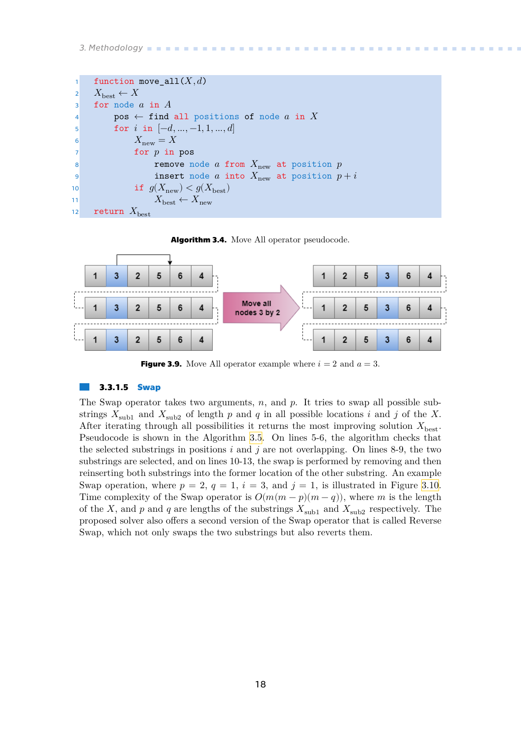```
function move_all(X, d)
    X_best ← X
    for node a in A
        pos ← find all positions of node a in X
        for i in [−d, ..., −1, 1, ..., d]
            X_new = X
            for p in pos
                remove node a from X_new at position p
                insert node a into X_new at position p + i
            if g(X_new) < g(X_best)
                X_best ← X_new
    return X_best
```

**Algorithm 3.4.** Move All operator pseudocode.

**Figure 3.9.** Move All operator example where $i = 2$ and $a = 3$.

### 3.3.1.5 Swap

The Swap operator takes two arguments, $n$, and $p$. It tries to swap all possible substrings $X_{\text{sub1}}$ and $X_{\text{sub2}}$ of length $p$ and $q$ in all possible locations $i$ and $j$ of the $X$. After iterating through all possibilities it returns the most improving solution $X_{\text{best}}$. Pseudocode is shown in the Algorithm 3.5. On lines 5-6, the algorithm checks that the selected substrings in positions $i$ and $j$ are not overlapping. On lines 8-9, the two substrings are selected, and on lines 10-13, the swap is performed by removing and then reinserting both substrings into the former location of the other substring. An example Swap operation, where $p = 2$, $q = 1$, $i = 3$, and $j = 1$, is illustrated in Figure 3.10. Time complexity of the Swap operator is $O(m(m-p)(m-q))$, where $m$ is the length of the $X$, and $p$ and $q$ are lengths of the substrings $X_{\text{sub1}}$ and $X_{\text{sub2}}$ respectively. The proposed solver also offers a second version of the Swap operator that is called Reverse Swap, which not only swaps the two substrings but also reverts them.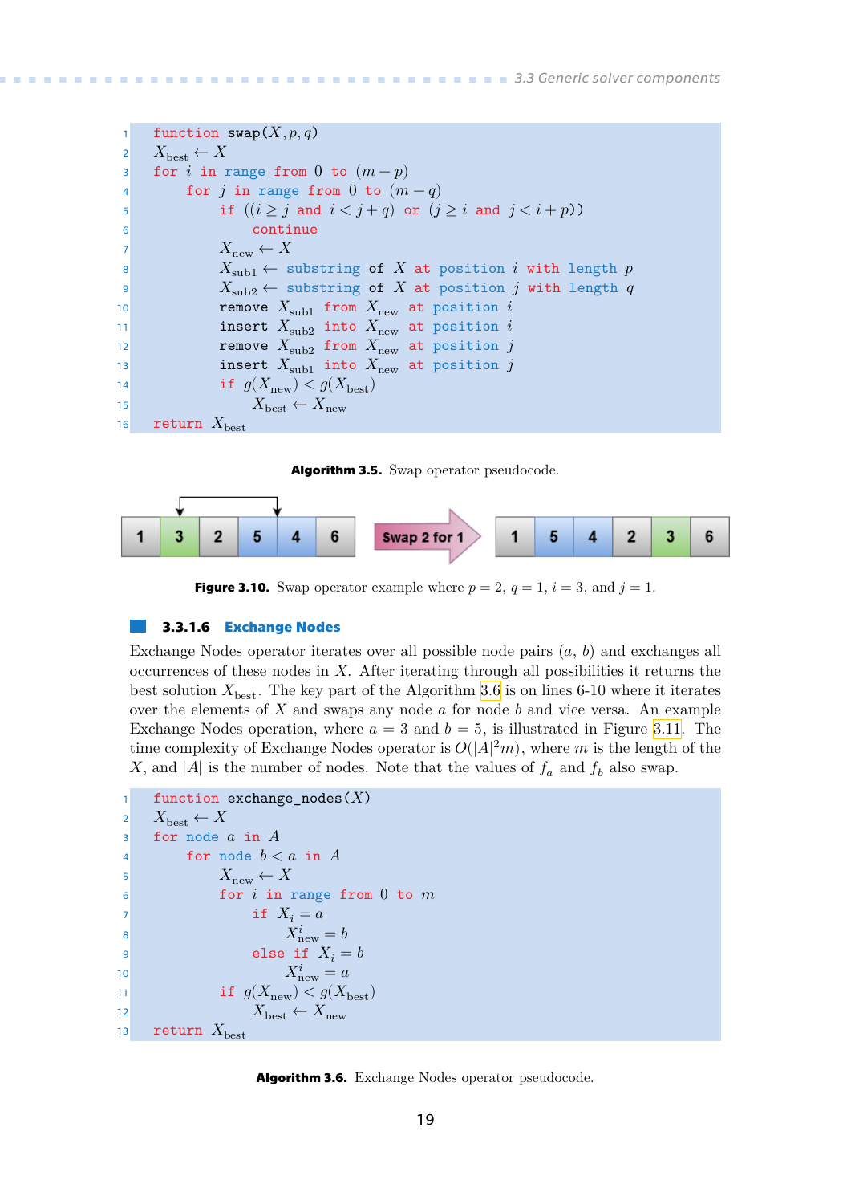```
1  function swap(X, p, q)
2  X_best ← X
3  for i in range from 0 to (m − p)
4      for j in range from 0 to (m − q)
5          if ((i ≥ j and i < j + q) or (j ≥ i and j < i + p))
6              continue
7          X_new ← X
8          X_sub1 ← substring of X at position i with length p
9          X_sub2 ← substring of X at position j with length q
10         remove X_sub1 from X_new at position i
11         insert X_sub2 into X_new at position i
12         remove X_sub2 from X_new at position j
13         insert X_sub1 into X_new at position j
14         if g(X_new) < g(X_best)
15             X_best ← X_new
16 return X_best
```

**Algorithm 3.5.** Swap operator pseudocode.

| 1 | 3 | 2 | 5 | 4 | 6 |
|---|---|---|---|---|---|

Swap 2 for 1

| 1 | 5 | 4 | 2 | 3 | 6 |
|---|---|---|---|---|---|

**Figure 3.10.** Swap operator example where $p = 2$, $q = 1$, $i = 3$, and $j = 1$.

#### 3.3.1.6 Exchange Nodes

Exchange Nodes operator iterates over all possible node pairs $(a, b)$ and exchanges all occurrences of these nodes in $X$. After iterating through all possibilities it returns the best solution $X_{\text{best}}$. The key part of the Algorithm 3.6 is on lines 6-10 where it iterates over the elements of $X$ and swaps any node $a$ for node $b$ and vice versa. An example Exchange Nodes operation, where $a = 3$ and $b = 5$, is illustrated in Figure 3.11. The time complexity of Exchange Nodes operator is $O(|A|^2 m)$, where $m$ is the length of the $X$, and $|A|$ is the number of nodes. Note that the values of $f_a$ and $f_b$ also swap.

```
1  function exchange_nodes(X)
2  X_best ← X
3  for node a in A
4      for node b < a in A
5          X_new ← X
6          for i in range from 0 to m
7              if X_i = a
8                  X^i_new = b
9              else if X_i = b
10                 X^i_new = a
11         if g(X_new) < g(X_best)
12             X_best ← X_new
13 return X_best
```

**Algorithm 3.6.** Exchange Nodes operator pseudocode.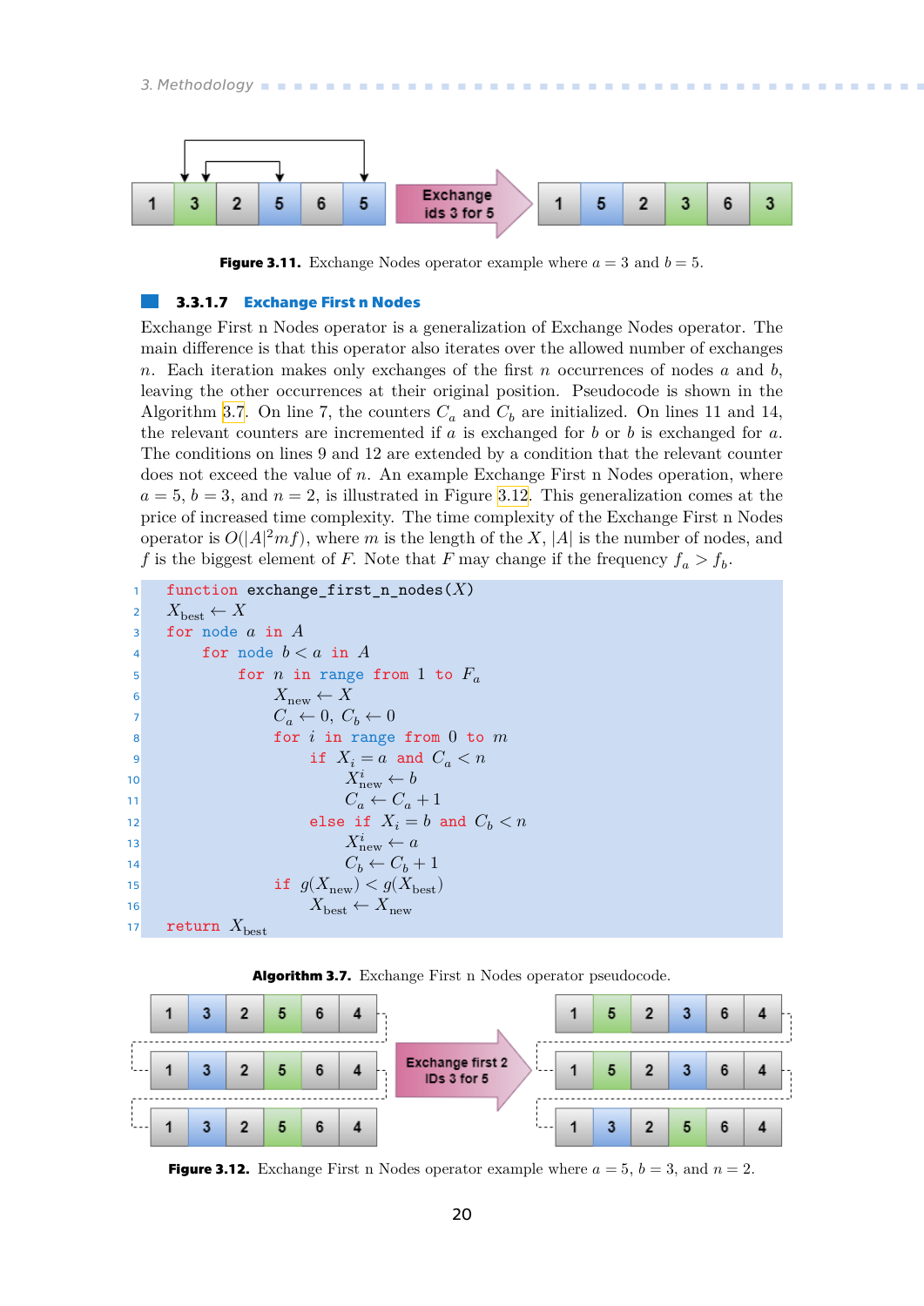Figure 3.11. Exchange Nodes operator example where $a = 3$ and $b = 5$.

### 3.3.1.7 Exchange First n Nodes

Exchange First n Nodes operator is a generalization of Exchange Nodes operator. The main difference is that this operator also iterates over the allowed number of exchanges $n$. Each iteration makes only exchanges of the first $n$ occurrences of nodes $a$ and $b$, leaving the other occurrences at their original position. Pseudocode is shown in the Algorithm 3.7. On line 7, the counters $C_a$ and $C_b$ are initialized. On lines 11 and 14, the relevant counters are incremented if $a$ is exchanged for $b$ or $b$ is exchanged for $a$. The conditions on lines 9 and 12 are extended by a condition that the relevant counter does not exceed the value of $n$. An example Exchange First n Nodes operation, where $a = 5$, $b = 3$, and $n = 2$, is illustrated in Figure 3.12. This generalization comes at the price of increased time complexity. The time complexity of the Exchange First n Nodes operator is $O(|A|^2 mf)$, where $m$ is the length of the $X$, $|A|$ is the number of nodes, and $f$ is the biggest element of $F$. Note that $F$ may change if the frequency $f_a > f_b$.

```
1  function exchange_first_n_nodes(X)
2    X_best ← X
3    for node a in A
4        for node b < a in A
5            for n in range from 1 to F_a
6                X_new ← X
7                C_a ← 0, C_b ← 0
8                for i in range from 0 to m
9                    if X_i = a and C_a < n
10                       X^i_new ← b
11                       C_a ← C_a + 1
12                   else if X_i = b and C_b < n
13                       X^i_new ← a
14                       C_b ← C_b + 1
15               if g(X_new) < g(X_best)
16                   X_best ← X_new
17   return X_best
```

Algorithm 3.7. Exchange First n Nodes operator pseudocode.

Figure 3.12. Exchange First n Nodes operator example where $a = 5$, $b = 3$, and $n = 2$.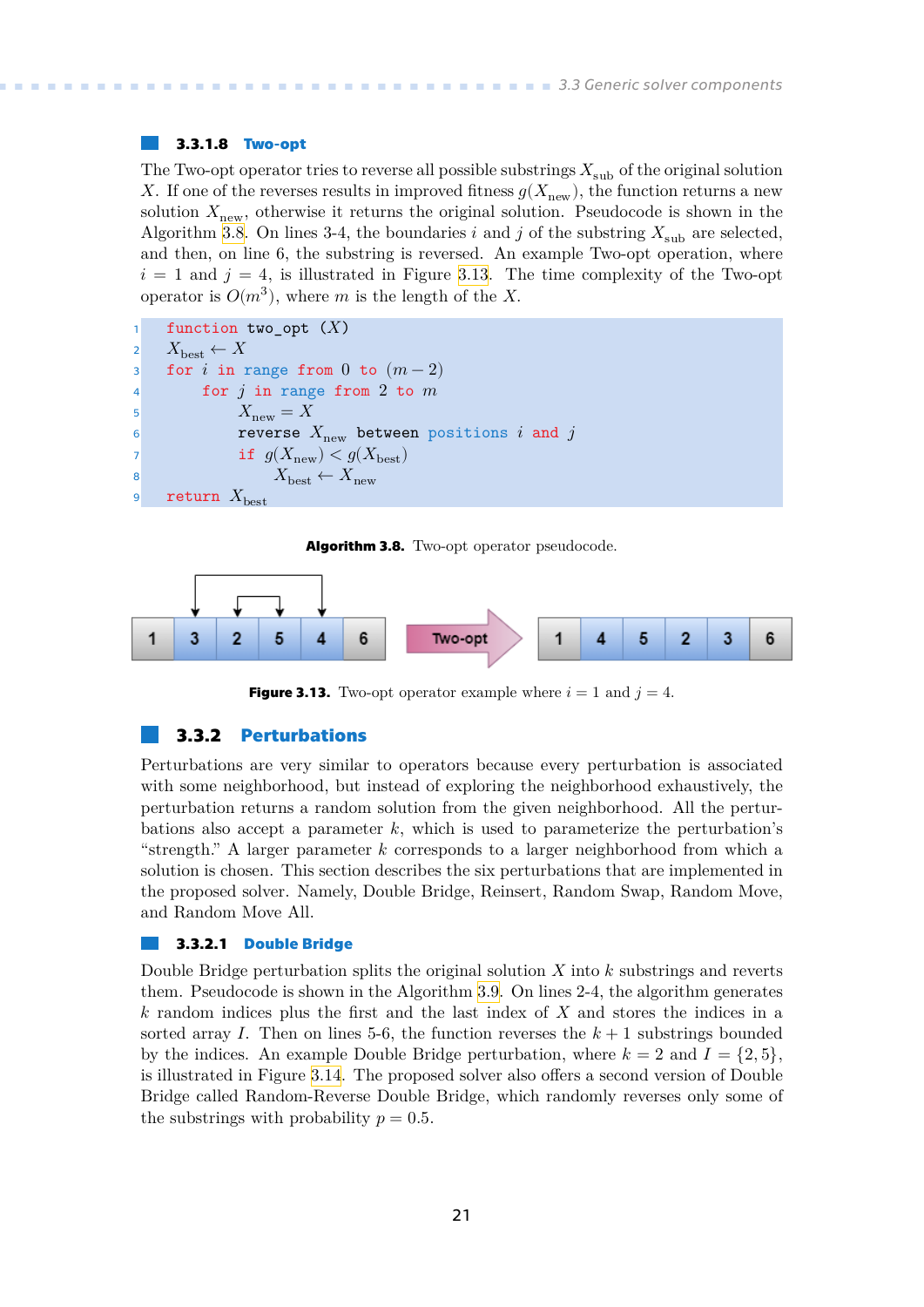#### 3.3.1.8 Two-opt

The Two-opt operator tries to reverse all possible substrings $X_{\text{sub}}$ of the original solution $X$. If one of the reverses results in improved fitness $g(X_{\text{new}})$, the function returns a new solution $X_{\text{new}}$, otherwise it returns the original solution. Pseudocode is shown in the Algorithm 3.8. On lines 3-4, the boundaries $i$ and $j$ of the substring $X_{\text{sub}}$ are selected, and then, on line 6, the substring is reversed. An example Two-opt operation, where $i = 1$ and $j = 4$, is illustrated in Figure 3.13. The time complexity of the Two-opt operator is $O(m^3)$, where $m$ is the length of the $X$.

```
1  function two_opt (X)
2    X_best ← X
3    for i in range from 0 to (m − 2)
4        for j in range from 2 to m
5            X_new = X
6            reverse X_new between positions i and j
7            if g(X_new) < g(X_best)
8                X_best ← X_new
9    return X_best
```

**Algorithm 3.8.** Two-opt operator pseudocode.

| 1 | 3 | 2 | 5 | 4 | 6 |
|---|---|---|---|---|---|

Two-opt →

| 1 | 4 | 5 | 2 | 3 | 6 |
|---|---|---|---|---|---|

**Figure 3.13.** Two-opt operator example where $i = 1$ and $j = 4$.

### 3.3.2 Perturbations

Perturbations are very similar to operators because every perturbation is associated with some neighborhood, but instead of exploring the neighborhood exhaustively, the perturbation returns a random solution from the given neighborhood. All the perturbations also accept a parameter $k$, which is used to parameterize the perturbation's "strength." A larger parameter $k$ corresponds to a larger neighborhood from which a solution is chosen. This section describes the six perturbations that are implemented in the proposed solver. Namely, Double Bridge, Reinsert, Random Swap, Random Move, and Random Move All.

#### 3.3.2.1 Double Bridge

Double Bridge perturbation splits the original solution $X$ into $k$ substrings and reverts them. Pseudocode is shown in the Algorithm 3.9. On lines 2-4, the algorithm generates $k$ random indices plus the first and the last index of $X$ and stores the indices in a sorted array $I$. Then on lines 5-6, the function reverses the $k + 1$ substrings bounded by the indices. An example Double Bridge perturbation, where $k = 2$ and $I = \{2, 5\}$, is illustrated in Figure 3.14. The proposed solver also offers a second version of Double Bridge called Random-Reverse Double Bridge, which randomly reverses only some of the substrings with probability $p = 0.5$.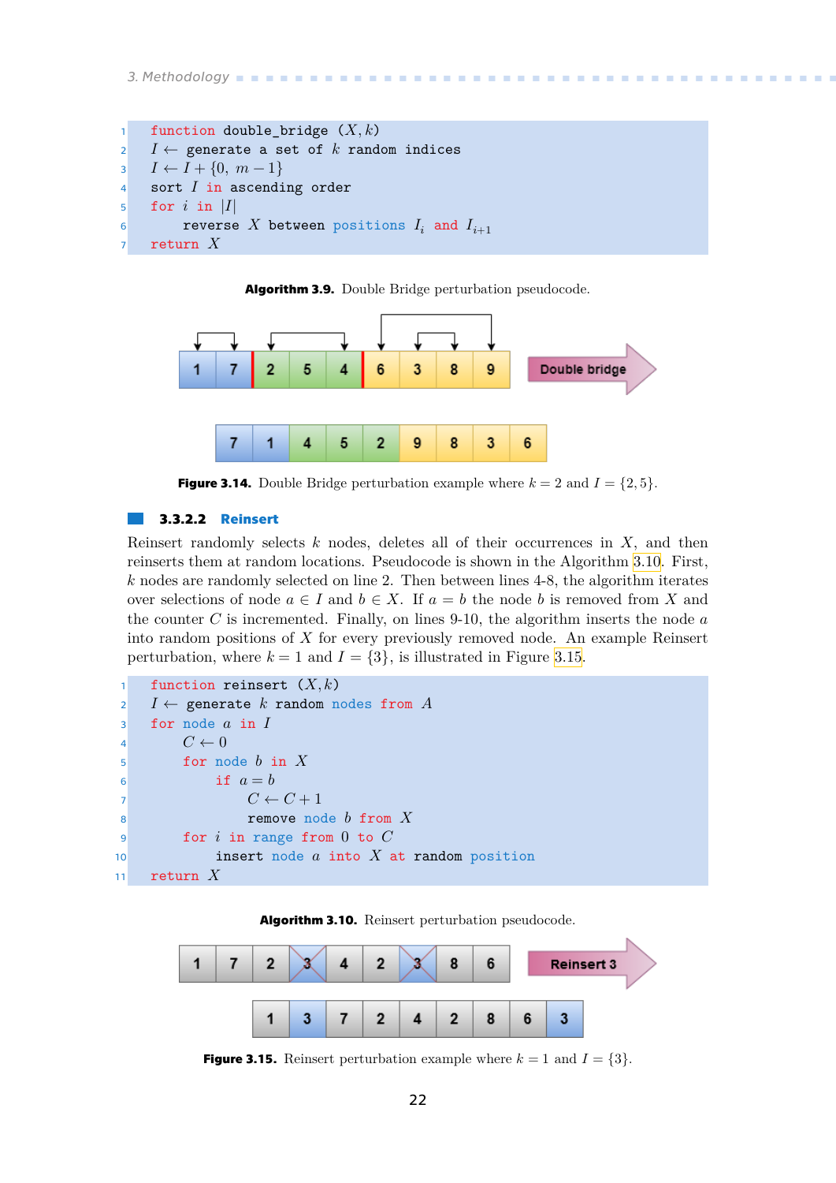```
1  function double_bridge (X, k)
2  I ← generate a set of k random indices
3  I ← I + {0, m − 1}
4  sort I in ascending order
5  for i in |I|
6      reverse X between positions I_i and I_{i+1}
7  return X
```

**Algorithm 3.9.** Double Bridge perturbation pseudocode.

**Figure 3.14.** Double Bridge perturbation example where $k = 2$ and $I = \{2, 5\}$.

### 3.3.2.2 Reinsert

Reinsert randomly selects $k$ nodes, deletes all of their occurrences in $X$, and then reinserts them at random locations. Pseudocode is shown in the Algorithm 3.10. First, $k$ nodes are randomly selected on line 2. Then between lines 4-8, the algorithm iterates over selections of node $a \in I$ and $b \in X$. If $a = b$ the node $b$ is removed from $X$ and the counter $C$ is incremented. Finally, on lines 9-10, the algorithm inserts the node $a$ into random positions of $X$ for every previously removed node. An example Reinsert perturbation, where $k = 1$ and $I = \{3\}$, is illustrated in Figure 3.15.

```
1   function reinsert (X, k)
2   I ← generate k random nodes from A
3   for node a in I
4       C ← 0
5       for node b in X
6           if a = b
7               C ← C + 1
8               remove node b from X
9       for i in range from 0 to C
10          insert node a into X at random position
11  return X
```

**Algorithm 3.10.** Reinsert perturbation pseudocode.

**Figure 3.15.** Reinsert perturbation example where $k = 1$ and $I = \{3\}$.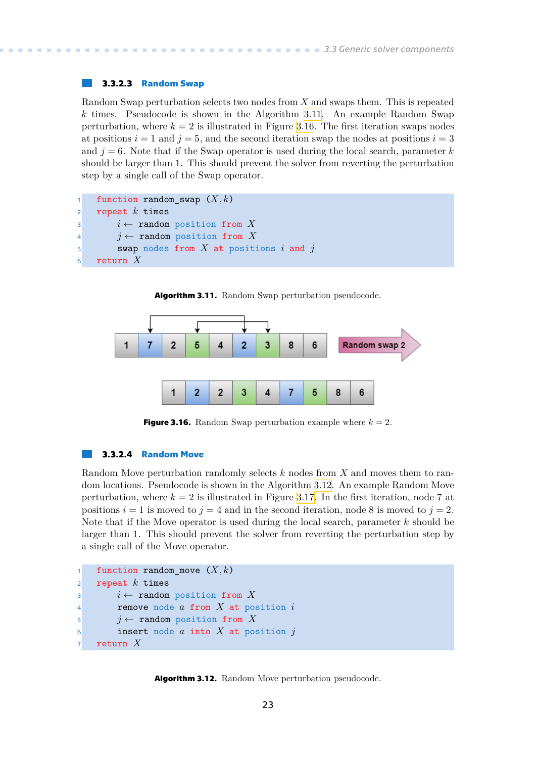#### 3.3.2.3 Random Swap

Random Swap perturbation selects two nodes from $X$ and swaps them. This is repeated $k$ times. Pseudocode is shown in the Algorithm 3.11. An example Random Swap perturbation, where $k = 2$ is illustrated in Figure 3.16. The first iteration swaps nodes at positions $i = 1$ and $j = 5$, and the second iteration swap the nodes at positions $i = 3$ and $j = 6$. Note that if the Swap operator is used during the local search, parameter $k$ should be larger than 1. This should prevent the solver from reverting the perturbation step by a single call of the Swap operator.

```
1  function random_swap (X,k)
2  repeat k times
3      i ← random position from X
4      j ← random position from X
5      swap nodes from X at positions i and j
6  return X
```

**Algorithm 3.11.** Random Swap perturbation pseudocode.

| 1 | 7 | 2 | 5 | 4 | 2 | 3 | 8 | 6 |
|---|---|---|---|---|---|---|---|---|

Random swap 2

| 1 | 2 | 2 | 3 | 4 | 7 | 5 | 8 | 6 |
|---|---|---|---|---|---|---|---|---|

**Figure 3.16.** Random Swap perturbation example where $k = 2$.

#### 3.3.2.4 Random Move

Random Move perturbation randomly selects $k$ nodes from $X$ and moves them to random locations. Pseudocode is shown in the Algorithm 3.12. An example Random Move perturbation, where $k = 2$ is illustrated in Figure 3.17. In the first iteration, node 7 at positions $i = 1$ is moved to $j = 4$ and in the second iteration, node 8 is moved to $j = 2$. Note that if the Move operator is used during the local search, parameter $k$ should be larger than 1. This should prevent the solver from reverting the perturbation step by a single call of the Move operator.

```
1  function random_move (X,k)
2  repeat k times
3      i ← random position from X
4      remove node a from X at position i
5      j ← random position from X
6      insert node a into X at position j
7  return X
```

**Algorithm 3.12.** Random Move perturbation pseudocode.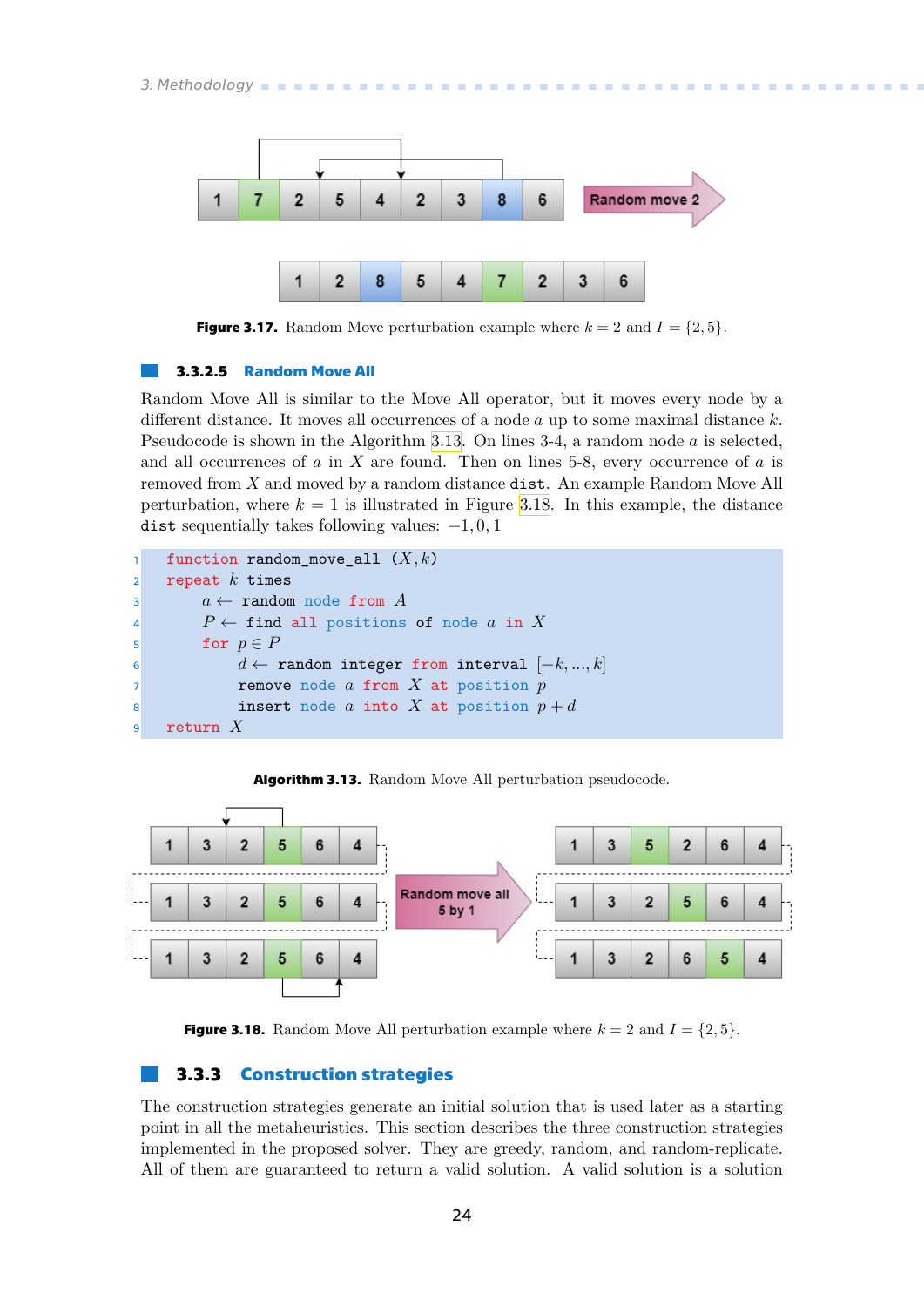Figure 3.17. Random Move perturbation example where $k = 2$ and $I = \{2, 5\}$.

### 3.3.2.5 Random Move All

Random Move All is similar to the Move All operator, but it moves every node by a different distance. It moves all occurrences of a node $a$ up to some maximal distance $k$. Pseudocode is shown in the Algorithm 3.13. On lines 3-4, a random node $a$ is selected, and all occurrences of $a$ in $X$ are found. Then on lines 5-8, every occurrence of $a$ is removed from $X$ and moved by a random distance `dist`. An example Random Move All perturbation, where $k = 1$ is illustrated in Figure 3.18. In this example, the distance `dist` sequentially takes following values: $-1, 0, 1$

```
1  function random_move_all (X, k)
2  repeat k times
3      a ← random node from A
4      P ← find all positions of node a in X
5      for p ∈ P
6          d ← random integer from interval [−k, ..., k]
7          remove node a from X at position p
8          insert node a into X at position p + d
9  return X
```

Algorithm 3.13. Random Move All perturbation pseudocode.

Figure 3.18. Random Move All perturbation example where $k = 2$ and $I = \{2, 5\}$.

## 3.3.3 Construction strategies

The construction strategies generate an initial solution that is used later as a starting point in all the metaheuristics. This section describes the three construction strategies implemented in the proposed solver. They are greedy, random, and random-replicate. All of them are guaranteed to return a valid solution. A valid solution is a solution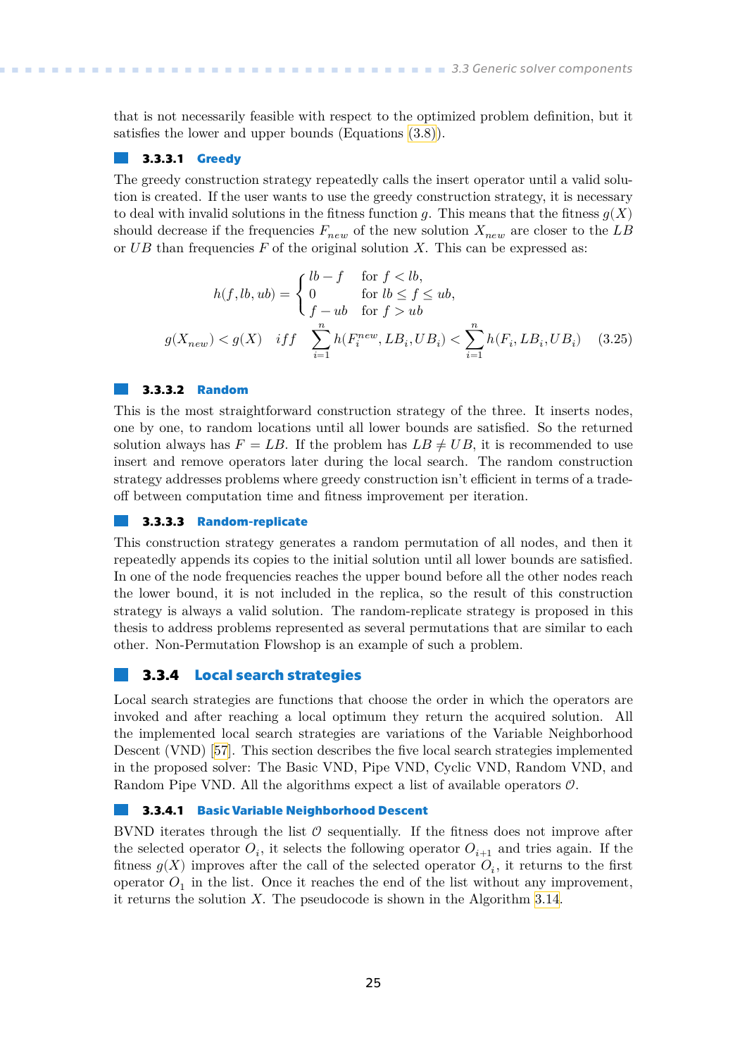that is not necessarily feasible with respect to the optimized problem definition, but it satisfies the lower and upper bounds (Equations (3.8)).

#### 3.3.3.1 Greedy

The greedy construction strategy repeatedly calls the insert operator until a valid solution is created. If the user wants to use the greedy construction strategy, it is necessary to deal with invalid solutions in the fitness function $g$. This means that the fitness $g(X)$ should decrease if the frequencies $F_{new}$ of the new solution $X_{new}$ are closer to the $LB$ or $UB$ than frequencies $F$ of the original solution $X$. This can be expressed as:

$$h(f, lb, ub) = \begin{cases} lb - f & \text{for } f < lb, \\ 0 & \text{for } lb \leq f \leq ub, \\ f - ub & \text{for } f > ub \end{cases}$$

$$g(X_{new}) < g(X) \quad iff \quad \sum_{i=1}^{n} h(F_i^{new}, LB_i, UB_i) < \sum_{i=1}^{n} h(F_i, LB_i, UB_i) \tag{3.25}$$

#### 3.3.3.2 Random

This is the most straightforward construction strategy of the three. It inserts nodes, one by one, to random locations until all lower bounds are satisfied. So the returned solution always has $F = LB$. If the problem has $LB \neq UB$, it is recommended to use insert and remove operators later during the local search. The random construction strategy addresses problems where greedy construction isn't efficient in terms of a trade-off between computation time and fitness improvement per iteration.

#### 3.3.3.3 Random-replicate

This construction strategy generates a random permutation of all nodes, and then it repeatedly appends its copies to the initial solution until all lower bounds are satisfied. In one of the node frequencies reaches the upper bound before all the other nodes reach the lower bound, it is not included in the replica, so the result of this construction strategy is always a valid solution. The random-replicate strategy is proposed in this thesis to address problems represented as several permutations that are similar to each other. Non-Permutation Flowshop is an example of such a problem.

### 3.3.4 Local search strategies

Local search strategies are functions that choose the order in which the operators are invoked and after reaching a local optimum they return the acquired solution. All the implemented local search strategies are variations of the Variable Neighborhood Descent (VND) [57]. This section describes the five local search strategies implemented in the proposed solver: The Basic VND, Pipe VND, Cyclic VND, Random VND, and Random Pipe VND. All the algorithms expect a list of available operators $\mathcal{O}$.

#### 3.3.4.1 Basic Variable Neighborhood Descent

BVND iterates through the list $\mathcal{O}$ sequentially. If the fitness does not improve after the selected operator $O_i$, it selects the following operator $O_{i+1}$ and tries again. If the fitness $g(X)$ improves after the call of the selected operator $O_i$, it returns to the first operator $O_1$ in the list. Once it reaches the end of the list without any improvement, it returns the solution $X$. The pseudocode is shown in the Algorithm 3.14.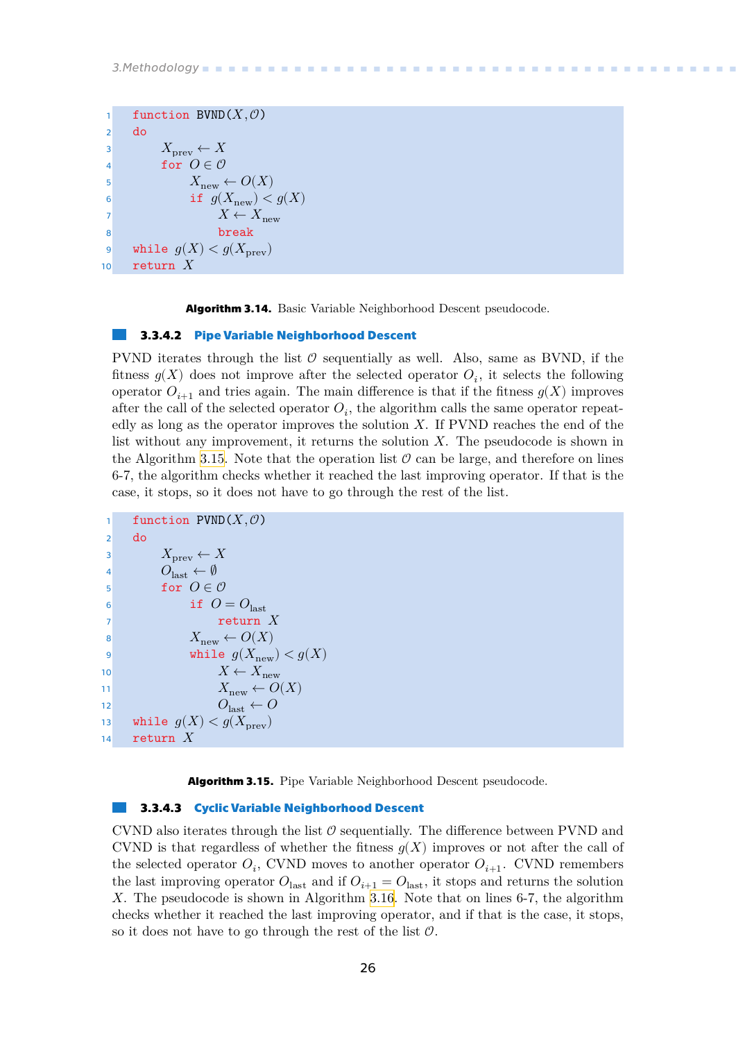```
1  function BVND(X, 𝒪)
2  do
3      X_prev ← X
4      for O ∈ 𝒪
5          X_new ← O(X)
6          if g(X_new) < g(X)
7              X ← X_new
8              break
9  while g(X) < g(X_prev)
10 return X
```

**Algorithm 3.14.** Basic Variable Neighborhood Descent pseudocode.

### 3.3.4.2 Pipe Variable Neighborhood Descent

PVND iterates through the list $\mathcal{O}$ sequentially as well. Also, same as BVND, if the fitness $g(X)$ does not improve after the selected operator $O_i$, it selects the following operator $O_{i+1}$ and tries again. The main difference is that if the fitness $g(X)$ improves after the call of the selected operator $O_i$, the algorithm calls the same operator repeatedly as long as the operator improves the solution $X$. If PVND reaches the end of the list without any improvement, it returns the solution $X$. The pseudocode is shown in the Algorithm 3.15. Note that the operation list $\mathcal{O}$ can be large, and therefore on lines 6-7, the algorithm checks whether it reached the last improving operator. If that is the case, it stops, so it does not have to go through the rest of the list.

```
1  function PVND(X, 𝒪)
2  do
3      X_prev ← X
4      O_last ← ∅
5      for O ∈ 𝒪
6          if O = O_last
7              return X
8          X_new ← O(X)
9          while g(X_new) < g(X)
10             X ← X_new
11             X_new ← O(X)
12             O_last ← O
13 while g(X) < g(X_prev)
14 return X
```

**Algorithm 3.15.** Pipe Variable Neighborhood Descent pseudocode.

### 3.3.4.3 Cyclic Variable Neighborhood Descent

CVND also iterates through the list $\mathcal{O}$ sequentially. The difference between PVND and CVND is that regardless of whether the fitness $g(X)$ improves or not after the call of the selected operator $O_i$, CVND moves to another operator $O_{i+1}$. CVND remembers the last improving operator $O_{\text{last}}$ and if $O_{i+1} = O_{\text{last}}$, it stops and returns the solution $X$. The pseudocode is shown in Algorithm 3.16. Note that on lines 6-7, the algorithm checks whether it reached the last improving operator, and if that is the case, it stops, so it does not have to go through the rest of the list $\mathcal{O}$.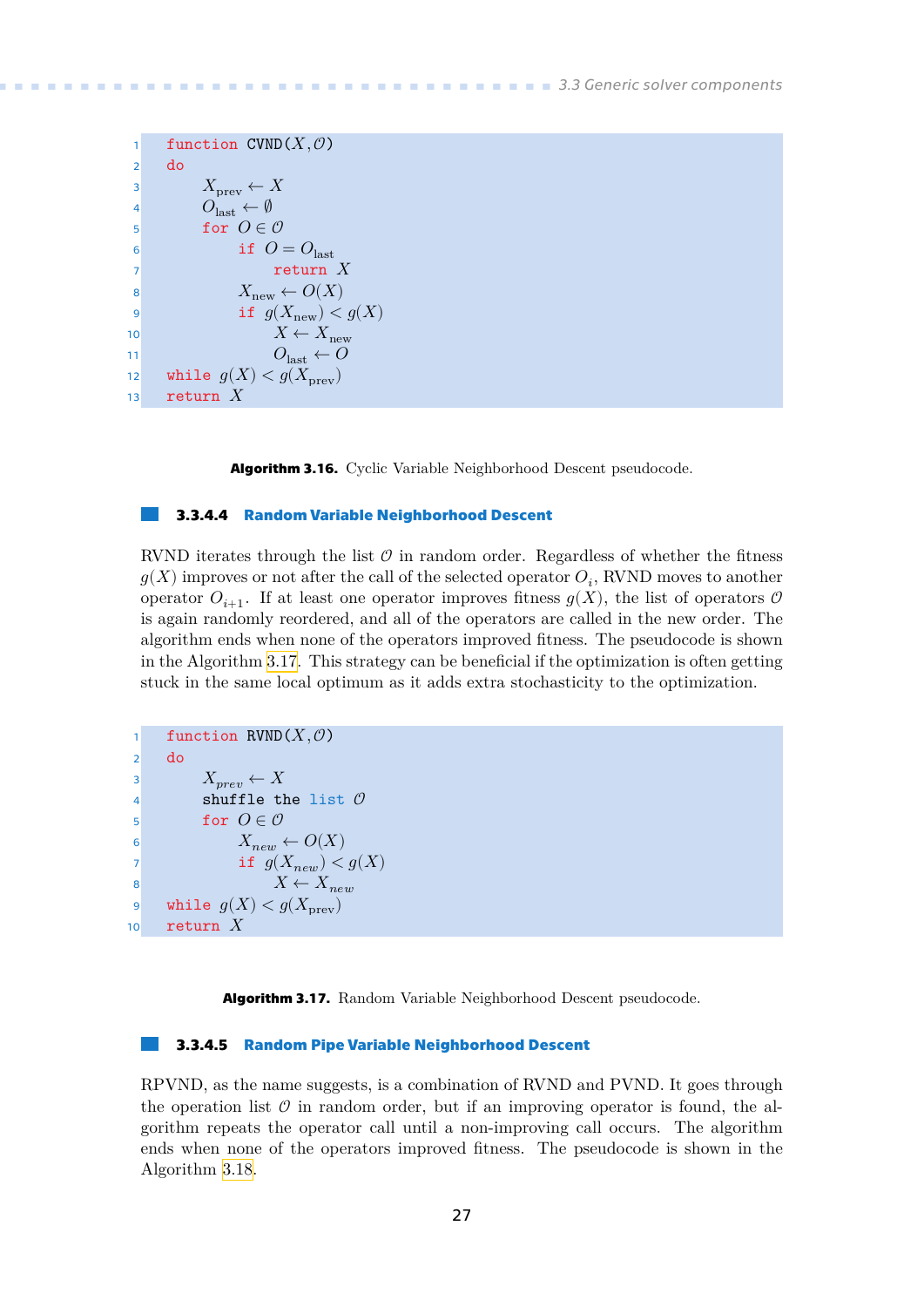```
function CVND(X, 𝒪)
do
    X_prev ← X
    O_last ← ∅
    for O ∈ 𝒪
        if O = O_last
            return X
        X_new ← O(X)
        if g(X_new) < g(X)
            X ← X_new
            O_last ← O
while g(X) < g(X_prev)
return X
```

**Algorithm 3.16.** Cyclic Variable Neighborhood Descent pseudocode.

### 3.3.4.4 Random Variable Neighborhood Descent

RVND iterates through the list $\mathcal{O}$ in random order. Regardless of whether the fitness $g(X)$ improves or not after the call of the selected operator $O_i$, RVND moves to another operator $O_{i+1}$. If at least one operator improves fitness $g(X)$, the list of operators $\mathcal{O}$ is again randomly reordered, and all of the operators are called in the new order. The algorithm ends when none of the operators improved fitness. The pseudocode is shown in the Algorithm 3.17. This strategy can be beneficial if the optimization is often getting stuck in the same local optimum as it adds extra stochasticity to the optimization.

```
function RVND(X, 𝒪)
do
    X_prev ← X
    shuffle the list 𝒪
    for O ∈ 𝒪
        X_new ← O(X)
        if g(X_new) < g(X)
            X ← X_new
while g(X) < g(X_prev)
return X
```

**Algorithm 3.17.** Random Variable Neighborhood Descent pseudocode.

### 3.3.4.5 Random Pipe Variable Neighborhood Descent

RPVND, as the name suggests, is a combination of RVND and PVND. It goes through the operation list $\mathcal{O}$ in random order, but if an improving operator is found, the algorithm repeats the operator call until a non-improving call occurs. The algorithm ends when none of the operators improved fitness. The pseudocode is shown in the Algorithm 3.18.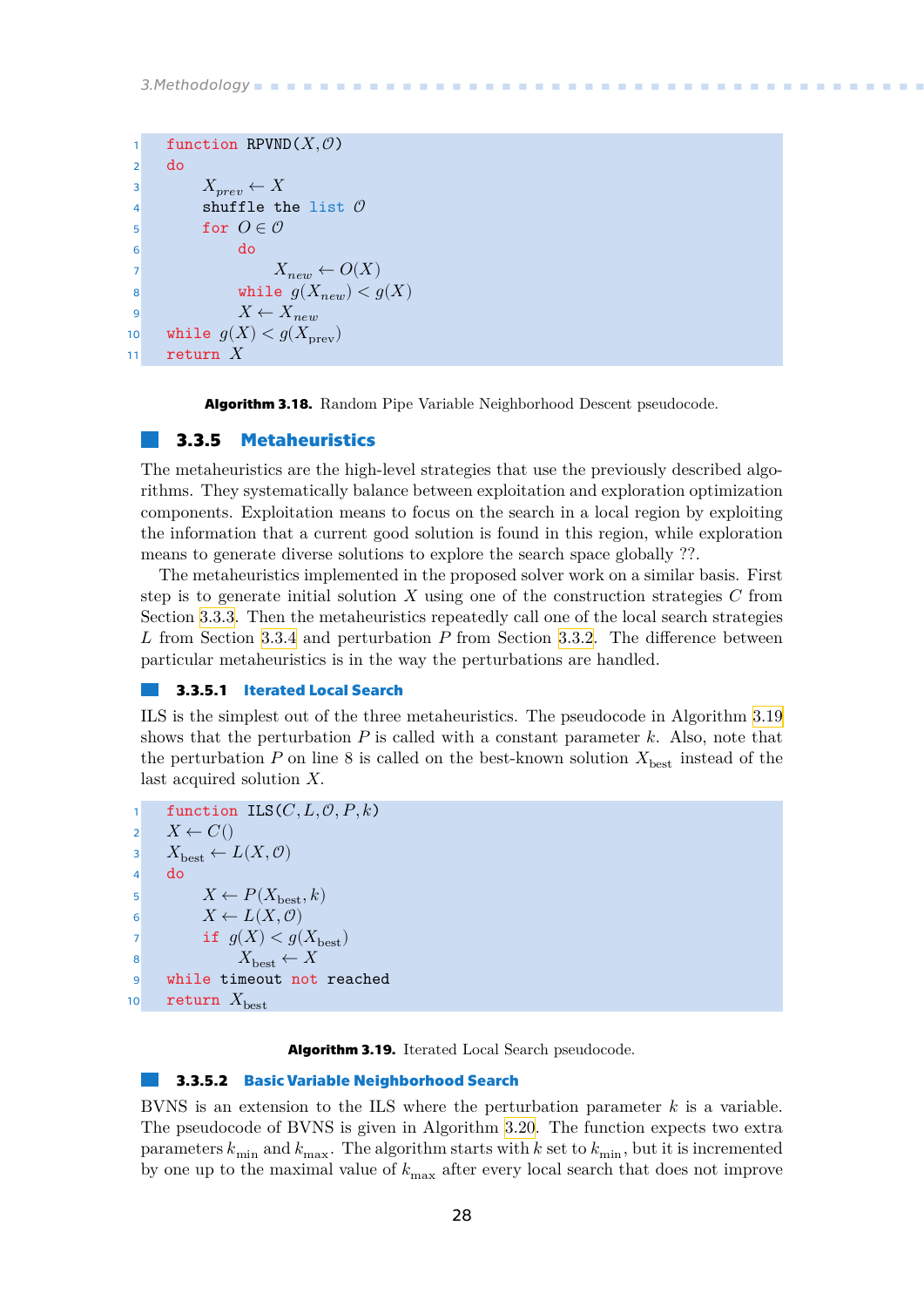```
function RPVND(X, 𝒪)
do
    X_prev ← X
    shuffle the list 𝒪
    for O ∈ 𝒪
        do
            X_new ← O(X)
        while g(X_new) < g(X)
        X ← X_new
while g(X) < g(X_prev)
return X
```

**Algorithm 3.18.** Random Pipe Variable Neighborhood Descent pseudocode.

### 3.3.5 Metaheuristics

The metaheuristics are the high-level strategies that use the previously described algorithms. They systematically balance between exploitation and exploration optimization components. Exploitation means to focus on the search in a local region by exploiting the information that a current good solution is found in this region, while exploration means to generate diverse solutions to explore the search space globally ??.

The metaheuristics implemented in the proposed solver work on a similar basis. First step is to generate initial solution $X$ using one of the construction strategies $C$ from Section 3.3.3. Then the metaheuristics repeatedly call one of the local search strategies $L$ from Section 3.3.4 and perturbation $P$ from Section 3.3.2. The difference between particular metaheuristics is in the way the perturbations are handled.

#### 3.3.5.1 Iterated Local Search

ILS is the simplest out of the three metaheuristics. The pseudocode in Algorithm 3.19 shows that the perturbation $P$ is called with a constant parameter $k$. Also, note that the perturbation $P$ on line 8 is called on the best-known solution $X_{\text{best}}$ instead of the last acquired solution $X$.

```
function ILS(C, L, 𝒪, P, k)
X ← C()
X_best ← L(X, 𝒪)
do
    X ← P(X_best, k)
    X ← L(X, 𝒪)
    if g(X) < g(X_best)
        X_best ← X
while timeout not reached
return X_best
```

**Algorithm 3.19.** Iterated Local Search pseudocode.

#### 3.3.5.2 Basic Variable Neighborhood Search

BVNS is an extension to the ILS where the perturbation parameter $k$ is a variable. The pseudocode of BVNS is given in Algorithm 3.20. The function expects two extra parameters $k_{\text{min}}$ and $k_{\text{max}}$. The algorithm starts with $k$ set to $k_{\text{min}}$, but it is incremented by one up to the maximal value of $k_{\text{max}}$ after every local search that does not improve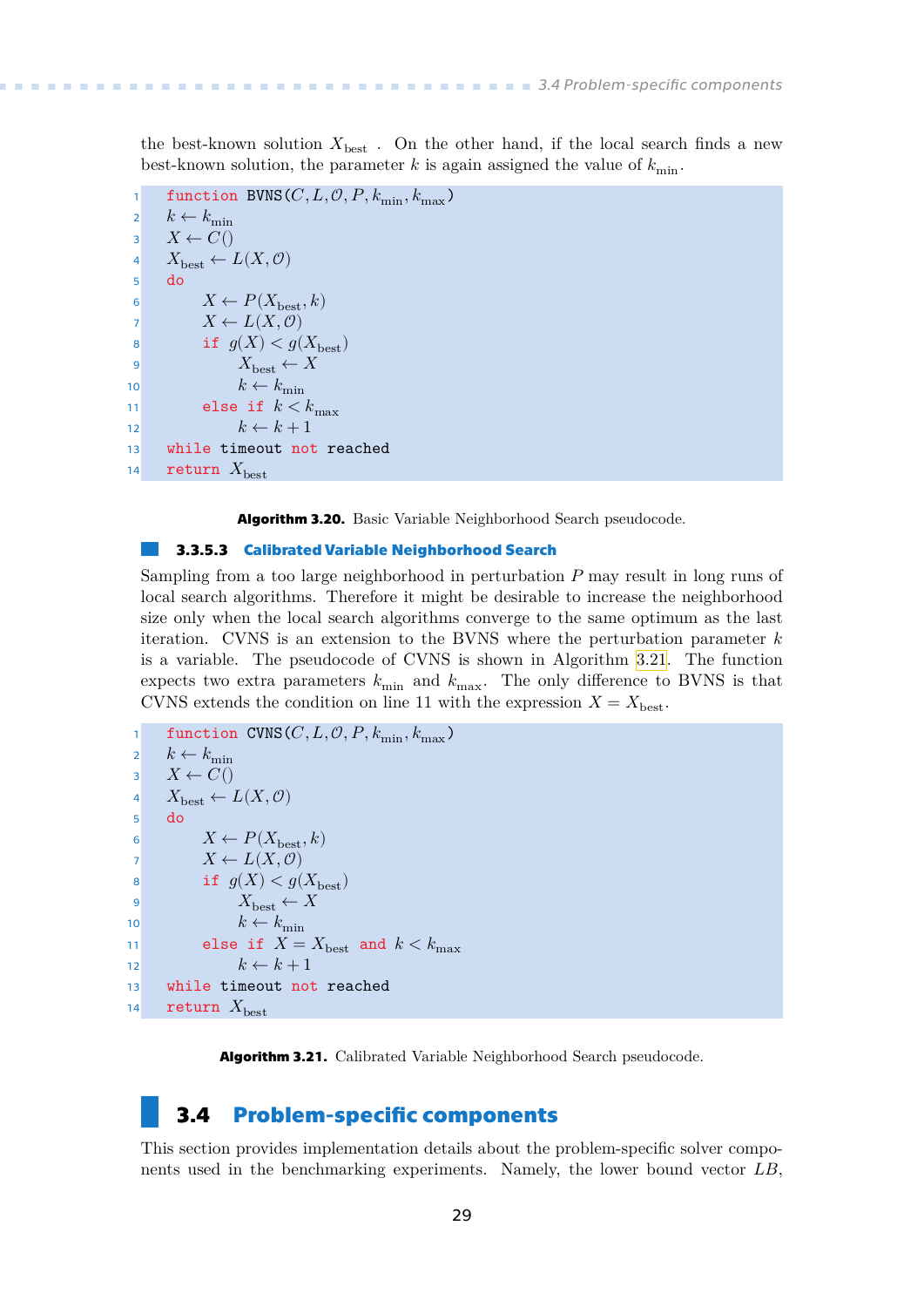the best-known solution $X_{\text{best}}$ . On the other hand, if the local search finds a new best-known solution, the parameter $k$ is again assigned the value of $k_{\text{min}}$.

```
1  function BVNS(C, L, O, P, k_min, k_max)
2    k ← k_min
3    X ← C()
4    X_best ← L(X, O)
5    do
6      X ← P(X_best, k)
7      X ← L(X, O)
8      if g(X) < g(X_best)
9        X_best ← X
10       k ← k_min
11     else if k < k_max
12       k ← k + 1
13   while timeout not reached
14   return X_best
```

**Algorithm 3.20.** Basic Variable Neighborhood Search pseudocode.

### 3.3.5.3 Calibrated Variable Neighborhood Search

Sampling from a too large neighborhood in perturbation $P$ may result in long runs of local search algorithms. Therefore it might be desirable to increase the neighborhood size only when the local search algorithms converge to the same optimum as the last iteration. CVNS is an extension to the BVNS where the perturbation parameter $k$ is a variable. The pseudocode of CVNS is shown in Algorithm 3.21. The function expects two extra parameters $k_{\text{min}}$ and $k_{\text{max}}$. The only difference to BVNS is that CVNS extends the condition on line 11 with the expression $X = X_{\text{best}}$.

```
1  function CVNS(C, L, O, P, k_min, k_max)
2    k ← k_min
3    X ← C()
4    X_best ← L(X, O)
5    do
6      X ← P(X_best, k)
7      X ← L(X, O)
8      if g(X) < g(X_best)
9        X_best ← X
10       k ← k_min
11     else if X = X_best and k < k_max
12       k ← k + 1
13   while timeout not reached
14   return X_best
```

**Algorithm 3.21.** Calibrated Variable Neighborhood Search pseudocode.

## 3.4 Problem-specific components

This section provides implementation details about the problem-specific solver components used in the benchmarking experiments. Namely, the lower bound vector $LB$,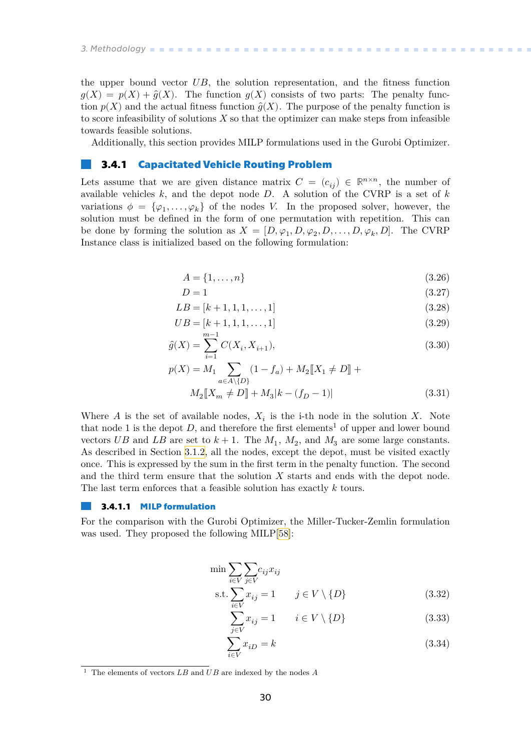the upper bound vector $UB$, the solution representation, and the fitness function $g(X) = p(X) + \hat{g}(X)$. The function $g(X)$ consists of two parts: The penalty function $p(X)$ and the actual fitness function $\hat{g}(X)$. The purpose of the penalty function is to score infeasibility of solutions $X$ so that the optimizer can make steps from infeasible towards feasible solutions.

Additionally, this section provides MILP formulations used in the Gurobi Optimizer.

### 3.4.1 Capacitated Vehicle Routing Problem

Lets assume that we are given distance matrix $C = (c_{ij}) \in \mathbb{R}^{n \times n}$, the number of available vehicles $k$, and the depot node $D$. A solution of the CVRP is a set of $k$ variations $\phi = \{\varphi_1, \dots, \varphi_k\}$ of the nodes $V$. In the proposed solver, however, the solution must be defined in the form of one permutation with repetition. This can be done by forming the solution as $X = [D, \varphi_1, D, \varphi_2, D, \dots, D, \varphi_k, D]$. The CVRP Instance class is initialized based on the following formulation:

$$A = \{1, \dots, n\} \tag{3.26}$$

$$D = 1 \tag{3.27}$$

$$LB = [k+1, 1, 1, \dots, 1] \tag{3.28}$$

$$UB = [k+1, 1, 1, \dots, 1] \tag{3.29}$$

$$\hat{g}(X) = \sum_{i=1}^{m-1} C(X_i, X_{i+1}), \tag{3.30}$$

$$p(X) = M_1 \sum_{a \in A \setminus \{D\}} (1 - f_a) + M_2 [\![X_1 \neq D]\!] + M_2 [\![X_m \neq D]\!] + M_3 |k - (f_D - 1)| \tag{3.31}$$

Where $A$ is the set of available nodes, $X_i$ is the i-th node in the solution $X$. Note that node 1 is the depot $D$, and therefore the first elements[1] of upper and lower bound vectors $UB$ and $LB$ are set to $k+1$. The $M_1$, $M_2$, and $M_3$ are some large constants. As described in Section 3.1.2, all the nodes, except the depot, must be visited exactly once. This is expressed by the sum in the first term in the penalty function. The second and the third term ensure that the solution $X$ starts and ends with the depot node. The last term enforces that a feasible solution has exactly $k$ tours.

#### 3.4.1.1 MILP formulation

For the comparison with the Gurobi Optimizer, the Miller-Tucker-Zemlin formulation was used. They proposed the following MILP[58]:

$$\min \sum_{i \in V} \sum_{j \in V} c_{ij} x_{ij}$$

$$\text{s.t.} \sum_{i \in V} x_{ij} = 1 \qquad j \in V \setminus \{D\} \tag{3.32}$$

$$\sum_{j \in V} x_{ij} = 1 \qquad i \in V \setminus \{D\} \tag{3.33}$$

$$\sum_{i \in V} x_{iD} = k \tag{3.34}$$

[1] The elements of vectors $LB$ and $UB$ are indexed by the nodes $A$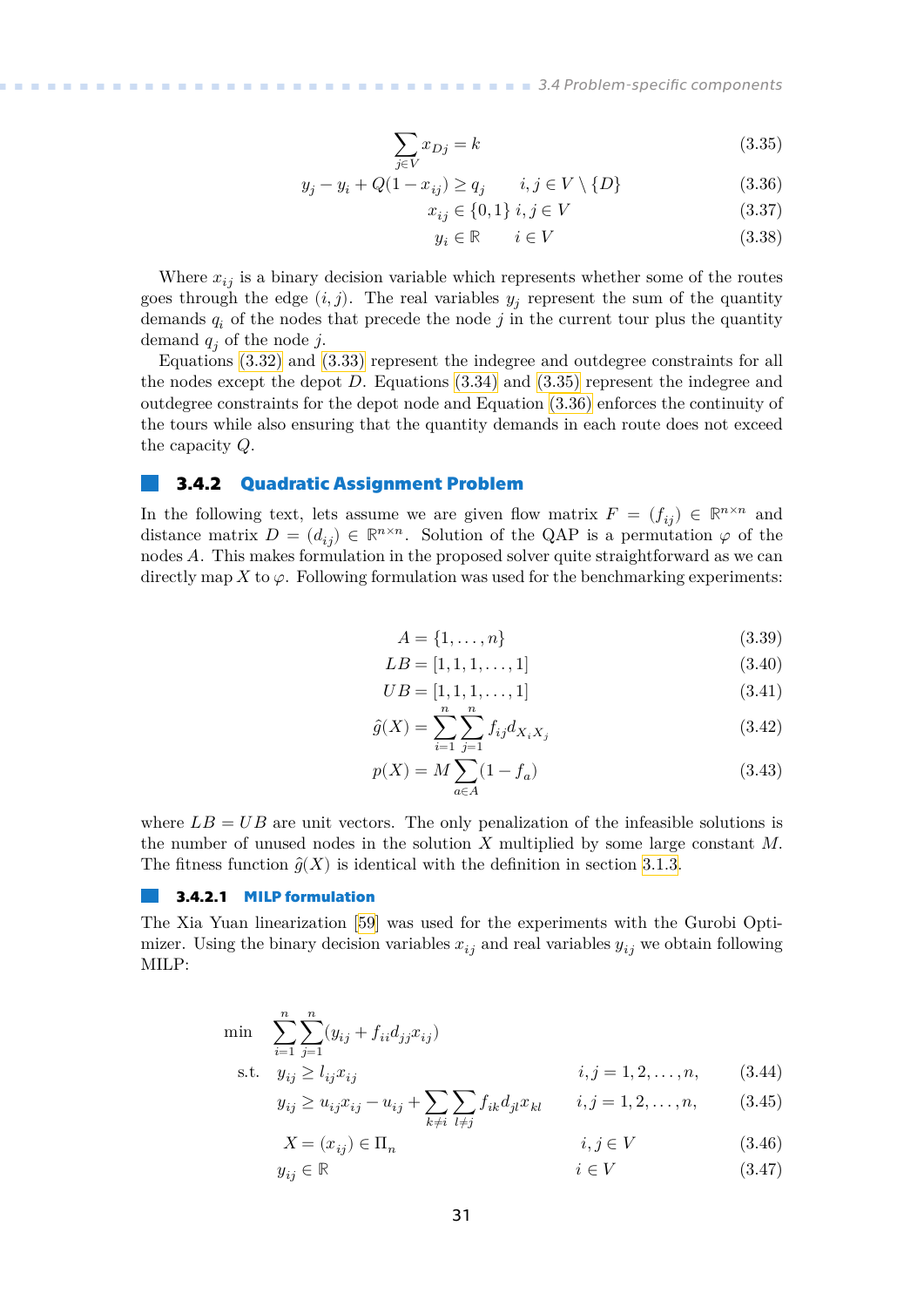$$\sum_{j \in V} x_{Dj} = k \tag{3.35}$$

$$y_j - y_i + Q(1 - x_{ij}) \geq q_j \qquad i, j \in V \setminus \{D\} \tag{3.36}$$

$$x_{ij} \in \{0, 1\} \; i, j \in V \tag{3.37}$$

$$y_i \in \mathbb{R} \qquad i \in V \tag{3.38}$$

Where $x_{ij}$ is a binary decision variable which represents whether some of the routes goes through the edge $(i, j)$. The real variables $y_j$ represent the sum of the quantity demands $q_i$ of the nodes that precede the node $j$ in the current tour plus the quantity demand $q_j$ of the node $j$.

Equations (3.32) and (3.33) represent the indegree and outdegree constraints for all the nodes except the depot $D$. Equations (3.34) and (3.35) represent the indegree and outdegree constraints for the depot node and Equation (3.36) enforces the continuity of the tours while also ensuring that the quantity demands in each route does not exceed the capacity $Q$.

### 3.4.2 Quadratic Assignment Problem

In the following text, lets assume we are given flow matrix $F = (f_{ij}) \in \mathbb{R}^{n \times n}$ and distance matrix $D = (d_{ij}) \in \mathbb{R}^{n \times n}$. Solution of the QAP is a permutation $\varphi$ of the nodes $A$. This makes formulation in the proposed solver quite straightforward as we can directly map $X$ to $\varphi$. Following formulation was used for the benchmarking experiments:

$$A = \{1, \ldots, n\} \tag{3.39}$$

$$LB = [1, 1, 1, \ldots, 1] \tag{3.40}$$

$$UB = [1, 1, 1, \ldots, 1] \tag{3.41}$$

$$\hat{g}(X) = \sum_{i=1}^{n} \sum_{j=1}^{n} f_{ij} d_{X_i X_j} \tag{3.42}$$

$$p(X) = M \sum_{a \in A} (1 - f_a) \tag{3.43}$$

where $LB = UB$ are unit vectors. The only penalization of the infeasible solutions is the number of unused nodes in the solution $X$ multiplied by some large constant $M$. The fitness function $\hat{g}(X)$ is identical with the definition in section 3.1.3.

#### 3.4.2.1 MILP formulation

The Xia Yuan linearization [59] was used for the experiments with the Gurobi Optimizer. Using the binary decision variables $x_{ij}$ and real variables $y_{ij}$ we obtain following MILP:

$$\min \quad \sum_{i=1}^{n} \sum_{j=1}^{n} (y_{ij} + f_{ii} d_{jj} x_{ij})$$

$$\text{s.t.} \quad y_{ij} \geq l_{ij} x_{ij} \qquad i, j = 1, 2, \ldots, n, \tag{3.44}$$

$$y_{ij} \geq u_{ij} x_{ij} - u_{ij} + \sum_{k \neq i} \sum_{l \neq j} f_{ik} d_{jl} x_{kl} \qquad i, j = 1, 2, \ldots, n, \tag{3.45}$$

$$X = (x_{ij}) \in \Pi_n \qquad i, j \in V \tag{3.46}$$

$$y_{ij} \in \mathbb{R} \qquad i \in V \tag{3.47}$$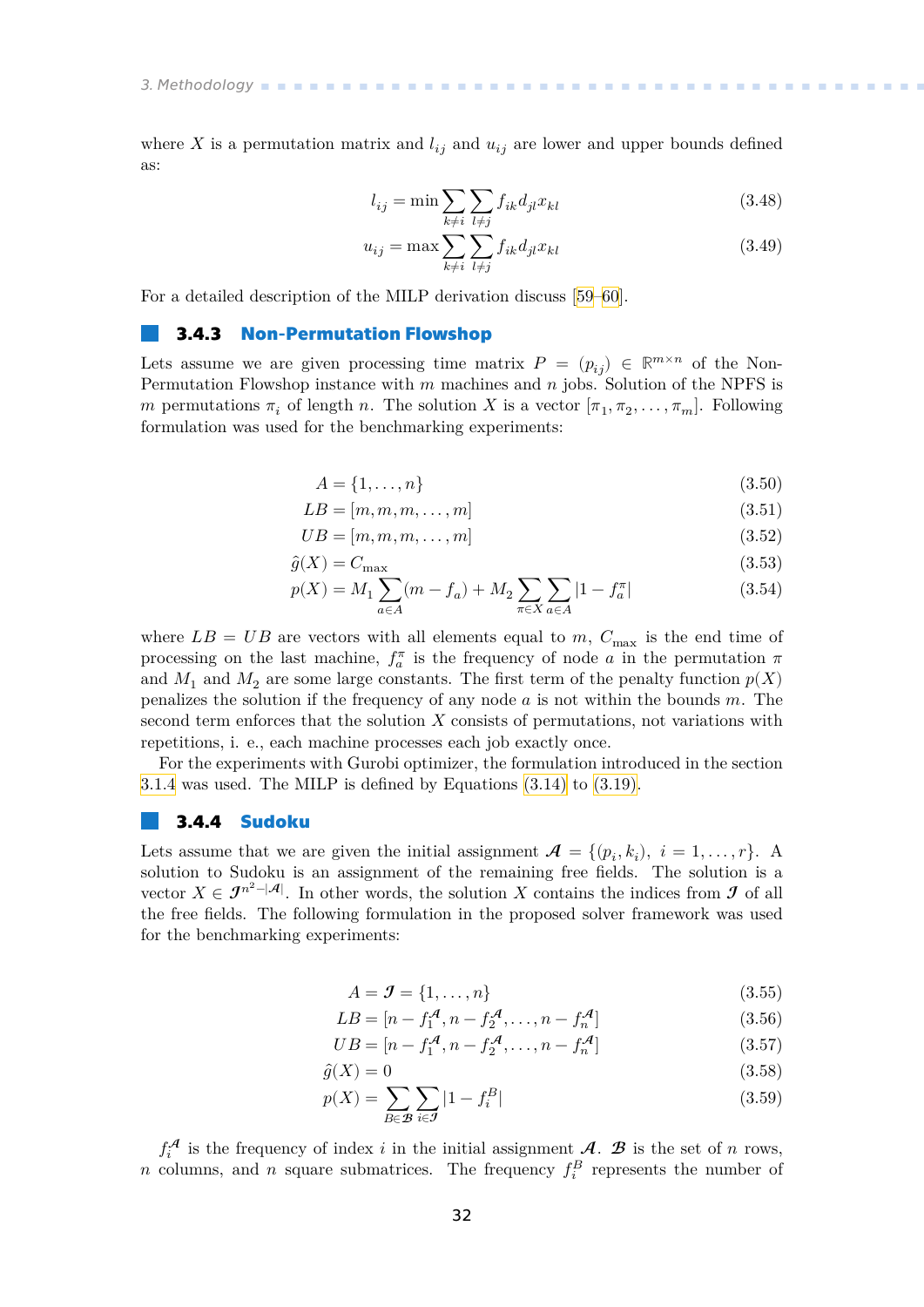where $X$ is a permutation matrix and $l_{ij}$ and $u_{ij}$ are lower and upper bounds defined as:

$$l_{ij} = \min \sum_{k \neq i} \sum_{l \neq j} f_{ik} d_{jl} x_{kl} \tag{3.48}$$

$$u_{ij} = \max \sum_{k \neq i} \sum_{l \neq j} f_{ik} d_{jl} x_{kl} \tag{3.49}$$

For a detailed description of the MILP derivation discuss [59–60].

### 3.4.3 Non-Permutation Flowshop

Lets assume we are given processing time matrix $P = (p_{ij}) \in \mathbb{R}^{m \times n}$ of the Non-Permutation Flowshop instance with $m$ machines and $n$ jobs. Solution of the NPFS is $m$ permutations $\pi_i$ of length $n$. The solution $X$ is a vector $[\pi_1, \pi_2, \ldots, \pi_m]$. Following formulation was used for the benchmarking experiments:

$$A = \{1, \ldots, n\} \tag{3.50}$$

$$LB = [m, m, m, \ldots, m] \tag{3.51}$$

$$UB = [m, m, m, \ldots, m] \tag{3.52}$$

$$\hat{g}(X) = C_{\max} \tag{3.53}$$

$$p(X) = M_1 \sum_{a \in A} (m - f_a) + M_2 \sum_{\pi \in X} \sum_{a \in A} |1 - f_a^{\pi}| \tag{3.54}$$

where $LB = UB$ are vectors with all elements equal to $m$, $C_{\max}$ is the end time of processing on the last machine, $f_a^{\pi}$ is the frequency of node $a$ in the permutation $\pi$ and $M_1$ and $M_2$ are some large constants. The first term of the penalty function $p(X)$ penalizes the solution if the frequency of any node $a$ is not within the bounds $m$. The second term enforces that the solution $X$ consists of permutations, not variations with repetitions, i. e., each machine processes each job exactly once.

For the experiments with Gurobi optimizer, the formulation introduced in the section 3.1.4 was used. The MILP is defined by Equations (3.14) to (3.19).

### 3.4.4 Sudoku

Lets assume that we are given the initial assignment $\boldsymbol{\mathcal{A}} = \{(p_i, k_i),\ i = 1, \ldots, r\}$. A solution to Sudoku is an assignment of the remaining free fields. The solution is a vector $X \in \boldsymbol{\mathcal{I}}^{n^2 - |\boldsymbol{\mathcal{A}}|}$. In other words, the solution $X$ contains the indices from $\boldsymbol{\mathcal{I}}$ of all the free fields. The following formulation in the proposed solver framework was used for the benchmarking experiments:

$$A = \boldsymbol{\mathcal{I}} = \{1, \ldots, n\} \tag{3.55}$$

$$LB = [n - f_1^{\boldsymbol{\mathcal{A}}}, n - f_2^{\boldsymbol{\mathcal{A}}}, \ldots, n - f_n^{\boldsymbol{\mathcal{A}}}] \tag{3.56}$$

$$UB = [n - f_1^{\boldsymbol{\mathcal{A}}}, n - f_2^{\boldsymbol{\mathcal{A}}}, \ldots, n - f_n^{\boldsymbol{\mathcal{A}}}] \tag{3.57}$$

$$\hat{g}(X) = 0 \tag{3.58}$$

$$p(X) = \sum_{B \in \boldsymbol{\mathcal{B}}} \sum_{i \in \boldsymbol{\mathcal{I}}} |1 - f_i^B| \tag{3.59}$$

$f_i^{\boldsymbol{\mathcal{A}}}$ is the frequency of index $i$ in the initial assignment $\boldsymbol{\mathcal{A}}$. $\boldsymbol{\mathcal{B}}$ is the set of $n$ rows, $n$ columns, and $n$ square submatrices. The frequency $f_i^B$ represents the number of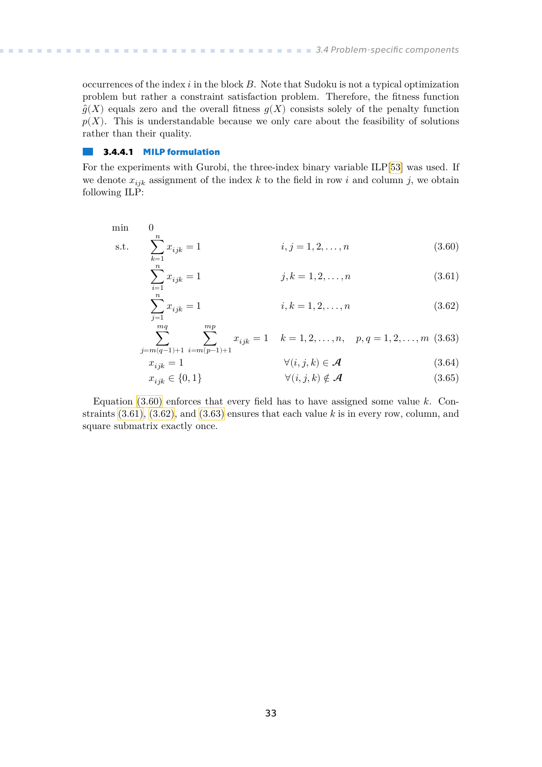occurrences of the index $i$ in the block $B$. Note that Sudoku is not a typical optimization problem but rather a constraint satisfaction problem. Therefore, the fitness function $\hat{g}(X)$ equals zero and the overall fitness $g(X)$ consists solely of the penalty function $p(X)$. This is understandable because we only care about the feasibility of solutions rather than their quality.

### 3.4.4.1 MILP formulation

For the experiments with Gurobi, the three-index binary variable ILP[53] was used. If we denote $x_{ijk}$ assignment of the index $k$ to the field in row $i$ and column $j$, we obtain following ILP:

$$
\begin{aligned}
\min \quad & 0 & & \\
\text{s.t.} \quad & \sum_{k=1}^{n} x_{ijk} = 1 & & i, j = 1, 2, \ldots, n \quad (3.60) \\
& \sum_{i=1}^{n} x_{ijk} = 1 & & j, k = 1, 2, \ldots, n \quad (3.61) \\
& \sum_{j=1}^{n} x_{ijk} = 1 & & i, k = 1, 2, \ldots, n \quad (3.62) \\
& \sum_{j=m(q-1)+1}^{mq} \; \sum_{i=m(p-1)+1}^{mp} x_{ijk} = 1 & & k = 1, 2, \ldots, n, \quad p, q = 1, 2, \ldots, m \quad (3.63) \\
& x_{ijk} = 1 & & \forall (i, j, k) \in \mathcal{A} \quad (3.64) \\
& x_{ijk} \in \{0, 1\} & & \forall (i, j, k) \notin \mathcal{A} \quad (3.65)
\end{aligned}
$$

Equation (3.60) enforces that every field has to have assigned some value $k$. Constraints (3.61), (3.62), and (3.63) ensures that each value $k$ is in every row, column, and square submatrix exactly once.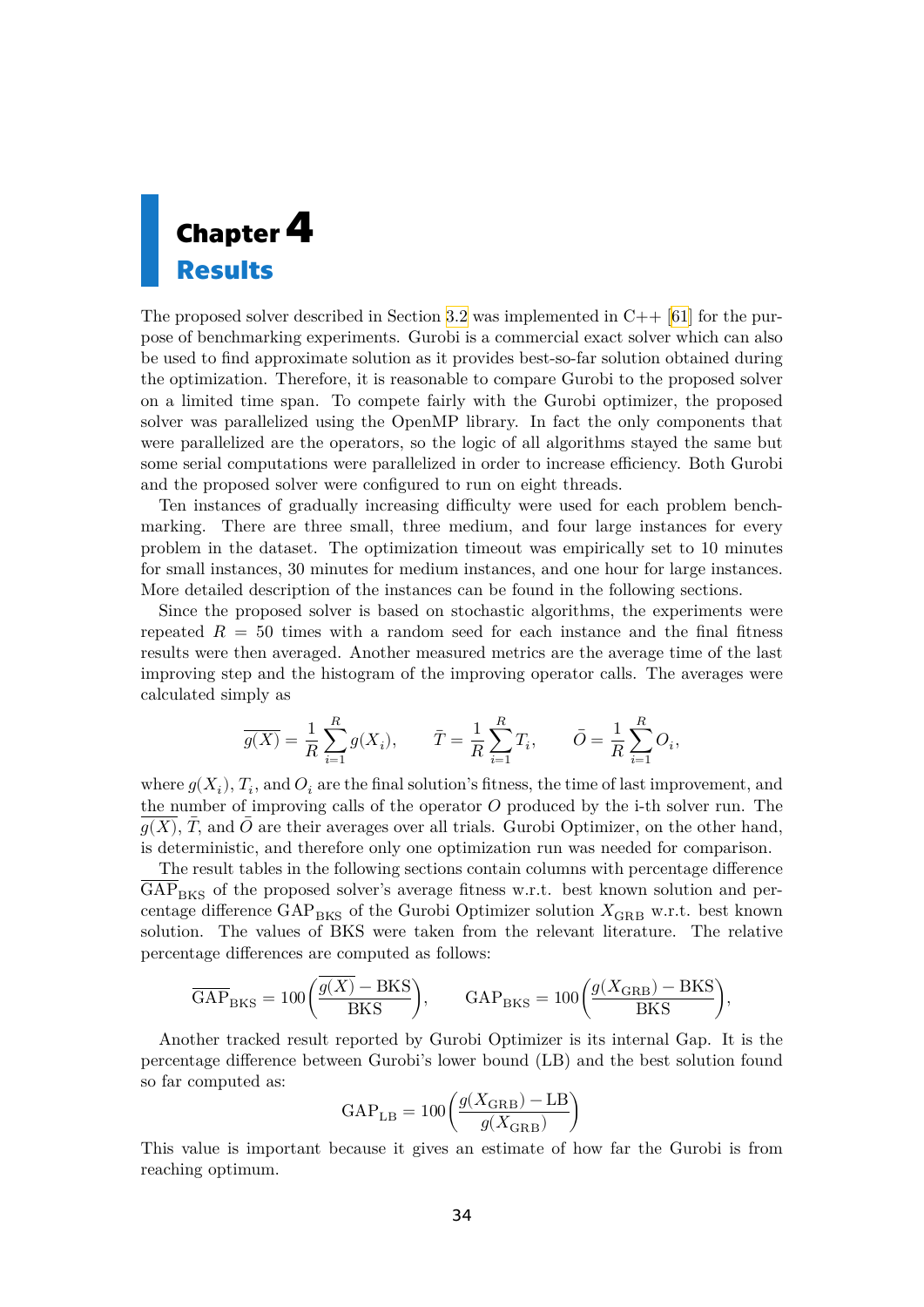# Chapter 4
# Results

The proposed solver described in Section 3.2 was implemented in C++ [61] for the purpose of benchmarking experiments. Gurobi is a commercial exact solver which can also be used to find approximate solution as it provides best-so-far solution obtained during the optimization. Therefore, it is reasonable to compare Gurobi to the proposed solver on a limited time span. To compete fairly with the Gurobi optimizer, the proposed solver was parallelized using the OpenMP library. In fact the only components that were parallelized are the operators, so the logic of all algorithms stayed the same but some serial computations were parallelized in order to increase efficiency. Both Gurobi and the proposed solver were configured to run on eight threads.

Ten instances of gradually increasing difficulty were used for each problem benchmarking. There are three small, three medium, and four large instances for every problem in the dataset. The optimization timeout was empirically set to 10 minutes for small instances, 30 minutes for medium instances, and one hour for large instances. More detailed description of the instances can be found in the following sections.

Since the proposed solver is based on stochastic algorithms, the experiments were repeated $R = 50$ times with a random seed for each instance and the final fitness results were then averaged. Another measured metrics are the average time of the last improving step and the histogram of the improving operator calls. The averages were calculated simply as

$$\overline{g(X)} = \frac{1}{R}\sum_{i=1}^{R} g(X_i), \qquad \bar{T} = \frac{1}{R}\sum_{i=1}^{R} T_i, \qquad \bar{O} = \frac{1}{R}\sum_{i=1}^{R} O_i,$$

where $g(X_i)$, $T_i$, and $O_i$ are the final solution's fitness, the time of last improvement, and the number of improving calls of the operator $O$ produced by the i-th solver run. The $\overline{g(X)}$, $\bar{T}$, and $\bar{O}$ are their averages over all trials. Gurobi Optimizer, on the other hand, is deterministic, and therefore only one optimization run was needed for comparison.

The result tables in the following sections contain columns with percentage difference $\overline{\mathrm{GAP}}_{\mathrm{BKS}}$ of the proposed solver's average fitness w.r.t. best known solution and percentage difference $\mathrm{GAP}_{\mathrm{BKS}}$ of the Gurobi Optimizer solution $X_{\mathrm{GRB}}$ w.r.t. best known solution. The values of BKS were taken from the relevant literature. The relative percentage differences are computed as follows:

$$\overline{\mathrm{GAP}}_{\mathrm{BKS}} = 100\left(\frac{\overline{g(X)} - \mathrm{BKS}}{\mathrm{BKS}}\right), \qquad \mathrm{GAP}_{\mathrm{BKS}} = 100\left(\frac{g(X_{\mathrm{GRB}}) - \mathrm{BKS}}{\mathrm{BKS}}\right),$$

Another tracked result reported by Gurobi Optimizer is its internal Gap. It is the percentage difference between Gurobi's lower bound (LB) and the best solution found so far computed as:

$$\mathrm{GAP}_{\mathrm{LB}} = 100\left(\frac{g(X_{\mathrm{GRB}}) - \mathrm{LB}}{g(X_{\mathrm{GRB}})}\right)$$

This value is important because it gives an estimate of how far the Gurobi is from reaching optimum.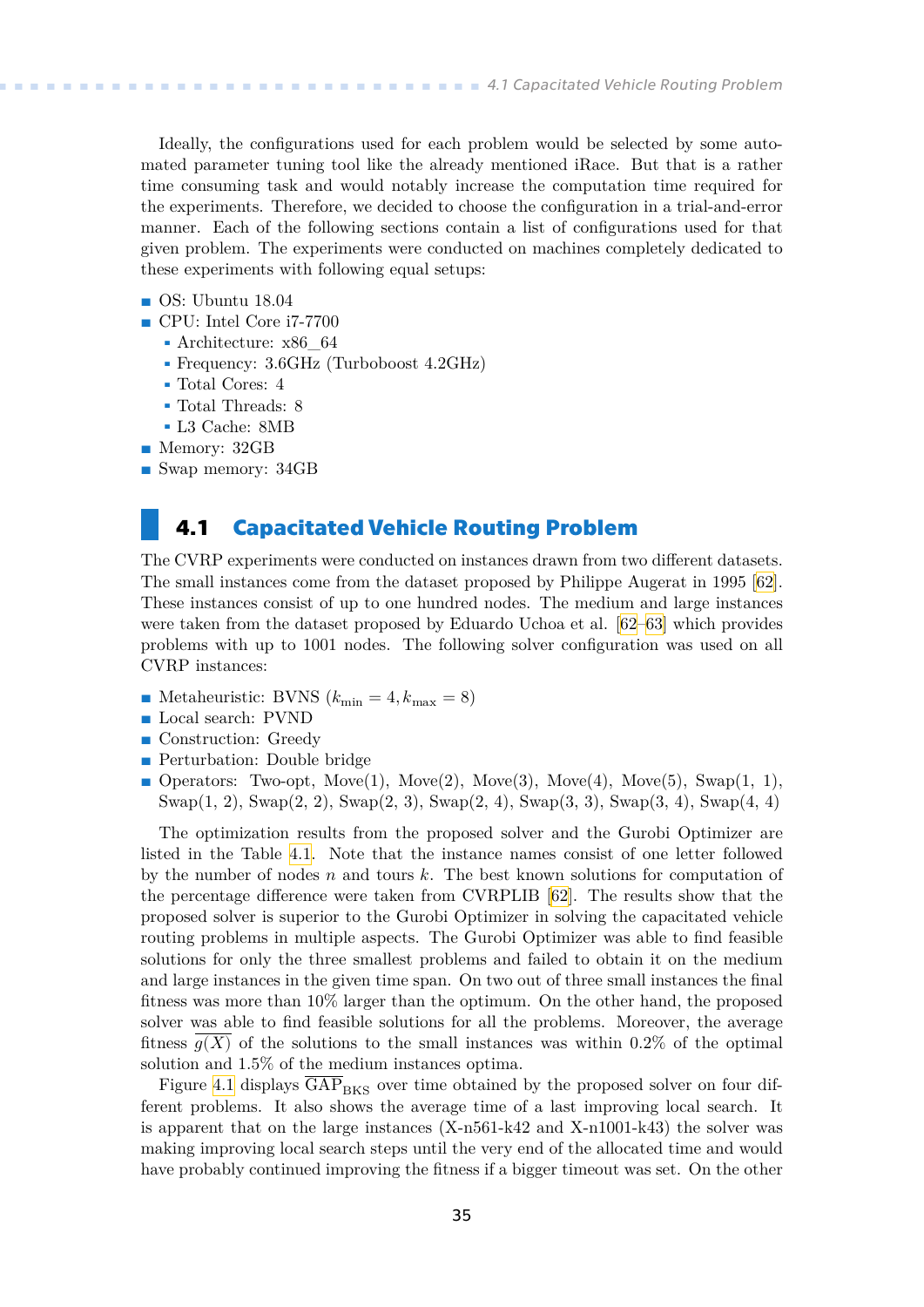Ideally, the configurations used for each problem would be selected by some automated parameter tuning tool like the already mentioned iRace. But that is a rather time consuming task and would notably increase the computation time required for the experiments. Therefore, we decided to choose the configuration in a trial-and-error manner. Each of the following sections contain a list of configurations used for that given problem. The experiments were conducted on machines completely dedicated to these experiments with following equal setups:

- OS: Ubuntu 18.04
- CPU: Intel Core i7-7700
  - Architecture: x86_64
  - Frequency: 3.6GHz (Turboboost 4.2GHz)
  - Total Cores: 4
  - Total Threads: 8
  - L3 Cache: 8MB
- Memory: 32GB
- Swap memory: 34GB

## 4.1 Capacitated Vehicle Routing Problem

The CVRP experiments were conducted on instances drawn from two different datasets. The small instances come from the dataset proposed by Philippe Augerat in 1995 [62]. These instances consist of up to one hundred nodes. The medium and large instances were taken from the dataset proposed by Eduardo Uchoa et al. [62–63] which provides problems with up to 1001 nodes. The following solver configuration was used on all CVRP instances:

- Metaheuristic: BVNS ($k_{\text{min}} = 4, k_{\text{max}} = 8$)
- Local search: PVND
- Construction: Greedy
- Perturbation: Double bridge
- Operators: Two-opt, Move(1), Move(2), Move(3), Move(4), Move(5), Swap(1, 1), Swap(1, 2), Swap(2, 2), Swap(2, 3), Swap(2, 4), Swap(3, 3), Swap(3, 4), Swap(4, 4)

The optimization results from the proposed solver and the Gurobi Optimizer are listed in the Table 4.1. Note that the instance names consist of one letter followed by the number of nodes $n$ and tours $k$. The best known solutions for computation of the percentage difference were taken from CVRPLIB [62]. The results show that the proposed solver is superior to the Gurobi Optimizer in solving the capacitated vehicle routing problems in multiple aspects. The Gurobi Optimizer was able to find feasible solutions for only the three smallest problems and failed to obtain it on the medium and large instances in the given time span. On two out of three small instances the final fitness was more than 10% larger than the optimum. On the other hand, the proposed solver was able to find feasible solutions for all the problems. Moreover, the average fitness $\overline{g(X)}$ of the solutions to the small instances was within 0.2% of the optimal solution and 1.5% of the medium instances optima.

Figure 4.1 displays $\overline{\text{GAP}}_{\text{BKS}}$ over time obtained by the proposed solver on four different problems. It also shows the average time of a last improving local search. It is apparent that on the large instances (X-n561-k42 and X-n1001-k43) the solver was making improving local search steps until the very end of the allocated time and would have probably continued improving the fitness if a bigger timeout was set. On the other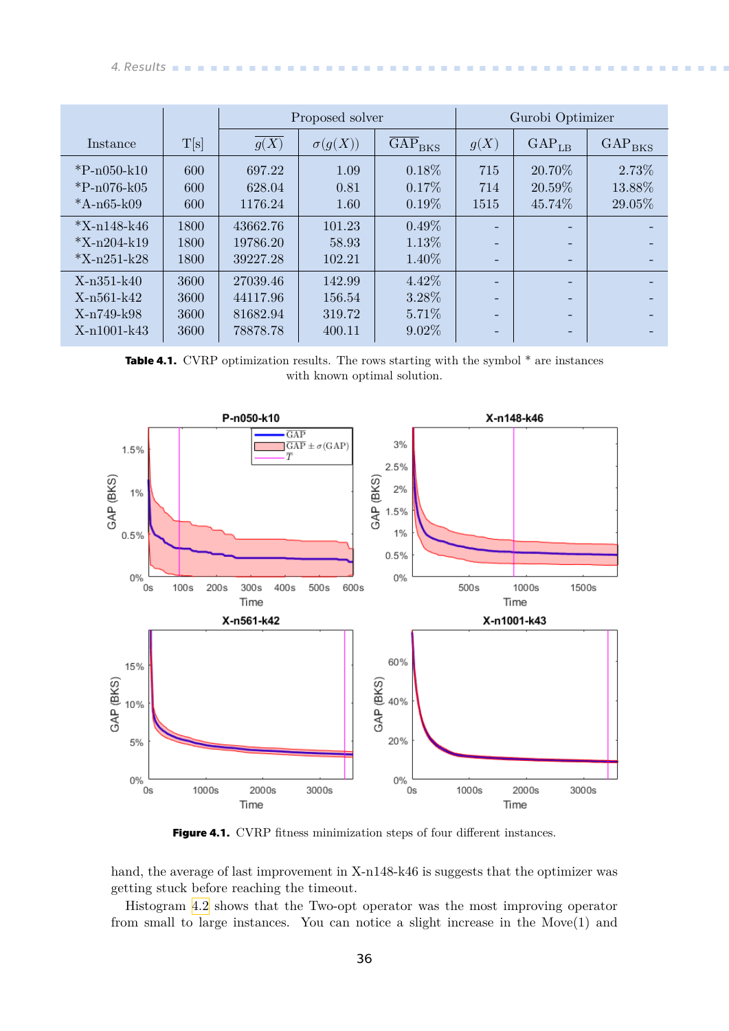| Instance | T[s] | Proposed solver | | | Gurobi Optimizer | | |
|---|---|---|---|---|---|---|---|
| | | $\overline{g(X)}$ | $\sigma(g(X))$ | $\overline{\text{GAP}}_{\text{BKS}}$ | $g(X)$ | $\text{GAP}_{\text{LB}}$ | $\text{GAP}_{\text{BKS}}$ |
| *P-n050-k10 | 600 | 697.22 | 1.09 | 0.18% | 715 | 20.70% | 2.73% |
| *P-n076-k05 | 600 | 628.04 | 0.81 | 0.17% | 714 | 20.59% | 13.88% |
| *A-n65-k09 | 600 | 1176.24 | 1.60 | 0.19% | 1515 | 45.74% | 29.05% |
| *X-n148-k46 | 1800 | 43662.76 | 101.23 | 0.49% | - | - | - |
| *X-n204-k19 | 1800 | 19786.20 | 58.93 | 1.13% | - | - | - |
| *X-n251-k28 | 1800 | 39227.28 | 102.21 | 1.40% | - | - | - |
| X-n351-k40 | 3600 | 27039.46 | 142.99 | 4.42% | - | - | - |
| X-n561-k42 | 3600 | 44117.96 | 156.54 | 3.28% | - | - | - |
| X-n749-k98 | 3600 | 81682.94 | 319.72 | 5.71% | - | - | - |
| X-n1001-k43 | 3600 | 78878.78 | 400.11 | 9.02% | - | - | - |

**Table 4.1.** CVRP optimization results. The rows starting with the symbol * are instances with known optimal solution.

**Figure 4.1.** CVRP fitness minimization steps of four different instances.

hand, the average of last improvement in X-n148-k46 is suggests that the optimizer was getting stuck before reaching the timeout.

Histogram 4.2 shows that the Two-opt operator was the most improving operator from small to large instances. You can notice a slight increase in the Move(1) and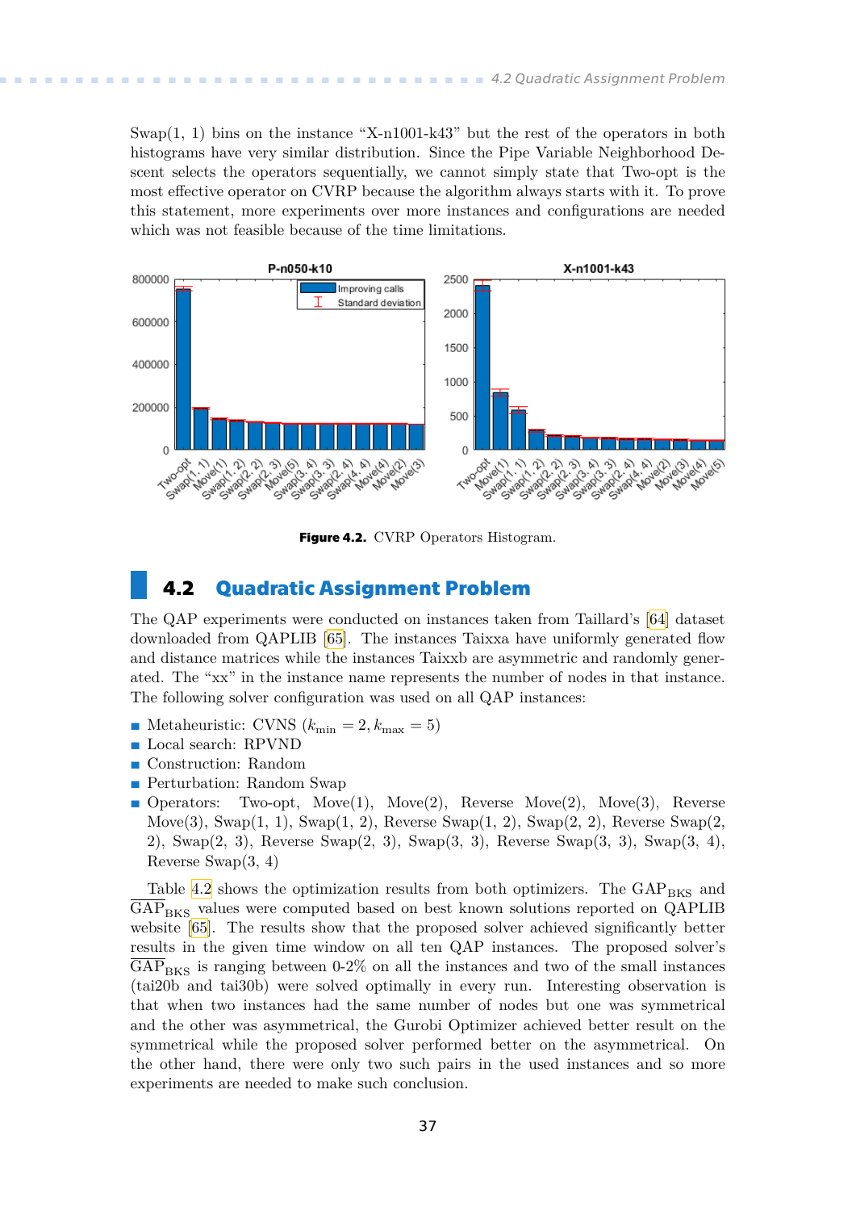Swap(1, 1) bins on the instance “X-n1001-k43” but the rest of the operators in both histograms have very similar distribution. Since the Pipe Variable Neighborhood Descent selects the operators sequentially, we cannot simply state that Two-opt is the most effective operator on CVRP because the algorithm always starts with it. To prove this statement, more experiments over more instances and configurations are needed which was not feasible because of the time limitations.

**Figure 4.2.** CVRP Operators Histogram.

## 4.2 Quadratic Assignment Problem

The QAP experiments were conducted on instances taken from Taillard’s [64] dataset downloaded from QAPLIB [65]. The instances Taixxa have uniformly generated flow and distance matrices while the instances Taixxb are asymmetric and randomly generated. The “xx” in the instance name represents the number of nodes in that instance. The following solver configuration was used on all QAP instances:

- Metaheuristic: CVNS ($k_{\text{min}} = 2, k_{\text{max}} = 5$)
- Local search: RPVND
- Construction: Random
- Perturbation: Random Swap
- Operators: Two-opt, Move(1), Move(2), Reverse Move(2), Move(3), Reverse Move(3), Swap(1, 1), Swap(1, 2), Reverse Swap(1, 2), Swap(2, 2), Reverse Swap(2, 2), Swap(2, 3), Reverse Swap(2, 3), Swap(3, 3), Reverse Swap(3, 3), Swap(3, 4), Reverse Swap(3, 4)

Table 4.2 shows the optimization results from both optimizers. The $\text{GAP}_{\text{BKS}}$ and $\overline{\text{GAP}}_{\text{BKS}}$ values were computed based on best known solutions reported on QAPLIB website [65]. The results show that the proposed solver achieved significantly better results in the given time window on all ten QAP instances. The proposed solver’s $\overline{\text{GAP}}_{\text{BKS}}$ is ranging between 0-2% on all the instances and two of the small instances (tai20b and tai30b) were solved optimally in every run. Interesting observation is that when two instances had the same number of nodes but one was symmetrical and the other was asymmetrical, the Gurobi Optimizer achieved better result on the symmetrical while the proposed solver performed better on the asymmetrical. On the other hand, there were only two such pairs in the used instances and so more experiments are needed to make such conclusion.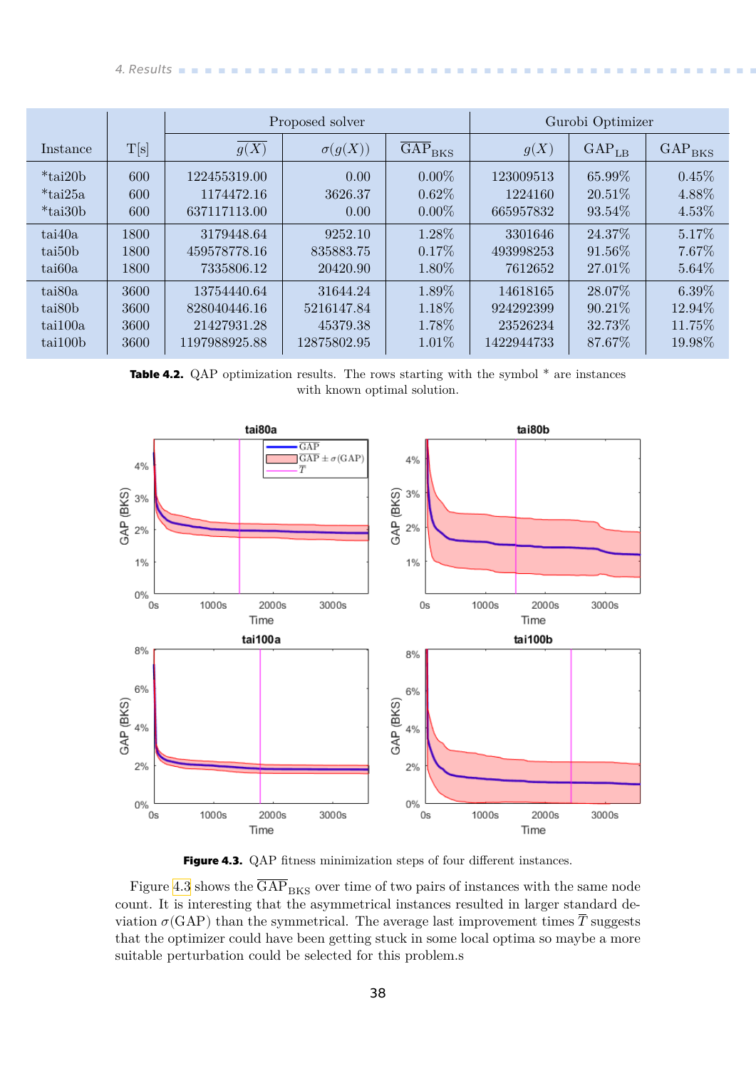| Instance | T[s] | Proposed solver | | | Gurobi Optimizer | | |
|---|---|---|---|---|---|---|---|
| | | $\overline{g(X)}$ | $\sigma(g(X))$ | $\overline{\text{GAP}}_{\text{BKS}}$ | $g(X)$ | $\text{GAP}_{\text{LB}}$ | $\text{GAP}_{\text{BKS}}$ |
| *tai20b | 600 | 122455319.00 | 0.00 | 0.00% | 123009513 | 65.99% | 0.45% |
| *tai25a | 600 | 1174472.16 | 3626.37 | 0.62% | 1224160 | 20.51% | 4.88% |
| *tai30b | 600 | 637117113.00 | 0.00 | 0.00% | 665957832 | 93.54% | 4.53% |
| tai40a | 1800 | 3179448.64 | 9252.10 | 1.28% | 3301646 | 24.37% | 5.17% |
| tai50b | 1800 | 459578778.16 | 835883.75 | 0.17% | 493998253 | 91.56% | 7.67% |
| tai60a | 1800 | 7335806.12 | 20420.90 | 1.80% | 7612652 | 27.01% | 5.64% |
| tai80a | 3600 | 13754440.64 | 31644.24 | 1.89% | 14618165 | 28.07% | 6.39% |
| tai80b | 3600 | 828040446.16 | 5216147.84 | 1.18% | 924292399 | 90.21% | 12.94% |
| tai100a | 3600 | 21427931.28 | 45379.38 | 1.78% | 23526234 | 32.73% | 11.75% |
| tai100b | 3600 | 1197988925.88 | 12875802.95 | 1.01% | 1422944733 | 87.67% | 19.98% |

**Table 4.2.** QAP optimization results. The rows starting with the symbol * are instances with known optimal solution.

**Figure 4.3.** QAP fitness minimization steps of four different instances.

Figure 4.3 shows the $\overline{\text{GAP}}_{\text{BKS}}$ over time of two pairs of instances with the same node count. It is interesting that the asymmetrical instances resulted in larger standard deviation $\sigma(\text{GAP})$ than the symmetrical. The average last improvement times $\overline{T}$ suggests that the optimizer could have been getting stuck in some local optima so maybe a more suitable perturbation could be selected for this problem.s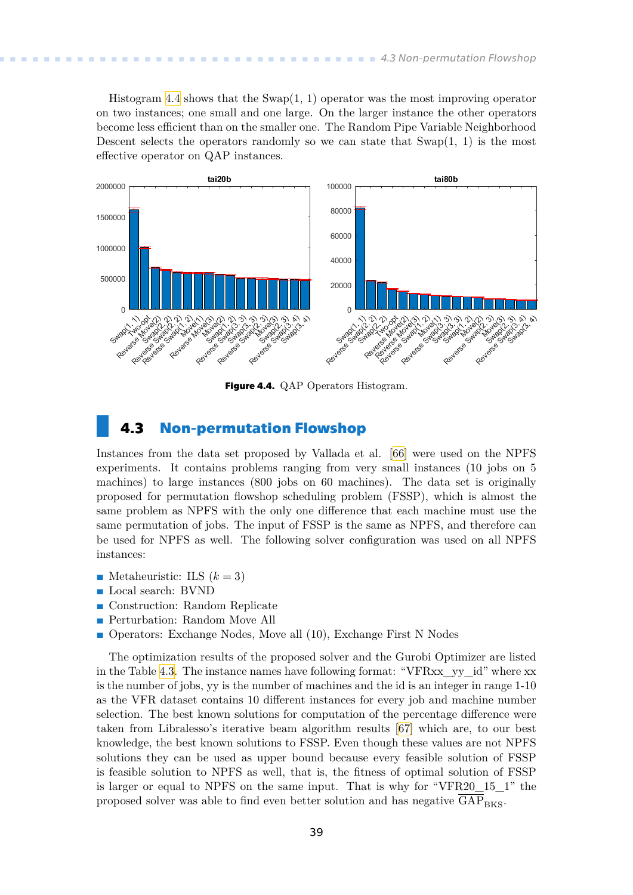Histogram 4.4 shows that the Swap(1, 1) operator was the most improving operator on two instances; one small and one large. On the larger instance the other operators become less efficient than on the smaller one. The Random Pipe Variable Neighborhood Descent selects the operators randomly so we can state that Swap(1, 1) is the most effective operator on QAP instances.

**Figure 4.4.** QAP Operators Histogram.

## 4.3 Non-permutation Flowshop

Instances from the data set proposed by Vallada et al. [66] were used on the NPFS experiments. It contains problems ranging from very small instances (10 jobs on 5 machines) to large instances (800 jobs on 60 machines). The data set is originally proposed for permutation flowshop scheduling problem (FSSP), which is almost the same problem as NPFS with the only one difference that each machine must use the same permutation of jobs. The input of FSSP is the same as NPFS, and therefore can be used for NPFS as well. The following solver configuration was used on all NPFS instances:

- Metaheuristic: ILS ($k = 3$)
- Local search: BVND
- Construction: Random Replicate
- Perturbation: Random Move All
- Operators: Exchange Nodes, Move all (10), Exchange First N Nodes

The optimization results of the proposed solver and the Gurobi Optimizer are listed in the Table 4.3. The instance names have following format: "VFRxx_yy_id" where xx is the number of jobs, yy is the number of machines and the id is an integer in range 1-10 as the VFR dataset contains 10 different instances for every job and machine number selection. The best known solutions for computation of the percentage difference were taken from Libralesso's iterative beam algorithm results [67] which are, to our best knowledge, the best known solutions to FSSP. Even though these values are not NPFS solutions they can be used as upper bound because every feasible solution of FSSP is feasible solution to NPFS as well, that is, the fitness of optimal solution of FSSP is larger or equal to NPFS on the same input. That is why for "VFR20_15_1" the proposed solver was able to find even better solution and has negative $\overline{\text{GAP}}_{\text{BKS}}$.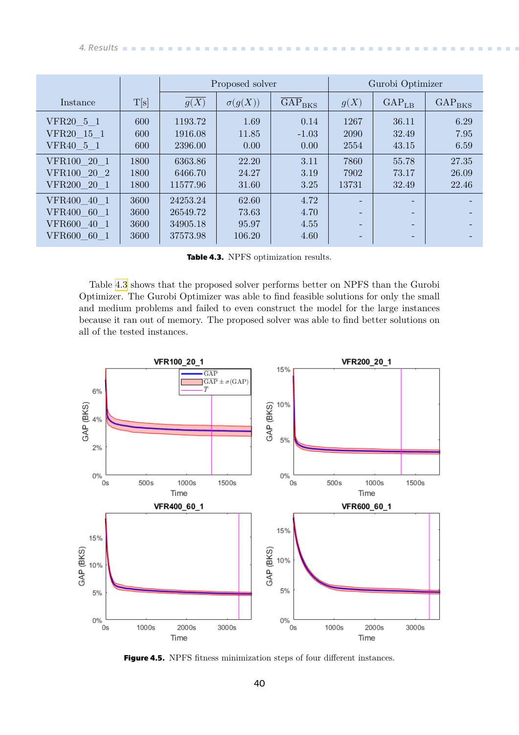| Instance | T[s] | Proposed solver | | | Gurobi Optimizer | | |
|---|---|---|---|---|---|---|---|
| | | $\overline{g(X)}$ | $\sigma(g(X))$ | $\overline{\text{GAP}}_{\text{BKS}}$ | $g(X)$ | $\text{GAP}_{\text{LB}}$ | $\text{GAP}_{\text{BKS}}$ |
| VFR20_5_1 | 600 | 1193.72 | 1.69 | 0.14 | 1267 | 36.11 | 6.29 |
| VFR20_15_1 | 600 | 1916.08 | 11.85 | -1.03 | 2090 | 32.49 | 7.95 |
| VFR40_5_1 | 600 | 2396.00 | 0.00 | 0.00 | 2554 | 43.15 | 6.59 |
| VFR100_20_1 | 1800 | 6363.86 | 22.20 | 3.11 | 7860 | 55.78 | 27.35 |
| VFR100_20_2 | 1800 | 6466.70 | 24.27 | 3.19 | 7902 | 73.17 | 26.09 |
| VFR200_20_1 | 1800 | 11577.96 | 31.60 | 3.25 | 13731 | 32.49 | 22.46 |
| VFR400_40_1 | 3600 | 24253.24 | 62.60 | 4.72 | - | - | - |
| VFR400_60_1 | 3600 | 26549.72 | 73.63 | 4.70 | - | - | - |
| VFR600_40_1 | 3600 | 34905.18 | 95.97 | 4.55 | - | - | - |
| VFR600_60_1 | 3600 | 37573.98 | 106.20 | 4.60 | - | - | - |

**Table 4.3.** NPFS optimization results.

Table 4.3 shows that the proposed solver performs better on NPFS than the Gurobi Optimizer. The Gurobi Optimizer was able to find feasible solutions for only the small and medium problems and failed to even construct the model for the large instances because it ran out of memory. The proposed solver was able to find better solutions on all of the tested instances.

**Figure 4.5.** NPFS fitness minimization steps of four different instances.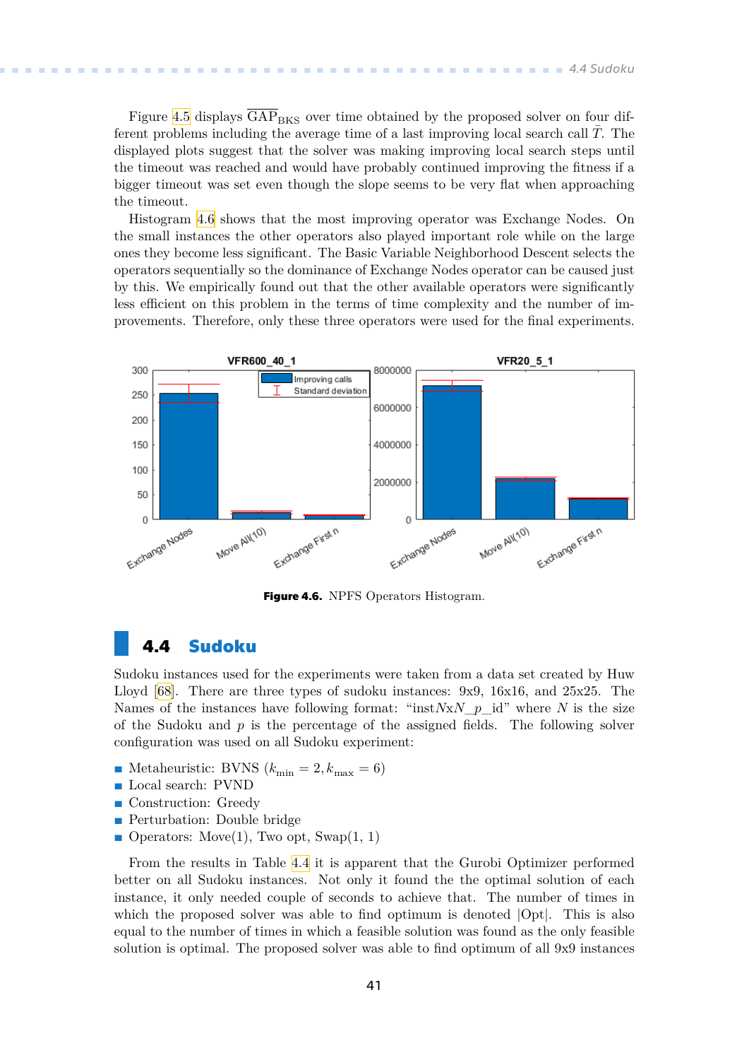Figure 4.5 displays $\overline{\text{GAP}}_{\text{BKS}}$ over time obtained by the proposed solver on four different problems including the average time of a last improving local search call $\bar{T}$. The displayed plots suggest that the solver was making improving local search steps until the timeout was reached and would have probably continued improving the fitness if a bigger timeout was set even though the slope seems to be very flat when approaching the timeout.

Histogram 4.6 shows that the most improving operator was Exchange Nodes. On the small instances the other operators also played important role while on the large ones they become less significant. The Basic Variable Neighborhood Descent selects the operators sequentially so the dominance of Exchange Nodes operator can be caused just by this. We empirically found out that the other available operators were significantly less efficient on this problem in the terms of time complexity and the number of improvements. Therefore, only these three operators were used for the final experiments.

**Figure 4.6.** NPFS Operators Histogram.

## 4.4 Sudoku

Sudoku instances used for the experiments were taken from a data set created by Huw Lloyd [68]. There are three types of sudoku instances: 9x9, 16x16, and 25x25. The Names of the instances have following format: "inst$N$x$N$_$p$_id" where $N$ is the size of the Sudoku and $p$ is the percentage of the assigned fields. The following solver configuration was used on all Sudoku experiment:

- Metaheuristic: BVNS ($k_{\text{min}} = 2, k_{\text{max}} = 6$)
- Local search: PVND
- Construction: Greedy
- Perturbation: Double bridge
- Operators: Move(1), Two opt, Swap(1, 1)

From the results in Table 4.4 it is apparent that the Gurobi Optimizer performed better on all Sudoku instances. Not only it found the the optimal solution of each instance, it only needed couple of seconds to achieve that. The number of times in which the proposed solver was able to find optimum is denoted |Opt|. This is also equal to the number of times in which a feasible solution was found as the only feasible solution is optimal. The proposed solver was able to find optimum of all 9x9 instances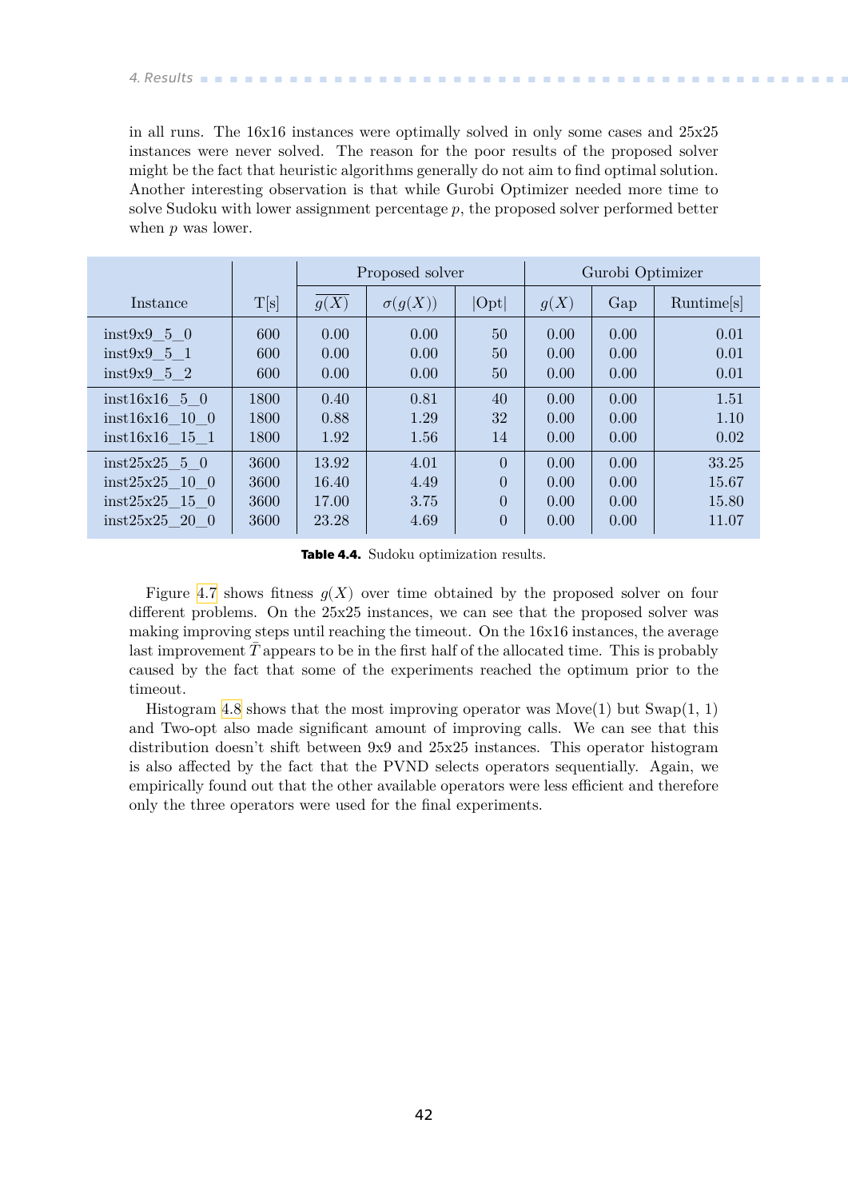in all runs. The 16x16 instances were optimally solved in only some cases and 25x25 instances were never solved. The reason for the poor results of the proposed solver might be the fact that heuristic algorithms generally do not aim to find optimal solution. Another interesting observation is that while Gurobi Optimizer needed more time to solve Sudoku with lower assignment percentage $p$, the proposed solver performed better when $p$ was lower.

| Instance | T[s] | Proposed solver | | | Gurobi Optimizer | | |
|---|---|---|---|---|---|---|---|
| | | $\overline{g(X)}$ | $\sigma(g(X))$ | \|Opt\| | $g(X)$ | Gap | Runtime[s] |
| inst9x9_5_0 | 600 | 0.00 | 0.00 | 50 | 0.00 | 0.00 | 0.01 |
| inst9x9_5_1 | 600 | 0.00 | 0.00 | 50 | 0.00 | 0.00 | 0.01 |
| inst9x9_5_2 | 600 | 0.00 | 0.00 | 50 | 0.00 | 0.00 | 0.01 |
| inst16x16_5_0 | 1800 | 0.40 | 0.81 | 40 | 0.00 | 0.00 | 1.51 |
| inst16x16_10_0 | 1800 | 0.88 | 1.29 | 32 | 0.00 | 0.00 | 1.10 |
| inst16x16_15_1 | 1800 | 1.92 | 1.56 | 14 | 0.00 | 0.00 | 0.02 |
| inst25x25_5_0 | 3600 | 13.92 | 4.01 | 0 | 0.00 | 0.00 | 33.25 |
| inst25x25_10_0 | 3600 | 16.40 | 4.49 | 0 | 0.00 | 0.00 | 15.67 |
| inst25x25_15_0 | 3600 | 17.00 | 3.75 | 0 | 0.00 | 0.00 | 15.80 |
| inst25x25_20_0 | 3600 | 23.28 | 4.69 | 0 | 0.00 | 0.00 | 11.07 |

**Table 4.4.** Sudoku optimization results.

Figure 4.7 shows fitness $g(X)$ over time obtained by the proposed solver on four different problems. On the 25x25 instances, we can see that the proposed solver was making improving steps until reaching the timeout. On the 16x16 instances, the average last improvement $\bar{T}$ appears to be in the first half of the allocated time. This is probably caused by the fact that some of the experiments reached the optimum prior to the timeout.

Histogram 4.8 shows that the most improving operator was Move(1) but Swap(1, 1) and Two-opt also made significant amount of improving calls. We can see that this distribution doesn't shift between 9x9 and 25x25 instances. This operator histogram is also affected by the fact that the PVND selects operators sequentially. Again, we empirically found out that the other available operators were less efficient and therefore only the three operators were used for the final experiments.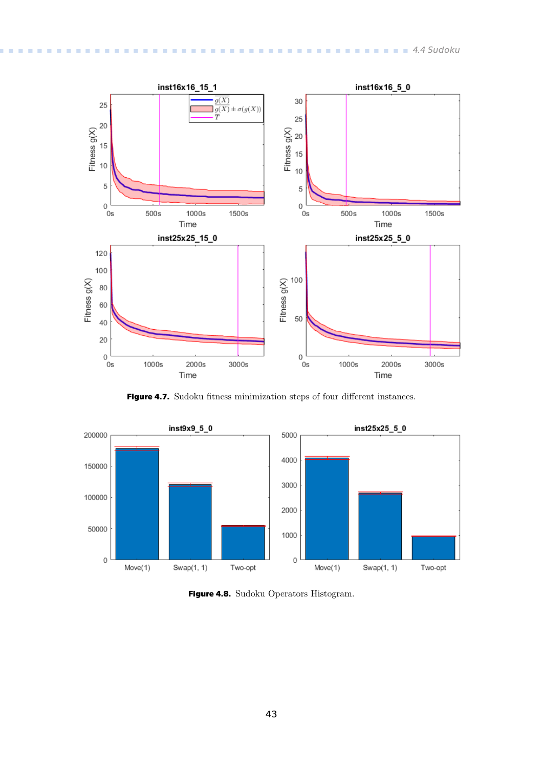**Figure 4.7.** Sudoku fitness minimization steps of four different instances.

**Figure 4.8.** Sudoku Operators Histogram.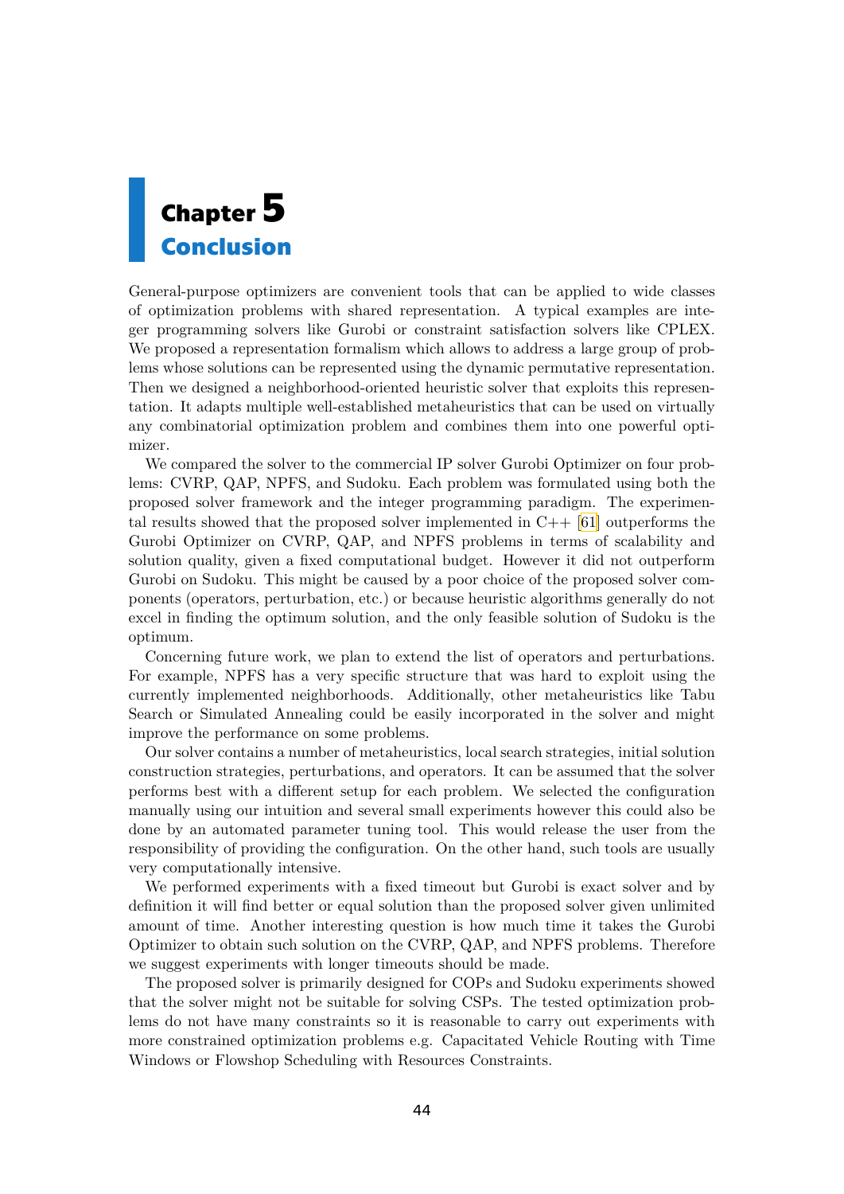# Chapter 5
# Conclusion

General-purpose optimizers are convenient tools that can be applied to wide classes of optimization problems with shared representation. A typical examples are integer programming solvers like Gurobi or constraint satisfaction solvers like CPLEX. We proposed a representation formalism which allows to address a large group of problems whose solutions can be represented using the dynamic permutative representation. Then we designed a neighborhood-oriented heuristic solver that exploits this representation. It adapts multiple well-established metaheuristics that can be used on virtually any combinatorial optimization problem and combines them into one powerful optimizer.

We compared the solver to the commercial IP solver Gurobi Optimizer on four problems: CVRP, QAP, NPFS, and Sudoku. Each problem was formulated using both the proposed solver framework and the integer programming paradigm. The experimental results showed that the proposed solver implemented in C++ [61] outperforms the Gurobi Optimizer on CVRP, QAP, and NPFS problems in terms of scalability and solution quality, given a fixed computational budget. However it did not outperform Gurobi on Sudoku. This might be caused by a poor choice of the proposed solver components (operators, perturbation, etc.) or because heuristic algorithms generally do not excel in finding the optimum solution, and the only feasible solution of Sudoku is the optimum.

Concerning future work, we plan to extend the list of operators and perturbations. For example, NPFS has a very specific structure that was hard to exploit using the currently implemented neighborhoods. Additionally, other metaheuristics like Tabu Search or Simulated Annealing could be easily incorporated in the solver and might improve the performance on some problems.

Our solver contains a number of metaheuristics, local search strategies, initial solution construction strategies, perturbations, and operators. It can be assumed that the solver performs best with a different setup for each problem. We selected the configuration manually using our intuition and several small experiments however this could also be done by an automated parameter tuning tool. This would release the user from the responsibility of providing the configuration. On the other hand, such tools are usually very computationally intensive.

We performed experiments with a fixed timeout but Gurobi is exact solver and by definition it will find better or equal solution than the proposed solver given unlimited amount of time. Another interesting question is how much time it takes the Gurobi Optimizer to obtain such solution on the CVRP, QAP, and NPFS problems. Therefore we suggest experiments with longer timeouts should be made.

The proposed solver is primarily designed for COPs and Sudoku experiments showed that the solver might not be suitable for solving CSPs. The tested optimization problems do not have many constraints so it is reasonable to carry out experiments with more constrained optimization problems e.g. Capacitated Vehicle Routing with Time Windows or Flowshop Scheduling with Resources Constraints.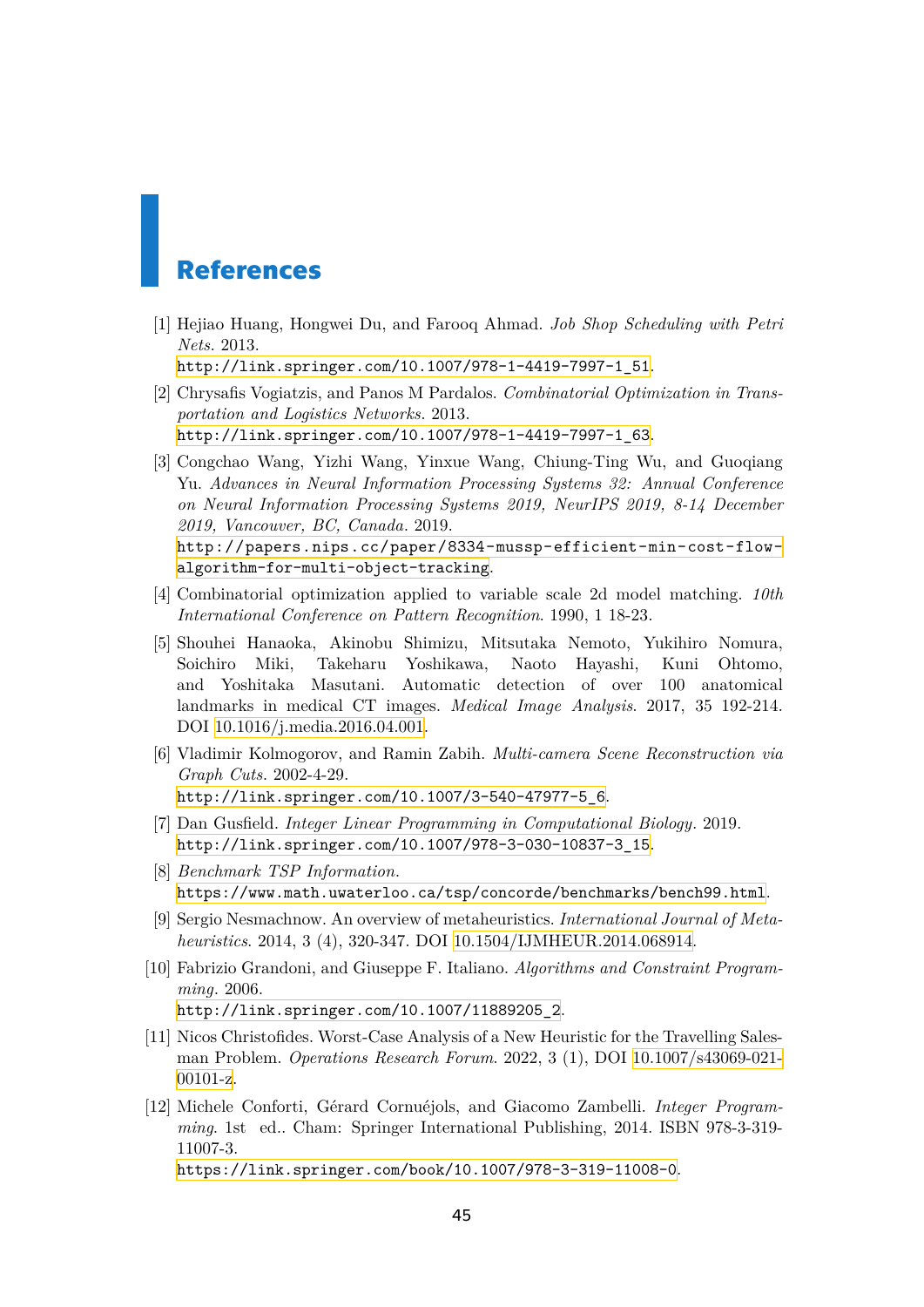# References

[1] Hejiao Huang, Hongwei Du, and Farooq Ahmad. *Job Shop Scheduling with Petri Nets*. 2013.
http://link.springer.com/10.1007/978-1-4419-7997-1_51.

[2] Chrysafis Vogiatzis, and Panos M Pardalos. *Combinatorial Optimization in Transportation and Logistics Networks*. 2013.
http://link.springer.com/10.1007/978-1-4419-7997-1_63.

[3] Congchao Wang, Yizhi Wang, Yinxue Wang, Chiung-Ting Wu, and Guoqiang Yu. *Advances in Neural Information Processing Systems 32: Annual Conference on Neural Information Processing Systems 2019, NeurIPS 2019, 8-14 December 2019, Vancouver, BC, Canada*. 2019.
http://papers.nips.cc/paper/8334-mussp-efficient-min-cost-flow-algorithm-for-multi-object-tracking.

[4] Combinatorial optimization applied to variable scale 2d model matching. *10th International Conference on Pattern Recognition*. 1990, 1 18-23.

[5] Shouhei Hanaoka, Akinobu Shimizu, Mitsutaka Nemoto, Yukihiro Nomura, Soichiro Miki, Takeharu Yoshikawa, Naoto Hayashi, Kuni Ohtomo, and Yoshitaka Masutani. Automatic detection of over 100 anatomical landmarks in medical CT images. *Medical Image Analysis*. 2017, 35 192-214. DOI 10.1016/j.media.2016.04.001.

[6] Vladimir Kolmogorov, and Ramin Zabih. *Multi-camera Scene Reconstruction via Graph Cuts*. 2002-4-29.
http://link.springer.com/10.1007/3-540-47977-5_6.

[7] Dan Gusfield. *Integer Linear Programming in Computational Biology*. 2019.
http://link.springer.com/10.1007/978-3-030-10837-3_15.

[8] *Benchmark TSP Information*.
https://www.math.uwaterloo.ca/tsp/concorde/benchmarks/bench99.html.

[9] Sergio Nesmachnow. An overview of metaheuristics. *International Journal of Metaheuristics*. 2014, 3 (4), 320-347. DOI 10.1504/IJMHEUR.2014.068914.

[10] Fabrizio Grandoni, and Giuseppe F. Italiano. *Algorithms and Constraint Programming*. 2006.
http://link.springer.com/10.1007/11889205_2.

[11] Nicos Christofides. Worst-Case Analysis of a New Heuristic for the Travelling Salesman Problem. *Operations Research Forum*. 2022, 3 (1), DOI 10.1007/s43069-021-00101-z.

[12] Michele Conforti, Gérard Cornuéjols, and Giacomo Zambelli. *Integer Programming*. 1st ed.. Cham: Springer International Publishing, 2014. ISBN 978-3-319-11007-3.
https://link.springer.com/book/10.1007/978-3-319-11008-0.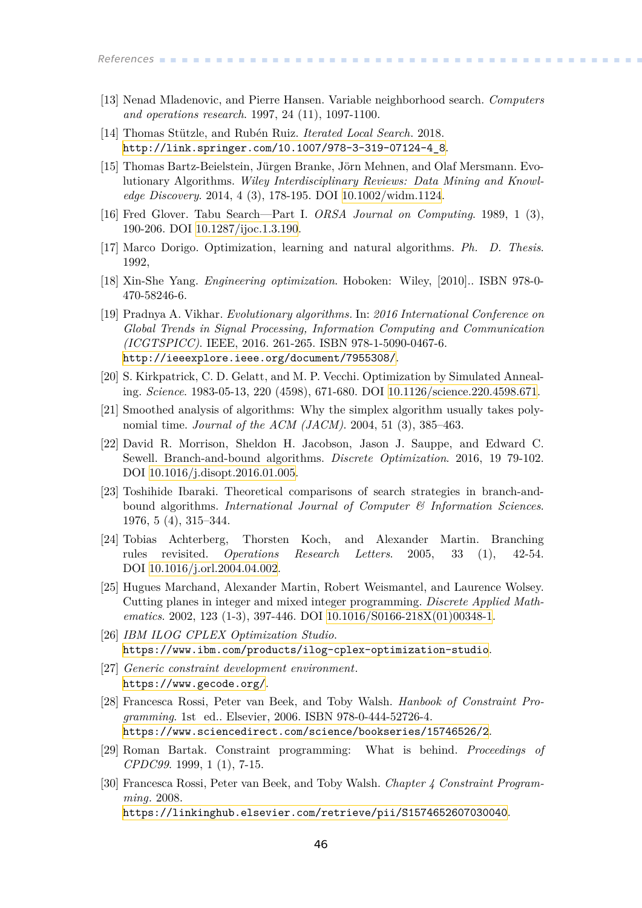[13] Nenad Mladenovic, and Pierre Hansen. Variable neighborhood search. *Computers and operations research*. 1997, 24 (11), 1097-1100.

[14] Thomas Stützle, and Rubén Ruiz. *Iterated Local Search*. 2018. http://link.springer.com/10.1007/978-3-319-07124-4_8.

[15] Thomas Bartz-Beielstein, Jürgen Branke, Jörn Mehnen, and Olaf Mersmann. Evolutionary Algorithms. *Wiley Interdisciplinary Reviews: Data Mining and Knowledge Discovery*. 2014, 4 (3), 178-195. DOI 10.1002/widm.1124.

[16] Fred Glover. Tabu Search—Part I. *ORSA Journal on Computing*. 1989, 1 (3), 190-206. DOI 10.1287/ijoc.1.3.190.

[17] Marco Dorigo. Optimization, learning and natural algorithms. *Ph. D. Thesis*. 1992,

[18] Xin-She Yang. *Engineering optimization*. Hoboken: Wiley, [2010].. ISBN 978-0-470-58246-6.

[19] Pradnya A. Vikhar. *Evolutionary algorithms*. In: *2016 International Conference on Global Trends in Signal Processing, Information Computing and Communication (ICGTSPICC)*. IEEE, 2016. 261-265. ISBN 978-1-5090-0467-6. http://ieeexplore.ieee.org/document/7955308/.

[20] S. Kirkpatrick, C. D. Gelatt, and M. P. Vecchi. Optimization by Simulated Annealing. *Science*. 1983-05-13, 220 (4598), 671-680. DOI 10.1126/science.220.4598.671.

[21] Smoothed analysis of algorithms: Why the simplex algorithm usually takes polynomial time. *Journal of the ACM (JACM)*. 2004, 51 (3), 385–463.

[22] David R. Morrison, Sheldon H. Jacobson, Jason J. Sauppe, and Edward C. Sewell. Branch-and-bound algorithms. *Discrete Optimization*. 2016, 19 79-102. DOI 10.1016/j.disopt.2016.01.005.

[23] Toshihide Ibaraki. Theoretical comparisons of search strategies in branch-and-bound algorithms. *International Journal of Computer & Information Sciences*. 1976, 5 (4), 315–344.

[24] Tobias Achterberg, Thorsten Koch, and Alexander Martin. Branching rules revisited. *Operations Research Letters*. 2005, 33 (1), 42-54. DOI 10.1016/j.orl.2004.04.002.

[25] Hugues Marchand, Alexander Martin, Robert Weismantel, and Laurence Wolsey. Cutting planes in integer and mixed integer programming. *Discrete Applied Mathematics*. 2002, 123 (1-3), 397-446. DOI 10.1016/S0166-218X(01)00348-1.

[26] *IBM ILOG CPLEX Optimization Studio*. https://www.ibm.com/products/ilog-cplex-optimization-studio.

[27] *Generic constraint development environment*. https://www.gecode.org/.

[28] Francesca Rossi, Peter van Beek, and Toby Walsh. *Hanbook of Constraint Programming*. 1st ed.. Elsevier, 2006. ISBN 978-0-444-52726-4. https://www.sciencedirect.com/science/bookseries/15746526/2.

[29] Roman Bartak. Constraint programming: What is behind. *Proceedings of CPDC99*. 1999, 1 (1), 7-15.

[30] Francesca Rossi, Peter van Beek, and Toby Walsh. *Chapter 4 Constraint Programming*. 2008. https://linkinghub.elsevier.com/retrieve/pii/S1574652607030040.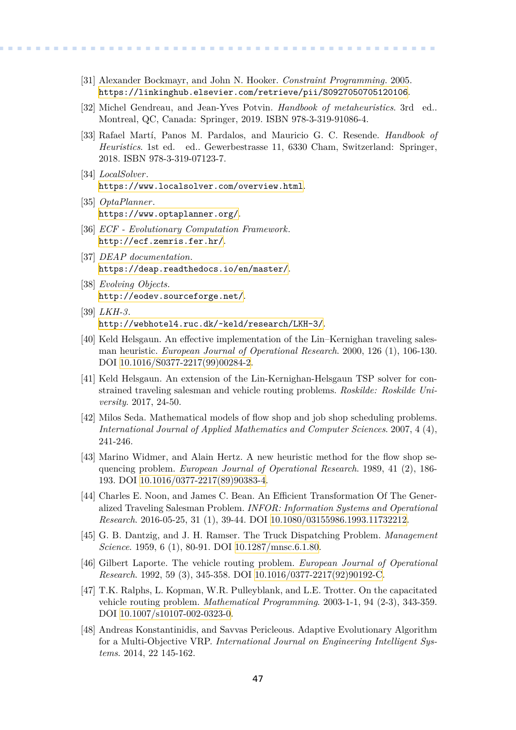[31] Alexander Bockmayr, and John N. Hooker. *Constraint Programming*. 2005. https://linkinghub.elsevier.com/retrieve/pii/S0927050705120106.

[32] Michel Gendreau, and Jean-Yves Potvin. *Handbook of metaheuristics*. 3rd ed.. Montreal, QC, Canada: Springer, 2019. ISBN 978-3-319-91086-4.

[33] Rafael Martí, Panos M. Pardalos, and Mauricio G. C. Resende. *Handbook of Heuristics*. 1st ed. ed.. Gewerbestrasse 11, 6330 Cham, Switzerland: Springer, 2018. ISBN 978-3-319-07123-7.

[34] *LocalSolver*. https://www.localsolver.com/overview.html.

[35] *OptaPlanner*. https://www.optaplanner.org/.

[36] *ECF - Evolutionary Computation Framework*. http://ecf.zemris.fer.hr/.

[37] *DEAP documentation*. https://deap.readthedocs.io/en/master/.

[38] *Evolving Objects*. http://eodev.sourceforge.net/.

[39] *LKH-3*. http://webhotel4.ruc.dk/~keld/research/LKH-3/.

[40] Keld Helsgaun. An effective implementation of the Lin–Kernighan traveling salesman heuristic. *European Journal of Operational Research*. 2000, 126 (1), 106-130. DOI 10.1016/S0377-2217(99)00284-2.

[41] Keld Helsgaun. An extension of the Lin-Kernighan-Helsgaun TSP solver for constrained traveling salesman and vehicle routing problems. *Roskilde: Roskilde University*. 2017, 24-50.

[42] Milos Seda. Mathematical models of flow shop and job shop scheduling problems. *International Journal of Applied Mathematics and Computer Sciences*. 2007, 4 (4), 241-246.

[43] Marino Widmer, and Alain Hertz. A new heuristic method for the flow shop sequencing problem. *European Journal of Operational Research*. 1989, 41 (2), 186-193. DOI 10.1016/0377-2217(89)90383-4.

[44] Charles E. Noon, and James C. Bean. An Efficient Transformation Of The Generalized Traveling Salesman Problem. *INFOR: Information Systems and Operational Research*. 2016-05-25, 31 (1), 39-44. DOI 10.1080/03155986.1993.11732212.

[45] G. B. Dantzig, and J. H. Ramser. The Truck Dispatching Problem. *Management Science*. 1959, 6 (1), 80-91. DOI 10.1287/mnsc.6.1.80.

[46] Gilbert Laporte. The vehicle routing problem. *European Journal of Operational Research*. 1992, 59 (3), 345-358. DOI 10.1016/0377-2217(92)90192-C.

[47] T.K. Ralphs, L. Kopman, W.R. Pulleyblank, and L.E. Trotter. On the capacitated vehicle routing problem. *Mathematical Programming*. 2003-1-1, 94 (2-3), 343-359. DOI 10.1007/s10107-002-0323-0.

[48] Andreas Konstantinidis, and Savvas Pericleous. Adaptive Evolutionary Algorithm for a Multi-Objective VRP. *International Journal on Engineering Intelligent Systems*. 2014, 22 145-162.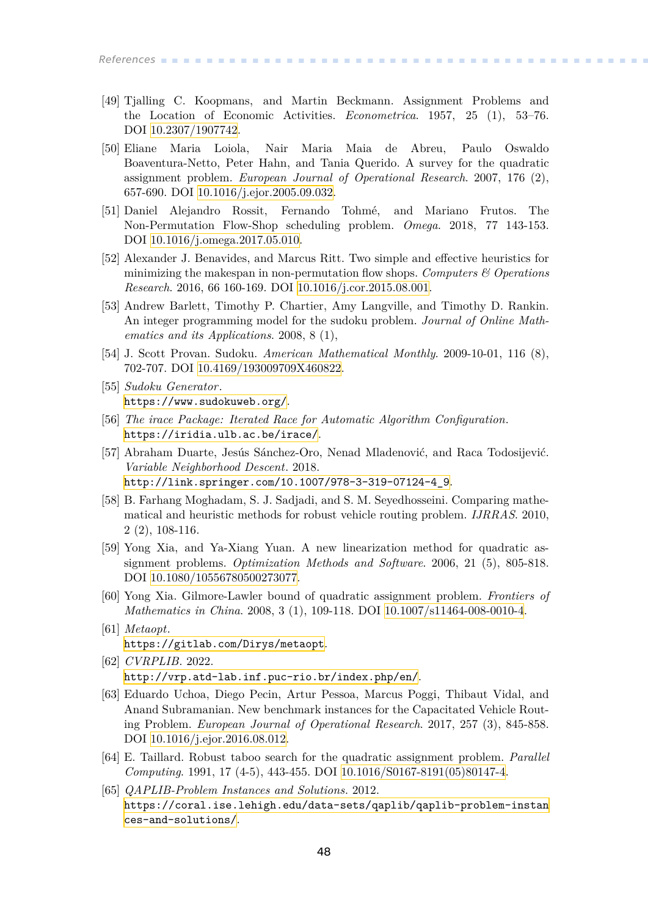[49] Tjalling C. Koopmans, and Martin Beckmann. Assignment Problems and the Location of Economic Activities. *Econometrica*. 1957, 25 (1), 53–76. DOI 10.2307/1907742.

[50] Eliane Maria Loiola, Nair Maria Maia de Abreu, Paulo Oswaldo Boaventura-Netto, Peter Hahn, and Tania Querido. A survey for the quadratic assignment problem. *European Journal of Operational Research*. 2007, 176 (2), 657-690. DOI 10.1016/j.ejor.2005.09.032.

[51] Daniel Alejandro Rossit, Fernando Tohmé, and Mariano Frutos. The Non-Permutation Flow-Shop scheduling problem. *Omega*. 2018, 77 143-153. DOI 10.1016/j.omega.2017.05.010.

[52] Alexander J. Benavides, and Marcus Ritt. Two simple and effective heuristics for minimizing the makespan in non-permutation flow shops. *Computers & Operations Research*. 2016, 66 160-169. DOI 10.1016/j.cor.2015.08.001.

[53] Andrew Barlett, Timothy P. Chartier, Amy Langville, and Timothy D. Rankin. An integer programming model for the sudoku problem. *Journal of Online Mathematics and its Applications*. 2008, 8 (1),

[54] J. Scott Provan. Sudoku. *American Mathematical Monthly*. 2009-10-01, 116 (8), 702-707. DOI 10.4169/193009709X460822.

[55] *Sudoku Generator*. `https://www.sudokuweb.org/`.

[56] *The irace Package: Iterated Race for Automatic Algorithm Configuration*. `https://iridia.ulb.ac.be/irace/`.

[57] Abraham Duarte, Jesús Sánchez-Oro, Nenad Mladenović, and Raca Todosijević. *Variable Neighborhood Descent*. 2018. `http://link.springer.com/10.1007/978-3-319-07124-4_9`.

[58] B. Farhang Moghadam, S. J. Sadjadi, and S. M. Seyedhosseini. Comparing mathematical and heuristic methods for robust vehicle routing problem. *IJRRAS*. 2010, 2 (2), 108-116.

[59] Yong Xia, and Ya-Xiang Yuan. A new linearization method for quadratic assignment problems. *Optimization Methods and Software*. 2006, 21 (5), 805-818. DOI 10.1080/10556780500273077.

[60] Yong Xia. Gilmore-Lawler bound of quadratic assignment problem. *Frontiers of Mathematics in China*. 2008, 3 (1), 109-118. DOI 10.1007/s11464-008-0010-4.

[61] *Metaopt*. `https://gitlab.com/Dirys/metaopt`.

[62] *CVRPLIB*. 2022. `http://vrp.atd-lab.inf.puc-rio.br/index.php/en/`.

[63] Eduardo Uchoa, Diego Pecin, Artur Pessoa, Marcus Poggi, Thibaut Vidal, and Anand Subramanian. New benchmark instances for the Capacitated Vehicle Routing Problem. *European Journal of Operational Research*. 2017, 257 (3), 845-858. DOI 10.1016/j.ejor.2016.08.012.

[64] E. Taillard. Robust taboo search for the quadratic assignment problem. *Parallel Computing*. 1991, 17 (4-5), 443-455. DOI 10.1016/S0167-8191(05)80147-4.

[65] *QAPLIB-Problem Instances and Solutions*. 2012. `https://coral.ise.lehigh.edu/data-sets/qaplib/qaplib-problem-instances-and-solutions/`.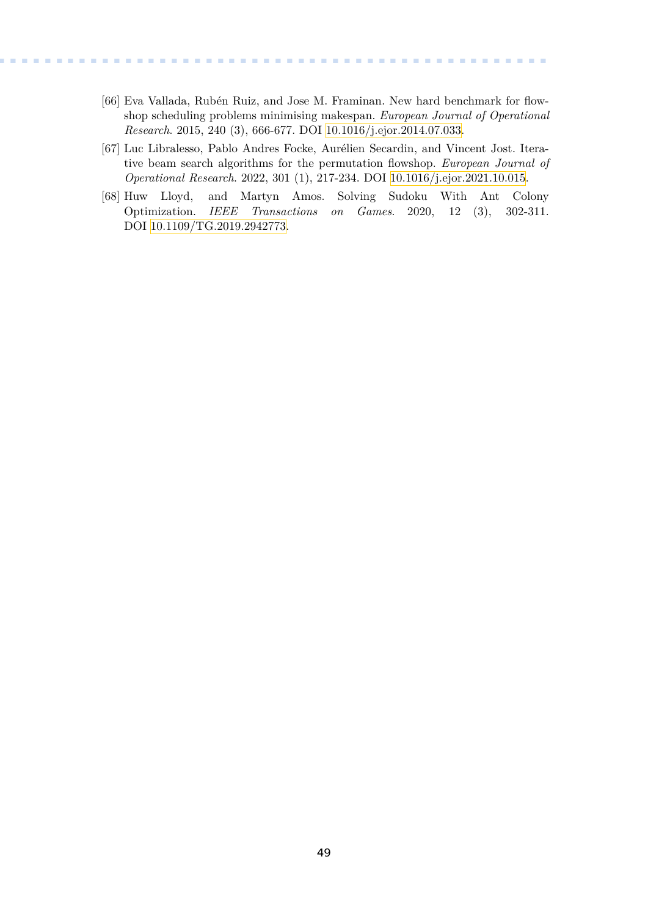[66] Eva Vallada, Rubén Ruiz, and Jose M. Framinan. New hard benchmark for flowshop scheduling problems minimising makespan. *European Journal of Operational Research*. 2015, 240 (3), 666-677. DOI 10.1016/j.ejor.2014.07.033.

[67] Luc Libralesso, Pablo Andres Focke, Aurélien Secardin, and Vincent Jost. Iterative beam search algorithms for the permutation flowshop. *European Journal of Operational Research*. 2022, 301 (1), 217-234. DOI 10.1016/j.ejor.2021.10.015.

[68] Huw Lloyd, and Martyn Amos. Solving Sudoku With Ant Colony Optimization. *IEEE Transactions on Games*. 2020, 12 (3), 302-311. DOI 10.1109/TG.2019.2942773.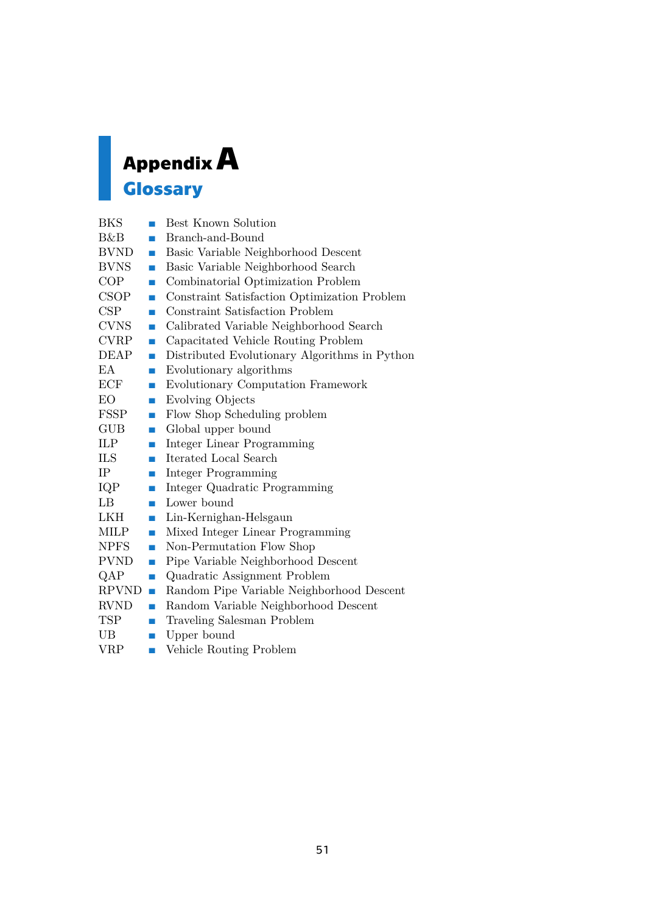# Appendix A

## Glossary

- **BKS** ■ Best Known Solution
- **B&B** ■ Branch-and-Bound
- **BVND** ■ Basic Variable Neighborhood Descent
- **BVNS** ■ Basic Variable Neighborhood Search
- **COP** ■ Combinatorial Optimization Problem
- **CSOP** ■ Constraint Satisfaction Optimization Problem
- **CSP** ■ Constraint Satisfaction Problem
- **CVNS** ■ Calibrated Variable Neighborhood Search
- **CVRP** ■ Capacitated Vehicle Routing Problem
- **DEAP** ■ Distributed Evolutionary Algorithms in Python
- **EA** ■ Evolutionary algorithms
- **ECF** ■ Evolutionary Computation Framework
- **EO** ■ Evolving Objects
- **FSSP** ■ Flow Shop Scheduling problem
- **GUB** ■ Global upper bound
- **ILP** ■ Integer Linear Programming
- **ILS** ■ Iterated Local Search
- **IP** ■ Integer Programming
- **IQP** ■ Integer Quadratic Programming
- **LB** ■ Lower bound
- **LKH** ■ Lin-Kernighan-Helsgaun
- **MILP** ■ Mixed Integer Linear Programming
- **NPFS** ■ Non-Permutation Flow Shop
- **PVND** ■ Pipe Variable Neighborhood Descent
- **QAP** ■ Quadratic Assignment Problem
- **RPVND** ■ Random Pipe Variable Neighborhood Descent
- **RVND** ■ Random Variable Neighborhood Descent
- **TSP** ■ Traveling Salesman Problem
- **UB** ■ Upper bound
- **VRP** ■ Vehicle Routing Problem